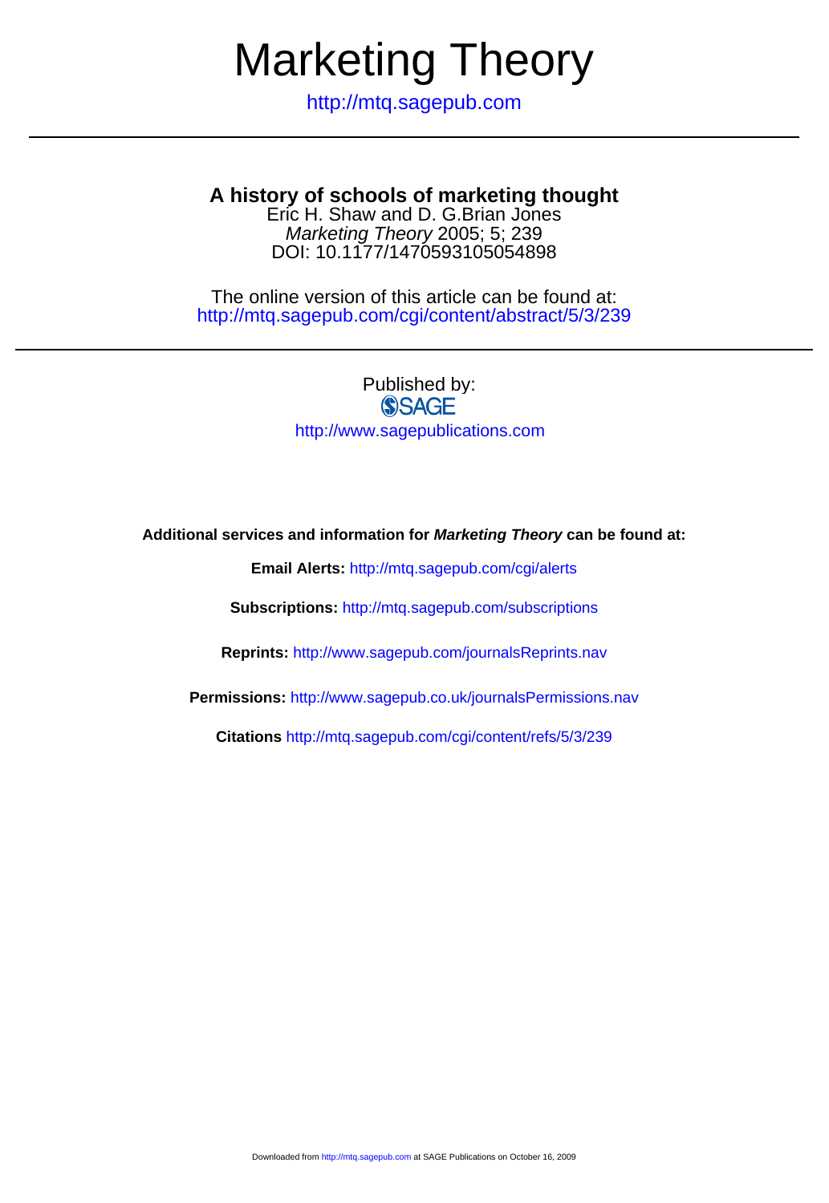# Marketing Theory

http://mtq.sagepub.com

---

## A history of schools of marketing thought

Eric H. Shaw and D. G.Brian Jones

*Marketing Theory* 2005; 5; 239

DOI: 10.1177/1470593105054898

The online version of this article can be found at:
http://mtq.sagepub.com/cgi/content/abstract/5/3/239

---

Published by:

SAGE

http://www.sagepublications.com

**Additional services and information for *Marketing Theory* can be found at:**

**Email Alerts:** http://mtq.sagepub.com/cgi/alerts

**Subscriptions:** http://mtq.sagepub.com/subscriptions

**Reprints:** http://www.sagepub.com/journalsReprints.nav

**Permissions:** http://www.sagepub.co.uk/journalsPermissions.nav

**Citations** http://mtq.sagepub.com/cgi/content/refs/5/3/239

Downloaded from http://mtq.sagepub.com at SAGE Publications on October 16, 2009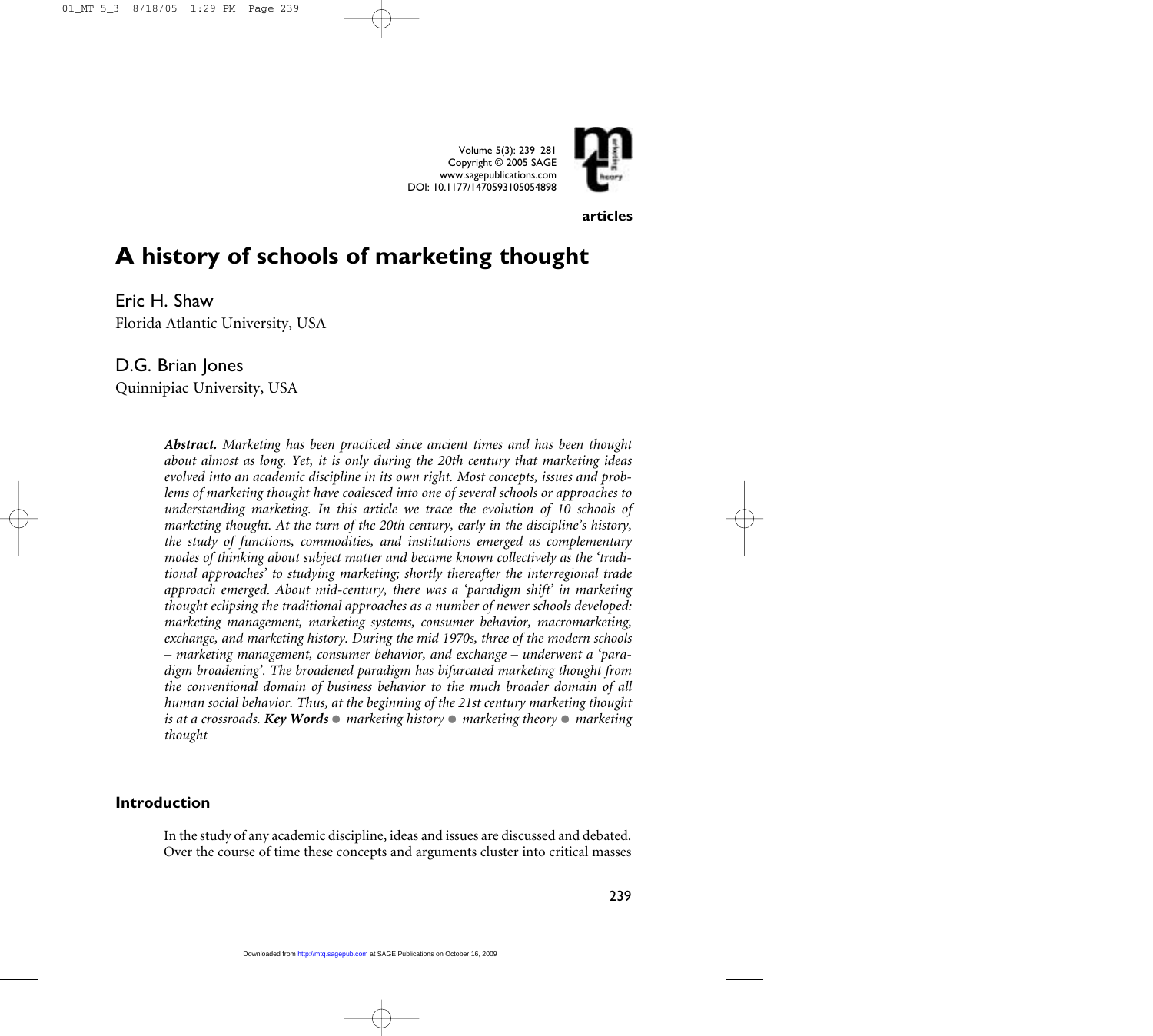articles

# A history of schools of marketing thought

Eric H. Shaw
Florida Atlantic University, USA

D.G. Brian Jones
Quinnipiac University, USA

***Abstract.*** *Marketing has been practiced since ancient times and has been thought about almost as long. Yet, it is only during the 20th century that marketing ideas evolved into an academic discipline in its own right. Most concepts, issues and problems of marketing thought have coalesced into one of several schools or approaches to understanding marketing. In this article we trace the evolution of 10 schools of marketing thought. At the turn of the 20th century, early in the discipline's history, the study of functions, commodities, and institutions emerged as complementary modes of thinking about subject matter and became known collectively as the 'traditional approaches' to studying marketing; shortly thereafter the interregional trade approach emerged. About mid-century, there was a 'paradigm shift' in marketing thought eclipsing the traditional approaches as a number of newer schools developed: marketing management, marketing systems, consumer behavior, macromarketing, exchange, and marketing history. During the mid 1970s, three of the modern schools – marketing management, consumer behavior, and exchange – underwent a 'paradigm broadening'. The broadened paradigm has bifurcated marketing thought from the conventional domain of business behavior to the much broader domain of all human social behavior. Thus, at the beginning of the 21st century marketing thought is at a crossroads.* ***Key Words*** ● *marketing history* ● *marketing theory* ● *marketing thought*

## Introduction

In the study of any academic discipline, ideas and issues are discussed and debated. Over the course of time these concepts and arguments cluster into critical masses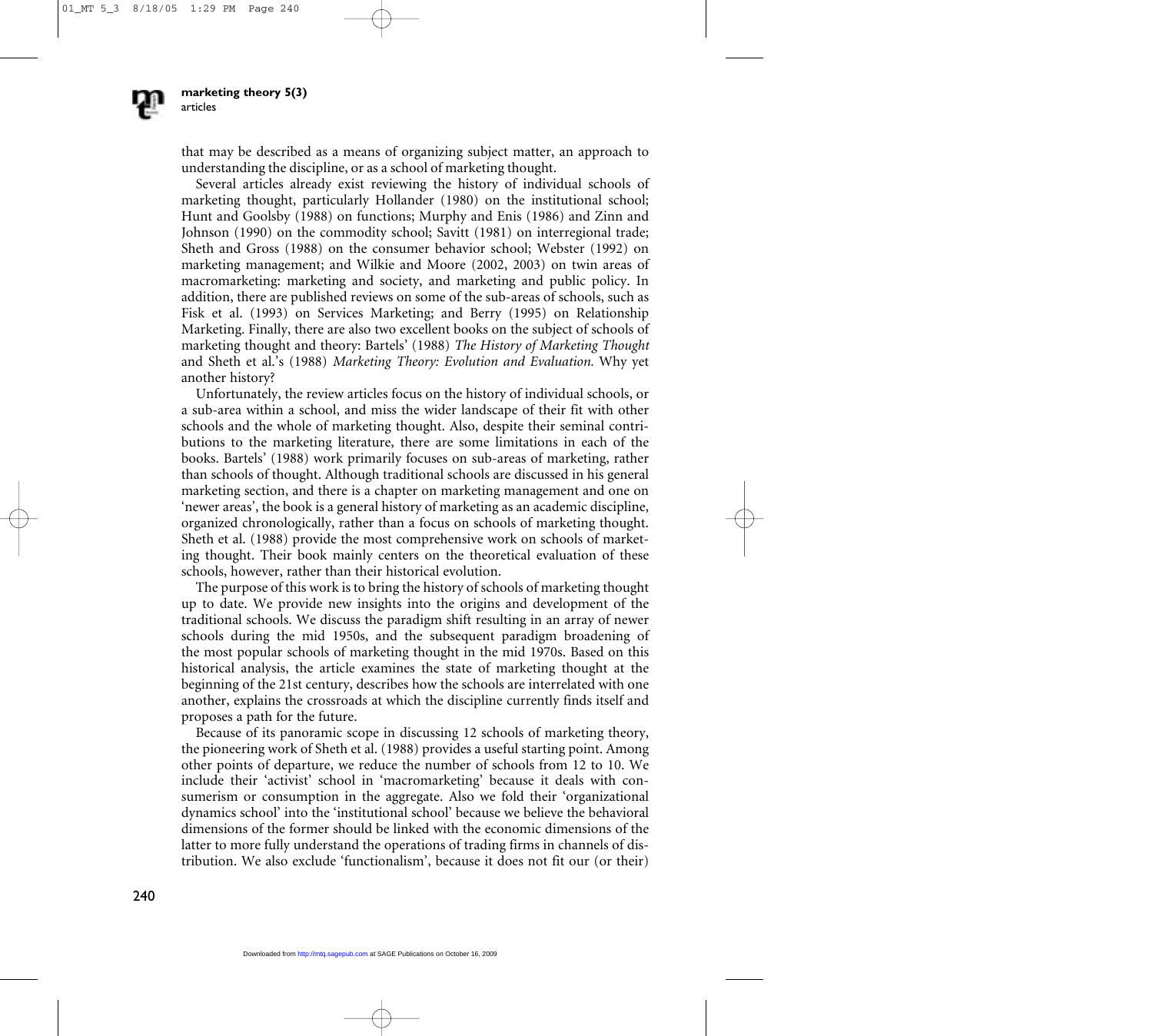that may be described as a means of organizing subject matter, an approach to understanding the discipline, or as a school of marketing thought.

Several articles already exist reviewing the history of individual schools of marketing thought, particularly Hollander (1980) on the institutional school; Hunt and Goolsby (1988) on functions; Murphy and Enis (1986) and Zinn and Johnson (1990) on the commodity school; Savitt (1981) on interregional trade; Sheth and Gross (1988) on the consumer behavior school; Webster (1992) on marketing management; and Wilkie and Moore (2002, 2003) on twin areas of macromarketing: marketing and society, and marketing and public policy. In addition, there are published reviews on some of the sub-areas of schools, such as Fisk et al. (1993) on Services Marketing; and Berry (1995) on Relationship Marketing. Finally, there are also two excellent books on the subject of schools of marketing thought and theory: Bartels' (1988) *The History of Marketing Thought* and Sheth et al.'s (1988) *Marketing Theory: Evolution and Evaluation*. Why yet another history?

Unfortunately, the review articles focus on the history of individual schools, or a sub-area within a school, and miss the wider landscape of their fit with other schools and the whole of marketing thought. Also, despite their seminal contributions to the marketing literature, there are some limitations in each of the books. Bartels' (1988) work primarily focuses on sub-areas of marketing, rather than schools of thought. Although traditional schools are discussed in his general marketing section, and there is a chapter on marketing management and one on 'newer areas', the book is a general history of marketing as an academic discipline, organized chronologically, rather than a focus on schools of marketing thought. Sheth et al. (1988) provide the most comprehensive work on schools of marketing thought. Their book mainly centers on the theoretical evaluation of these schools, however, rather than their historical evolution.

The purpose of this work is to bring the history of schools of marketing thought up to date. We provide new insights into the origins and development of the traditional schools. We discuss the paradigm shift resulting in an array of newer schools during the mid 1950s, and the subsequent paradigm broadening of the most popular schools of marketing thought in the mid 1970s. Based on this historical analysis, the article examines the state of marketing thought at the beginning of the 21st century, describes how the schools are interrelated with one another, explains the crossroads at which the discipline currently finds itself and proposes a path for the future.

Because of its panoramic scope in discussing 12 schools of marketing theory, the pioneering work of Sheth et al. (1988) provides a useful starting point. Among other points of departure, we reduce the number of schools from 12 to 10. We include their 'activist' school in 'macromarketing' because it deals with consumerism or consumption in the aggregate. Also we fold their 'organizational dynamics school' into the 'institutional school' because we believe the behavioral dimensions of the former should be linked with the economic dimensions of the latter to more fully understand the operations of trading firms in channels of distribution. We also exclude 'functionalism', because it does not fit our (or their)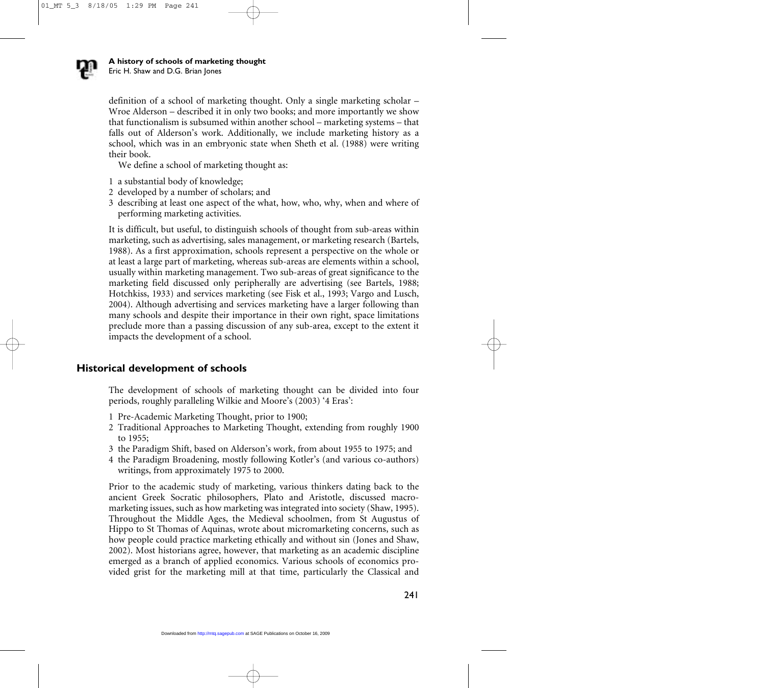definition of a school of marketing thought. Only a single marketing scholar – Wroe Alderson – described it in only two books; and more importantly we show that functionalism is subsumed within another school – marketing systems – that falls out of Alderson's work. Additionally, we include marketing history as a school, which was in an embryonic state when Sheth et al. (1988) were writing their book.

We define a school of marketing thought as:

1. a substantial body of knowledge;
2. developed by a number of scholars; and
3. describing at least one aspect of the what, how, who, why, when and where of performing marketing activities.

It is difficult, but useful, to distinguish schools of thought from sub-areas within marketing, such as advertising, sales management, or marketing research (Bartels, 1988). As a first approximation, schools represent a perspective on the whole or at least a large part of marketing, whereas sub-areas are elements within a school, usually within marketing management. Two sub-areas of great significance to the marketing field discussed only peripherally are advertising (see Bartels, 1988; Hotchkiss, 1933) and services marketing (see Fisk et al., 1993; Vargo and Lusch, 2004). Although advertising and services marketing have a larger following than many schools and despite their importance in their own right, space limitations preclude more than a passing discussion of any sub-area, except to the extent it impacts the development of a school.

## Historical development of schools

The development of schools of marketing thought can be divided into four periods, roughly paralleling Wilkie and Moore's (2003) '4 Eras':

1. Pre-Academic Marketing Thought, prior to 1900;
2. Traditional Approaches to Marketing Thought, extending from roughly 1900 to 1955;
3. the Paradigm Shift, based on Alderson's work, from about 1955 to 1975; and
4. the Paradigm Broadening, mostly following Kotler's (and various co-authors) writings, from approximately 1975 to 2000.

Prior to the academic study of marketing, various thinkers dating back to the ancient Greek Socratic philosophers, Plato and Aristotle, discussed macromarketing issues, such as how marketing was integrated into society (Shaw, 1995). Throughout the Middle Ages, the Medieval schoolmen, from St Augustus of Hippo to St Thomas of Aquinas, wrote about micromarketing concerns, such as how people could practice marketing ethically and without sin (Jones and Shaw, 2002). Most historians agree, however, that marketing as an academic discipline emerged as a branch of applied economics. Various schools of economics provided grist for the marketing mill at that time, particularly the Classical and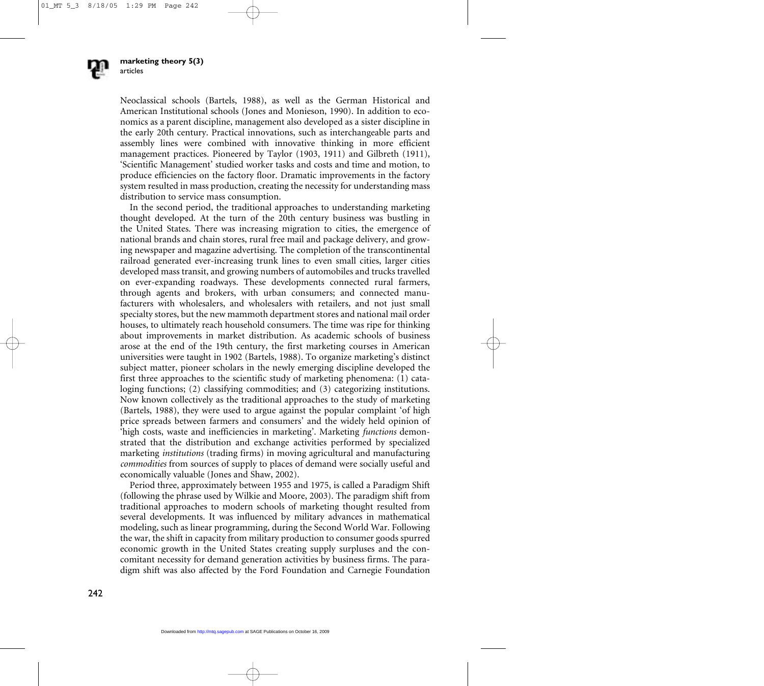Neoclassical schools (Bartels, 1988), as well as the German Historical and American Institutional schools (Jones and Monieson, 1990). In addition to economics as a parent discipline, management also developed as a sister discipline in the early 20th century. Practical innovations, such as interchangeable parts and assembly lines were combined with innovative thinking in more efficient management practices. Pioneered by Taylor (1903, 1911) and Gilbreth (1911), 'Scientific Management' studied worker tasks and costs and time and motion, to produce efficiencies on the factory floor. Dramatic improvements in the factory system resulted in mass production, creating the necessity for understanding mass distribution to service mass consumption.

In the second period, the traditional approaches to understanding marketing thought developed. At the turn of the 20th century business was bustling in the United States. There was increasing migration to cities, the emergence of national brands and chain stores, rural free mail and package delivery, and growing newspaper and magazine advertising. The completion of the transcontinental railroad generated ever-increasing trunk lines to even small cities, larger cities developed mass transit, and growing numbers of automobiles and trucks travelled on ever-expanding roadways. These developments connected rural farmers, through agents and brokers, with urban consumers; and connected manufacturers with wholesalers, and wholesalers with retailers, and not just small specialty stores, but the new mammoth department stores and national mail order houses, to ultimately reach household consumers. The time was ripe for thinking about improvements in market distribution. As academic schools of business arose at the end of the 19th century, the first marketing courses in American universities were taught in 1902 (Bartels, 1988). To organize marketing's distinct subject matter, pioneer scholars in the newly emerging discipline developed the first three approaches to the scientific study of marketing phenomena: (1) cataloging functions; (2) classifying commodities; and (3) categorizing institutions. Now known collectively as the traditional approaches to the study of marketing (Bartels, 1988), they were used to argue against the popular complaint 'of high price spreads between farmers and consumers' and the widely held opinion of 'high costs, waste and inefficiencies in marketing'. Marketing *functions* demonstrated that the distribution and exchange activities performed by specialized marketing *institutions* (trading firms) in moving agricultural and manufacturing *commodities* from sources of supply to places of demand were socially useful and economically valuable (Jones and Shaw, 2002).

Period three, approximately between 1955 and 1975, is called a Paradigm Shift (following the phrase used by Wilkie and Moore, 2003). The paradigm shift from traditional approaches to modern schools of marketing thought resulted from several developments. It was influenced by military advances in mathematical modeling, such as linear programming, during the Second World War. Following the war, the shift in capacity from military production to consumer goods spurred economic growth in the United States creating supply surpluses and the concomitant necessity for demand generation activities by business firms. The paradigm shift was also affected by the Ford Foundation and Carnegie Foundation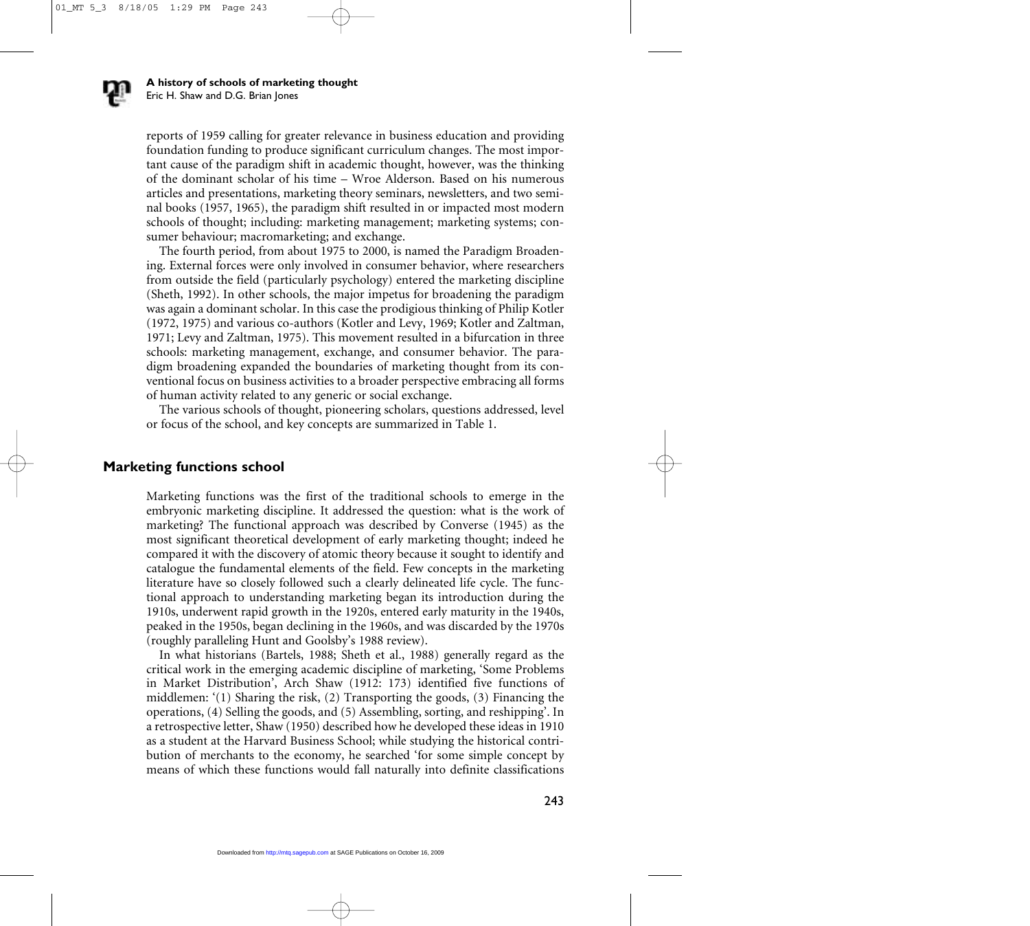reports of 1959 calling for greater relevance in business education and providing foundation funding to produce significant curriculum changes. The most important cause of the paradigm shift in academic thought, however, was the thinking of the dominant scholar of his time – Wroe Alderson. Based on his numerous articles and presentations, marketing theory seminars, newsletters, and two seminal books (1957, 1965), the paradigm shift resulted in or impacted most modern schools of thought; including: marketing management; marketing systems; consumer behaviour; macromarketing; and exchange.

The fourth period, from about 1975 to 2000, is named the Paradigm Broadening. External forces were only involved in consumer behavior, where researchers from outside the field (particularly psychology) entered the marketing discipline (Sheth, 1992). In other schools, the major impetus for broadening the paradigm was again a dominant scholar. In this case the prodigious thinking of Philip Kotler (1972, 1975) and various co-authors (Kotler and Levy, 1969; Kotler and Zaltman, 1971; Levy and Zaltman, 1975). This movement resulted in a bifurcation in three schools: marketing management, exchange, and consumer behavior. The paradigm broadening expanded the boundaries of marketing thought from its conventional focus on business activities to a broader perspective embracing all forms of human activity related to any generic or social exchange.

The various schools of thought, pioneering scholars, questions addressed, level or focus of the school, and key concepts are summarized in Table 1.

## Marketing functions school

Marketing functions was the first of the traditional schools to emerge in the embryonic marketing discipline. It addressed the question: what is the work of marketing? The functional approach was described by Converse (1945) as the most significant theoretical development of early marketing thought; indeed he compared it with the discovery of atomic theory because it sought to identify and catalogue the fundamental elements of the field. Few concepts in the marketing literature have so closely followed such a clearly delineated life cycle. The functional approach to understanding marketing began its introduction during the 1910s, underwent rapid growth in the 1920s, entered early maturity in the 1940s, peaked in the 1950s, began declining in the 1960s, and was discarded by the 1970s (roughly paralleling Hunt and Goolsby's 1988 review).

In what historians (Bartels, 1988; Sheth et al., 1988) generally regard as the critical work in the emerging academic discipline of marketing, 'Some Problems in Market Distribution', Arch Shaw (1912: 173) identified five functions of middlemen: '(1) Sharing the risk, (2) Transporting the goods, (3) Financing the operations, (4) Selling the goods, and (5) Assembling, sorting, and reshipping'. In a retrospective letter, Shaw (1950) described how he developed these ideas in 1910 as a student at the Harvard Business School; while studying the historical contribution of merchants to the economy, he searched 'for some simple concept by means of which these functions would fall naturally into definite classifications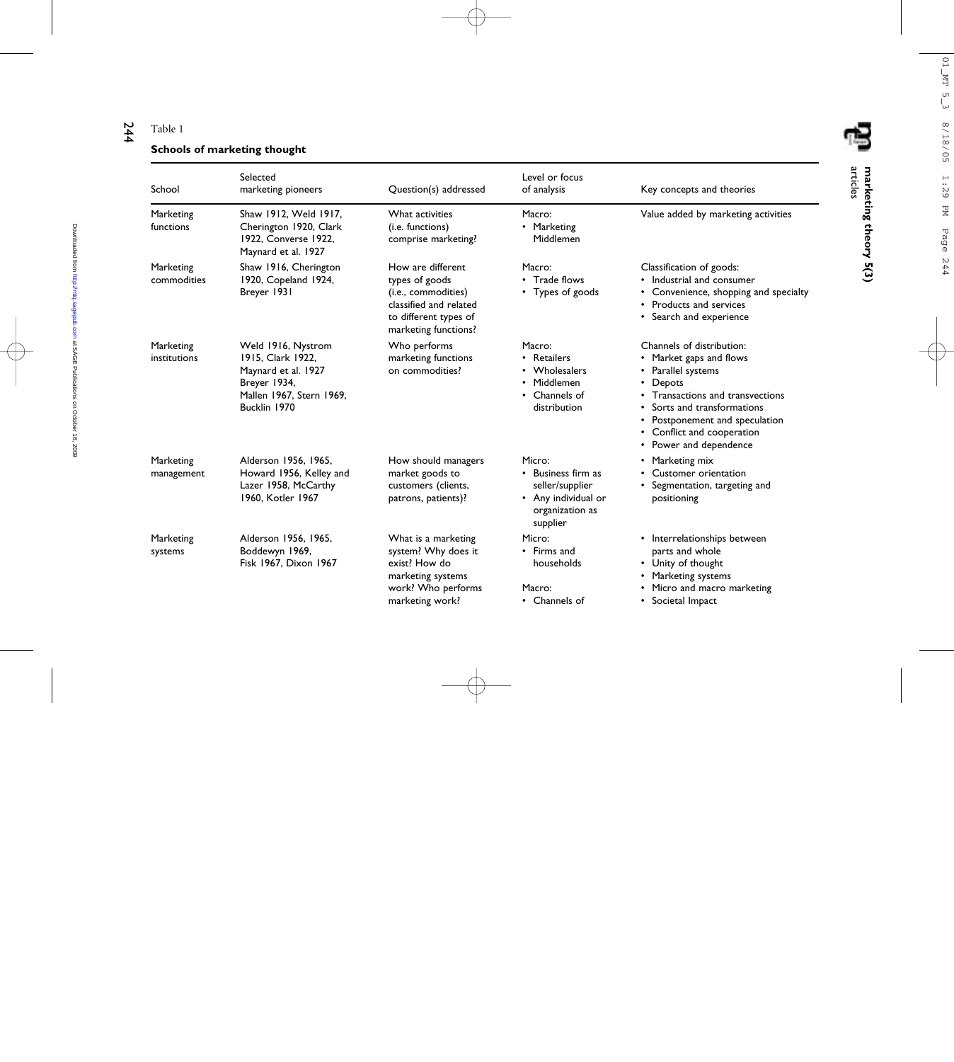Table 1

**Schools of marketing thought**

| School | Selected marketing pioneers | Question(s) addressed | Level or focus of analysis | Key concepts and theories |
|---|---|---|---|---|
| Marketing functions | Shaw 1912, Weld 1917, Cherington 1920, Clark 1922, Converse 1922, Maynard et al. 1927 | What activities (i.e. functions) comprise marketing? | Macro: • Marketing Middlemen | Value added by marketing activities |
| Marketing commodities | Shaw 1916, Cherington 1920, Copeland 1924, Breyer 1931 | How are different types of goods (i.e., commodities) classified and related to different types of marketing functions? | Macro: • Trade flows • Types of goods | Classification of goods: • Industrial and consumer • Convenience, shopping and specialty • Products and services • Search and experience |
| Marketing institutions | Weld 1916, Nystrom 1915, Clark 1922, Maynard et al. 1927 Breyer 1934, Mallen 1967, Stern 1969, Bucklin 1970 | Who performs marketing functions on commodities? | Macro: • Retailers • Wholesalers • Middlemen • Channels of distribution | Channels of distribution: • Market gaps and flows • Parallel systems • Depots • Transactions and transvections • Sorts and transformations • Postponement and speculation • Conflict and cooperation • Power and dependence |
| Marketing management | Alderson 1956, 1965, Howard 1956, Kelley and Lazer 1958, McCarthy 1960, Kotler 1967 | How should managers market goods to customers (clients, patrons, patients)? | Micro: • Business firm as seller/supplier • Any individual or organization as supplier | • Marketing mix • Customer orientation • Segmentation, targeting and positioning |
| Marketing systems | Alderson 1956, 1965, Boddewyn 1969, Fisk 1967, Dixon 1967 | What is a marketing system? Why does it exist? How do marketing systems work? Who performs marketing work? | Micro: • Firms and households Macro: • Channels of | • Interrelationships between parts and whole • Unity of thought • Marketing systems • Micro and macro marketing • Societal Impact |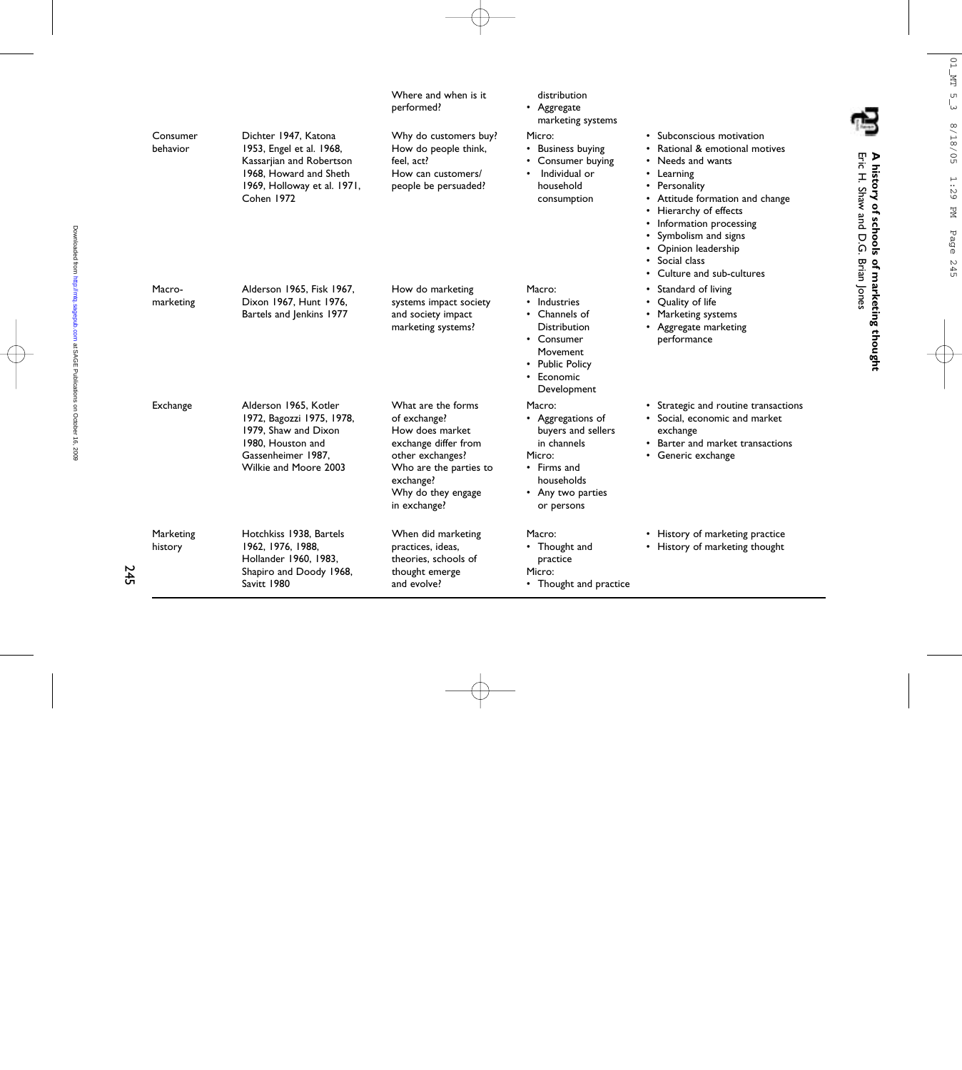| | | Where and when is it performed? | distribution<br>• Aggregate marketing systems | |
|---|---|---|---|---|
| Consumer behavior | Dichter 1947, Katona 1953, Engel et al. 1968, Kassarjian and Robertson 1968, Howard and Sheth 1969, Holloway et al. 1971, Cohen 1972 | Why do customers buy?<br>How do people think, feel, act?<br>How can customers/ people be persuaded? | Micro:<br>• Business buying<br>• Consumer buying<br>• Individual or household consumption | • Subconscious motivation<br>• Rational & emotional motives<br>• Needs and wants<br>• Learning<br>• Personality<br>• Attitude formation and change<br>• Hierarchy of effects<br>• Information processing<br>• Symbolism and signs<br>• Opinion leadership<br>• Social class<br>• Culture and sub-cultures |
| Macro-marketing | Alderson 1965, Fisk 1967, Dixon 1967, Hunt 1976, Bartels and Jenkins 1977 | How do marketing systems impact society and society impact marketing systems? | Macro:<br>• Industries<br>• Channels of Distribution<br>• Consumer Movement<br>• Public Policy<br>• Economic Development | • Standard of living<br>• Quality of life<br>• Marketing systems<br>• Aggregate marketing performance |
| Exchange | Alderson 1965, Kotler 1972, Bagozzi 1975, 1978, 1979, Shaw and Dixon 1980, Houston and Gassenheimer 1987, Wilkie and Moore 2003 | What are the forms of exchange?<br>How does market exchange differ from other exchanges?<br>Who are the parties to exchange?<br>Why do they engage in exchange? | Macro:<br>• Aggregations of buyers and sellers in channels<br>Micro:<br>• Firms and households<br>• Any two parties or persons | • Strategic and routine transactions<br>• Social, economic and market exchange<br>• Barter and market transactions<br>• Generic exchange |
| Marketing history | Hotchkiss 1938, Bartels 1962, 1976, 1988, Hollander 1960, 1983, Shapiro and Doody 1968, Savitt 1980 | When did marketing practices, ideas, theories, schools of thought emerge and evolve? | Macro:<br>• Thought and practice<br>Micro:<br>• Thought and practice | • History of marketing practice<br>• History of marketing thought |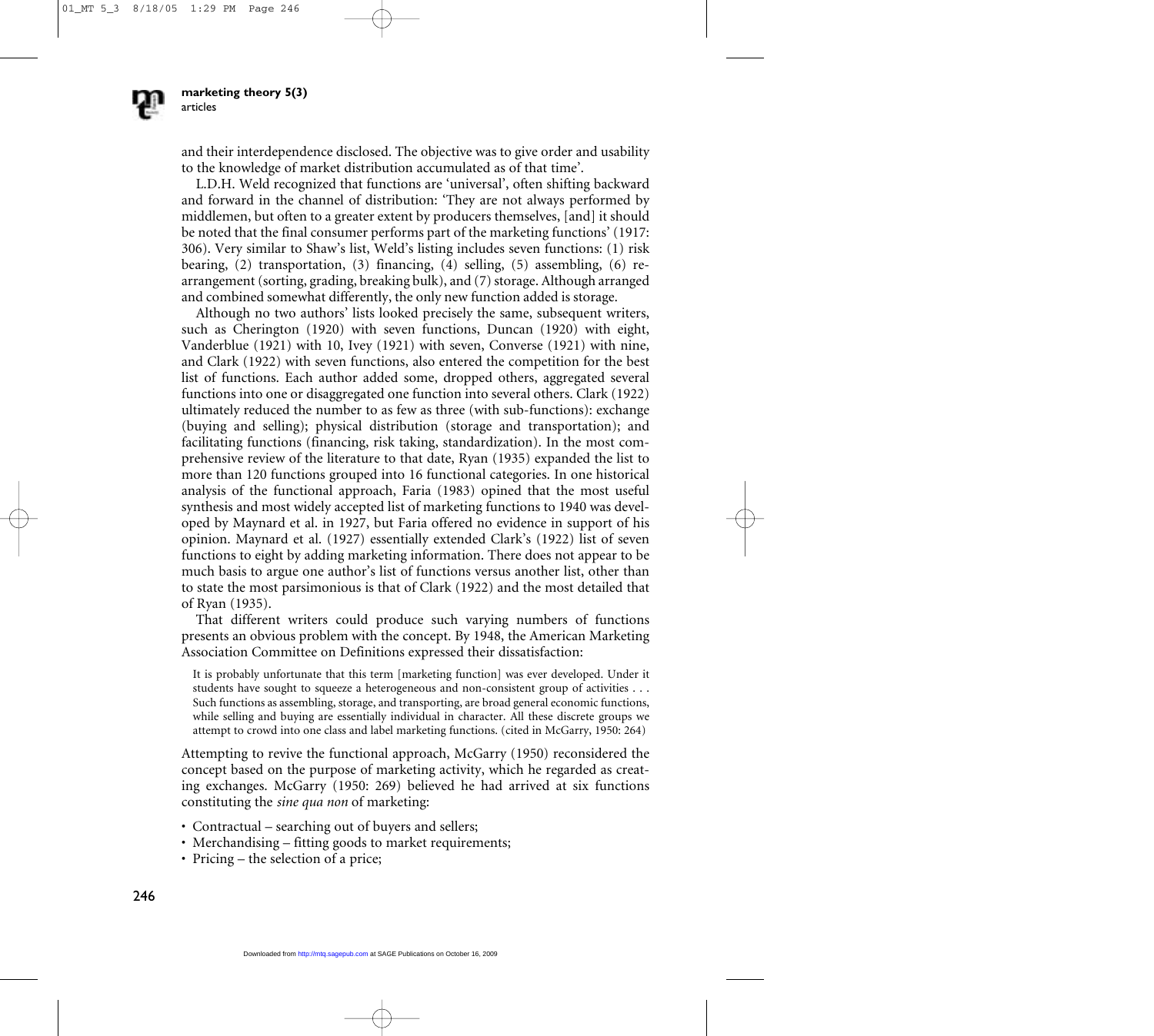and their interdependence disclosed. The objective was to give order and usability to the knowledge of market distribution accumulated as of that time'.

L.D.H. Weld recognized that functions are 'universal', often shifting backward and forward in the channel of distribution: 'They are not always performed by middlemen, but often to a greater extent by producers themselves, [and] it should be noted that the final consumer performs part of the marketing functions' (1917: 306). Very similar to Shaw's list, Weld's listing includes seven functions: (1) risk bearing, (2) transportation, (3) financing, (4) selling, (5) assembling, (6) rearrangement (sorting, grading, breaking bulk), and (7) storage. Although arranged and combined somewhat differently, the only new function added is storage.

Although no two authors' lists looked precisely the same, subsequent writers, such as Cherington (1920) with seven functions, Duncan (1920) with eight, Vanderblue (1921) with 10, Ivey (1921) with seven, Converse (1921) with nine, and Clark (1922) with seven functions, also entered the competition for the best list of functions. Each author added some, dropped others, aggregated several functions into one or disaggregated one function into several others. Clark (1922) ultimately reduced the number to as few as three (with sub-functions): exchange (buying and selling); physical distribution (storage and transportation); and facilitating functions (financing, risk taking, standardization). In the most comprehensive review of the literature to that date, Ryan (1935) expanded the list to more than 120 functions grouped into 16 functional categories. In one historical analysis of the functional approach, Faria (1983) opined that the most useful synthesis and most widely accepted list of marketing functions to 1940 was developed by Maynard et al. in 1927, but Faria offered no evidence in support of his opinion. Maynard et al. (1927) essentially extended Clark's (1922) list of seven functions to eight by adding marketing information. There does not appear to be much basis to argue one author's list of functions versus another list, other than to state the most parsimonious is that of Clark (1922) and the most detailed that of Ryan (1935).

That different writers could produce such varying numbers of functions presents an obvious problem with the concept. By 1948, the American Marketing Association Committee on Definitions expressed their dissatisfaction:

> It is probably unfortunate that this term [marketing function] was ever developed. Under it students have sought to squeeze a heterogeneous and non-consistent group of activities . . . Such functions as assembling, storage, and transporting, are broad general economic functions, while selling and buying are essentially individual in character. All these discrete groups we attempt to crowd into one class and label marketing functions. (cited in McGarry, 1950: 264)

Attempting to revive the functional approach, McGarry (1950) reconsidered the concept based on the purpose of marketing activity, which he regarded as creating exchanges. McGarry (1950: 269) believed he had arrived at six functions constituting the *sine qua non* of marketing:

- Contractual – searching out of buyers and sellers;
- Merchandising – fitting goods to market requirements;
- Pricing – the selection of a price;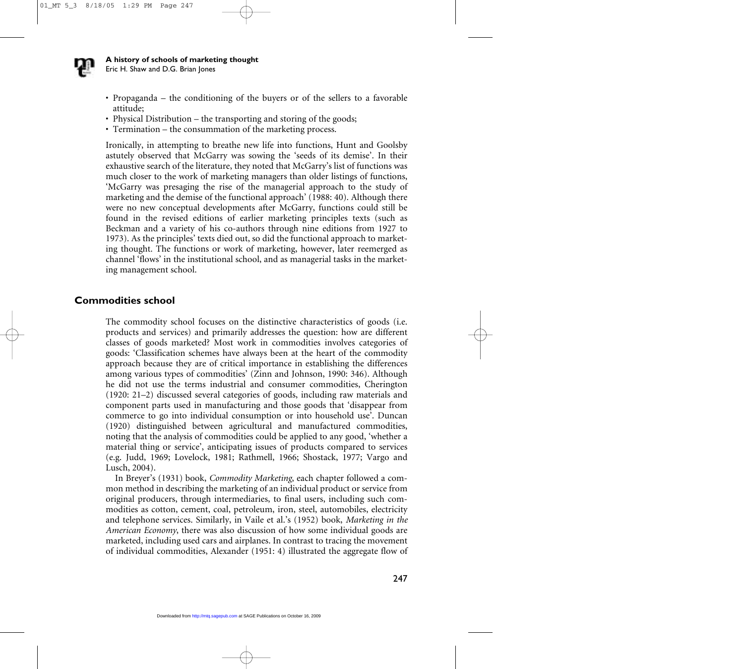- Propaganda – the conditioning of the buyers or of the sellers to a favorable attitude;
- Physical Distribution – the transporting and storing of the goods;
- Termination – the consummation of the marketing process.

Ironically, in attempting to breathe new life into functions, Hunt and Goolsby astutely observed that McGarry was sowing the 'seeds of its demise'. In their exhaustive search of the literature, they noted that McGarry's list of functions was much closer to the work of marketing managers than older listings of functions, 'McGarry was presaging the rise of the managerial approach to the study of marketing and the demise of the functional approach' (1988: 40). Although there were no new conceptual developments after McGarry, functions could still be found in the revised editions of earlier marketing principles texts (such as Beckman and a variety of his co-authors through nine editions from 1927 to 1973). As the principles' texts died out, so did the functional approach to marketing thought. The functions or work of marketing, however, later reemerged as channel 'flows' in the institutional school, and as managerial tasks in the marketing management school.

## Commodities school

The commodity school focuses on the distinctive characteristics of goods (i.e. products and services) and primarily addresses the question: how are different classes of goods marketed? Most work in commodities involves categories of goods: 'Classification schemes have always been at the heart of the commodity approach because they are of critical importance in establishing the differences among various types of commodities' (Zinn and Johnson, 1990: 346). Although he did not use the terms industrial and consumer commodities, Cherington (1920: 21–2) discussed several categories of goods, including raw materials and component parts used in manufacturing and those goods that 'disappear from commerce to go into individual consumption or into household use'. Duncan (1920) distinguished between agricultural and manufactured commodities, noting that the analysis of commodities could be applied to any good, 'whether a material thing or service', anticipating issues of products compared to services (e.g. Judd, 1969; Lovelock, 1981; Rathmell, 1966; Shostack, 1977; Vargo and Lusch, 2004).

In Breyer's (1931) book, *Commodity Marketing*, each chapter followed a common method in describing the marketing of an individual product or service from original producers, through intermediaries, to final users, including such commodities as cotton, cement, coal, petroleum, iron, steel, automobiles, electricity and telephone services. Similarly, in Vaile et al.'s (1952) book, *Marketing in the American Economy*, there was also discussion of how some individual goods are marketed, including used cars and airplanes. In contrast to tracing the movement of individual commodities, Alexander (1951: 4) illustrated the aggregate flow of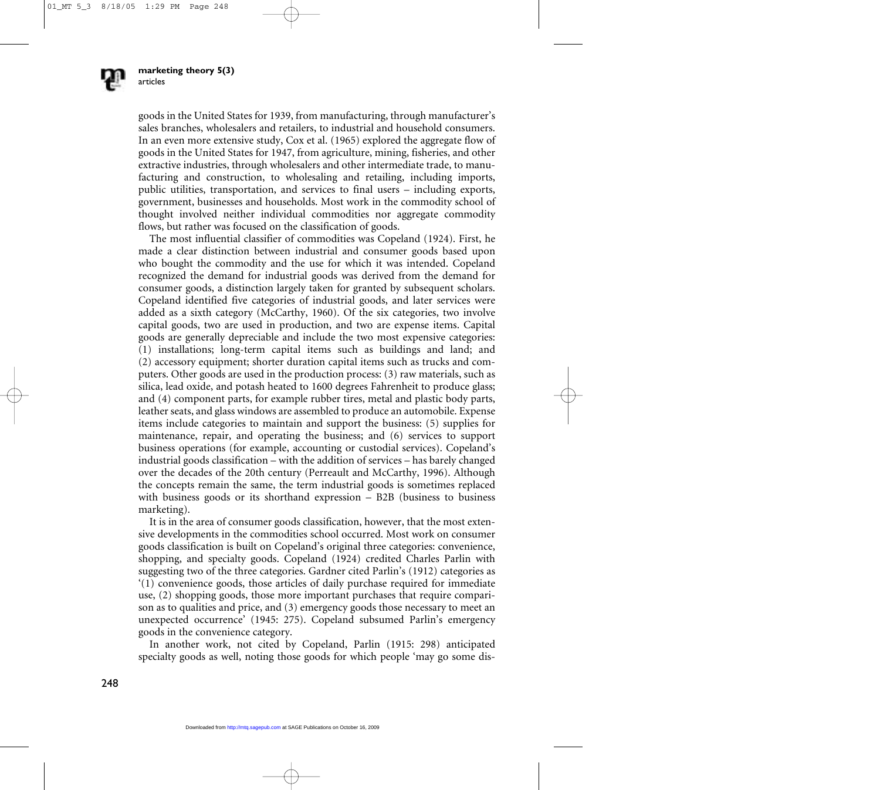goods in the United States for 1939, from manufacturing, through manufacturer's sales branches, wholesalers and retailers, to industrial and household consumers. In an even more extensive study, Cox et al. (1965) explored the aggregate flow of goods in the United States for 1947, from agriculture, mining, fisheries, and other extractive industries, through wholesalers and other intermediate trade, to manufacturing and construction, to wholesaling and retailing, including imports, public utilities, transportation, and services to final users – including exports, government, businesses and households. Most work in the commodity school of thought involved neither individual commodities nor aggregate commodity flows, but rather was focused on the classification of goods.

The most influential classifier of commodities was Copeland (1924). First, he made a clear distinction between industrial and consumer goods based upon who bought the commodity and the use for which it was intended. Copeland recognized the demand for industrial goods was derived from the demand for consumer goods, a distinction largely taken for granted by subsequent scholars. Copeland identified five categories of industrial goods, and later services were added as a sixth category (McCarthy, 1960). Of the six categories, two involve capital goods, two are used in production, and two are expense items. Capital goods are generally depreciable and include the two most expensive categories: (1) installations; long-term capital items such as buildings and land; and (2) accessory equipment; shorter duration capital items such as trucks and computers. Other goods are used in the production process: (3) raw materials, such as silica, lead oxide, and potash heated to 1600 degrees Fahrenheit to produce glass; and (4) component parts, for example rubber tires, metal and plastic body parts, leather seats, and glass windows are assembled to produce an automobile. Expense items include categories to maintain and support the business: (5) supplies for maintenance, repair, and operating the business; and (6) services to support business operations (for example, accounting or custodial services). Copeland's industrial goods classification – with the addition of services – has barely changed over the decades of the 20th century (Perreault and McCarthy, 1996). Although the concepts remain the same, the term industrial goods is sometimes replaced with business goods or its shorthand expression – B2B (business to business marketing).

It is in the area of consumer goods classification, however, that the most extensive developments in the commodities school occurred. Most work on consumer goods classification is built on Copeland's original three categories: convenience, shopping, and specialty goods. Copeland (1924) credited Charles Parlin with suggesting two of the three categories. Gardner cited Parlin's (1912) categories as '(1) convenience goods, those articles of daily purchase required for immediate use, (2) shopping goods, those more important purchases that require comparison as to qualities and price, and (3) emergency goods those necessary to meet an unexpected occurrence' (1945: 275). Copeland subsumed Parlin's emergency goods in the convenience category.

In another work, not cited by Copeland, Parlin (1915: 298) anticipated specialty goods as well, noting those goods for which people 'may go some dis-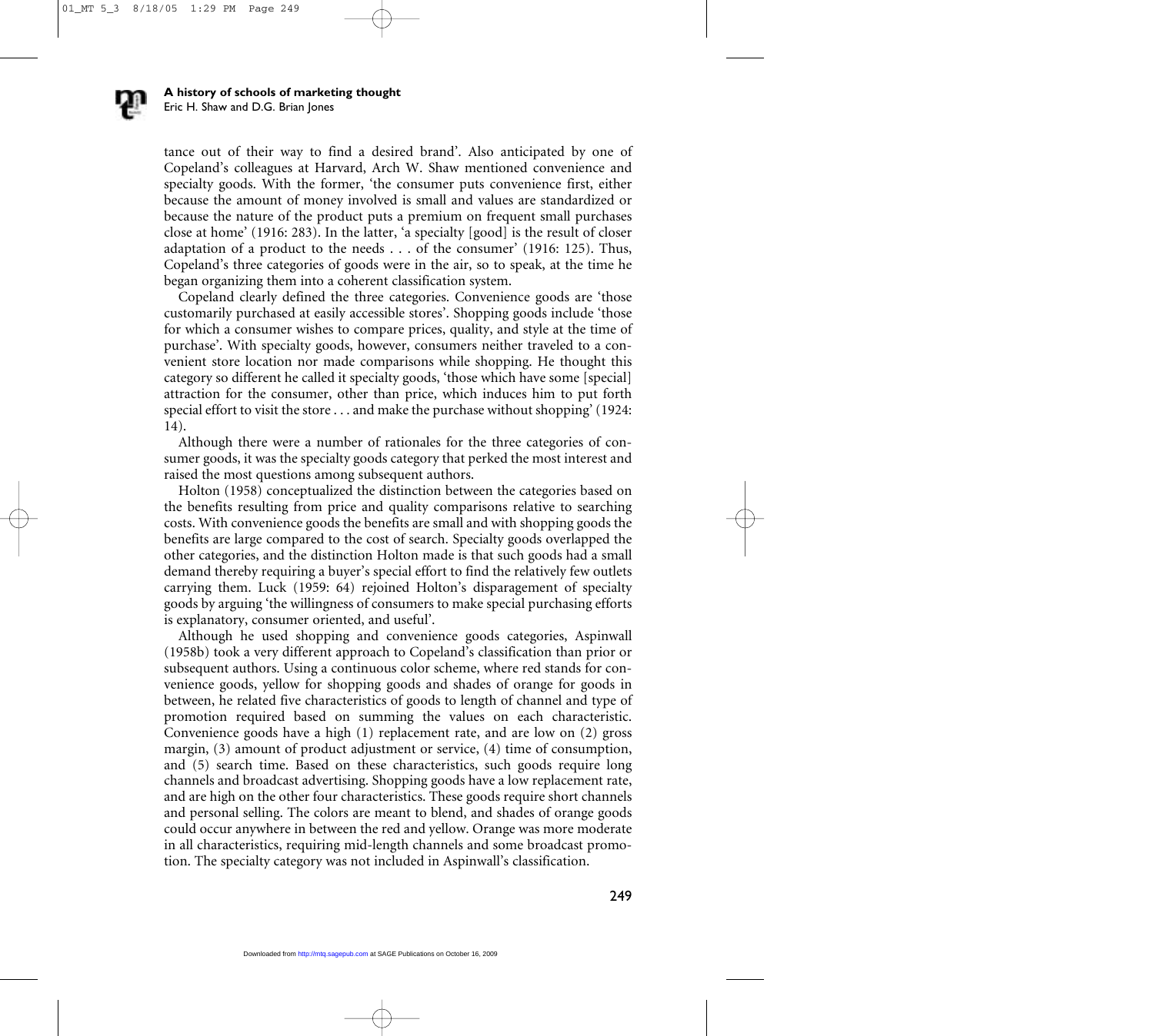tance out of their way to find a desired brand'. Also anticipated by one of Copeland's colleagues at Harvard, Arch W. Shaw mentioned convenience and specialty goods. With the former, 'the consumer puts convenience first, either because the amount of money involved is small and values are standardized or because the nature of the product puts a premium on frequent small purchases close at home' (1916: 283). In the latter, 'a specialty [good] is the result of closer adaptation of a product to the needs . . . of the consumer' (1916: 125). Thus, Copeland's three categories of goods were in the air, so to speak, at the time he began organizing them into a coherent classification system.

Copeland clearly defined the three categories. Convenience goods are 'those customarily purchased at easily accessible stores'. Shopping goods include 'those for which a consumer wishes to compare prices, quality, and style at the time of purchase'. With specialty goods, however, consumers neither traveled to a convenient store location nor made comparisons while shopping. He thought this category so different he called it specialty goods, 'those which have some [special] attraction for the consumer, other than price, which induces him to put forth special effort to visit the store . . . and make the purchase without shopping' (1924: 14).

Although there were a number of rationales for the three categories of consumer goods, it was the specialty goods category that perked the most interest and raised the most questions among subsequent authors.

Holton (1958) conceptualized the distinction between the categories based on the benefits resulting from price and quality comparisons relative to searching costs. With convenience goods the benefits are small and with shopping goods the benefits are large compared to the cost of search. Specialty goods overlapped the other categories, and the distinction Holton made is that such goods had a small demand thereby requiring a buyer's special effort to find the relatively few outlets carrying them. Luck (1959: 64) rejoined Holton's disparagement of specialty goods by arguing 'the willingness of consumers to make special purchasing efforts is explanatory, consumer oriented, and useful'.

Although he used shopping and convenience goods categories, Aspinwall (1958b) took a very different approach to Copeland's classification than prior or subsequent authors. Using a continuous color scheme, where red stands for convenience goods, yellow for shopping goods and shades of orange for goods in between, he related five characteristics of goods to length of channel and type of promotion required based on summing the values on each characteristic. Convenience goods have a high (1) replacement rate, and are low on (2) gross margin, (3) amount of product adjustment or service, (4) time of consumption, and (5) search time. Based on these characteristics, such goods require long channels and broadcast advertising. Shopping goods have a low replacement rate, and are high on the other four characteristics. These goods require short channels and personal selling. The colors are meant to blend, and shades of orange goods could occur anywhere in between the red and yellow. Orange was more moderate in all characteristics, requiring mid-length channels and some broadcast promotion. The specialty category was not included in Aspinwall's classification.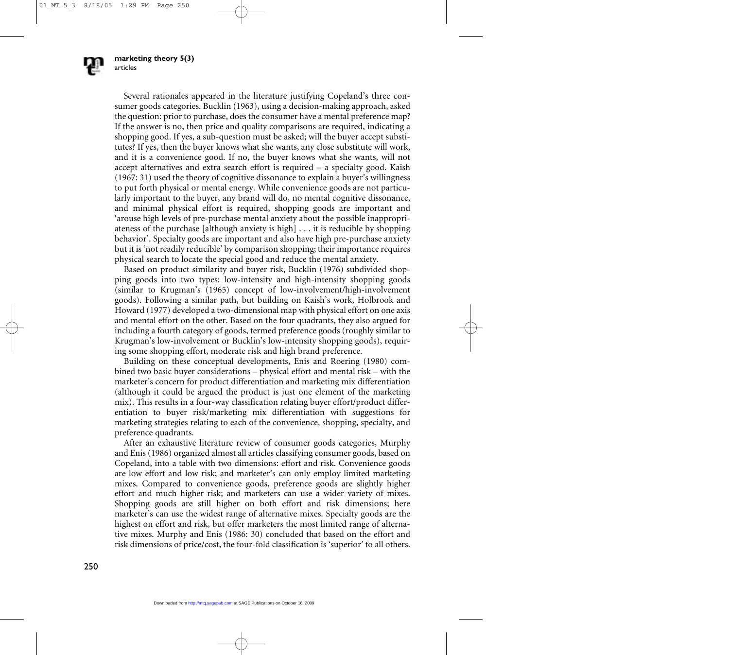Several rationales appeared in the literature justifying Copeland's three consumer goods categories. Bucklin (1963), using a decision-making approach, asked the question: prior to purchase, does the consumer have a mental preference map? If the answer is no, then price and quality comparisons are required, indicating a shopping good. If yes, a sub-question must be asked; will the buyer accept substitutes? If yes, then the buyer knows what she wants, any close substitute will work, and it is a convenience good. If no, the buyer knows what she wants, will not accept alternatives and extra search effort is required – a specialty good. Kaish (1967: 31) used the theory of cognitive dissonance to explain a buyer's willingness to put forth physical or mental energy. While convenience goods are not particularly important to the buyer, any brand will do, no mental cognitive dissonance, and minimal physical effort is required, shopping goods are important and 'arouse high levels of pre-purchase mental anxiety about the possible inappropriateness of the purchase [although anxiety is high] . . . it is reducible by shopping behavior'. Specialty goods are important and also have high pre-purchase anxiety but it is 'not readily reducible' by comparison shopping; their importance requires physical search to locate the special good and reduce the mental anxiety.

Based on product similarity and buyer risk, Bucklin (1976) subdivided shopping goods into two types: low-intensity and high-intensity shopping goods (similar to Krugman's (1965) concept of low-involvement/high-involvement goods). Following a similar path, but building on Kaish's work, Holbrook and Howard (1977) developed a two-dimensional map with physical effort on one axis and mental effort on the other. Based on the four quadrants, they also argued for including a fourth category of goods, termed preference goods (roughly similar to Krugman's low-involvement or Bucklin's low-intensity shopping goods), requiring some shopping effort, moderate risk and high brand preference.

Building on these conceptual developments, Enis and Roering (1980) combined two basic buyer considerations – physical effort and mental risk – with the marketer's concern for product differentiation and marketing mix differentiation (although it could be argued the product is just one element of the marketing mix). This results in a four-way classification relating buyer effort/product differentiation to buyer risk/marketing mix differentiation with suggestions for marketing strategies relating to each of the convenience, shopping, specialty, and preference quadrants.

After an exhaustive literature review of consumer goods categories, Murphy and Enis (1986) organized almost all articles classifying consumer goods, based on Copeland, into a table with two dimensions: effort and risk. Convenience goods are low effort and low risk; and marketer's can only employ limited marketing mixes. Compared to convenience goods, preference goods are slightly higher effort and much higher risk; and marketers can use a wider variety of mixes. Shopping goods are still higher on both effort and risk dimensions; here marketer's can use the widest range of alternative mixes. Specialty goods are the highest on effort and risk, but offer marketers the most limited range of alternative mixes. Murphy and Enis (1986: 30) concluded that based on the effort and risk dimensions of price/cost, the four-fold classification is 'superior' to all others.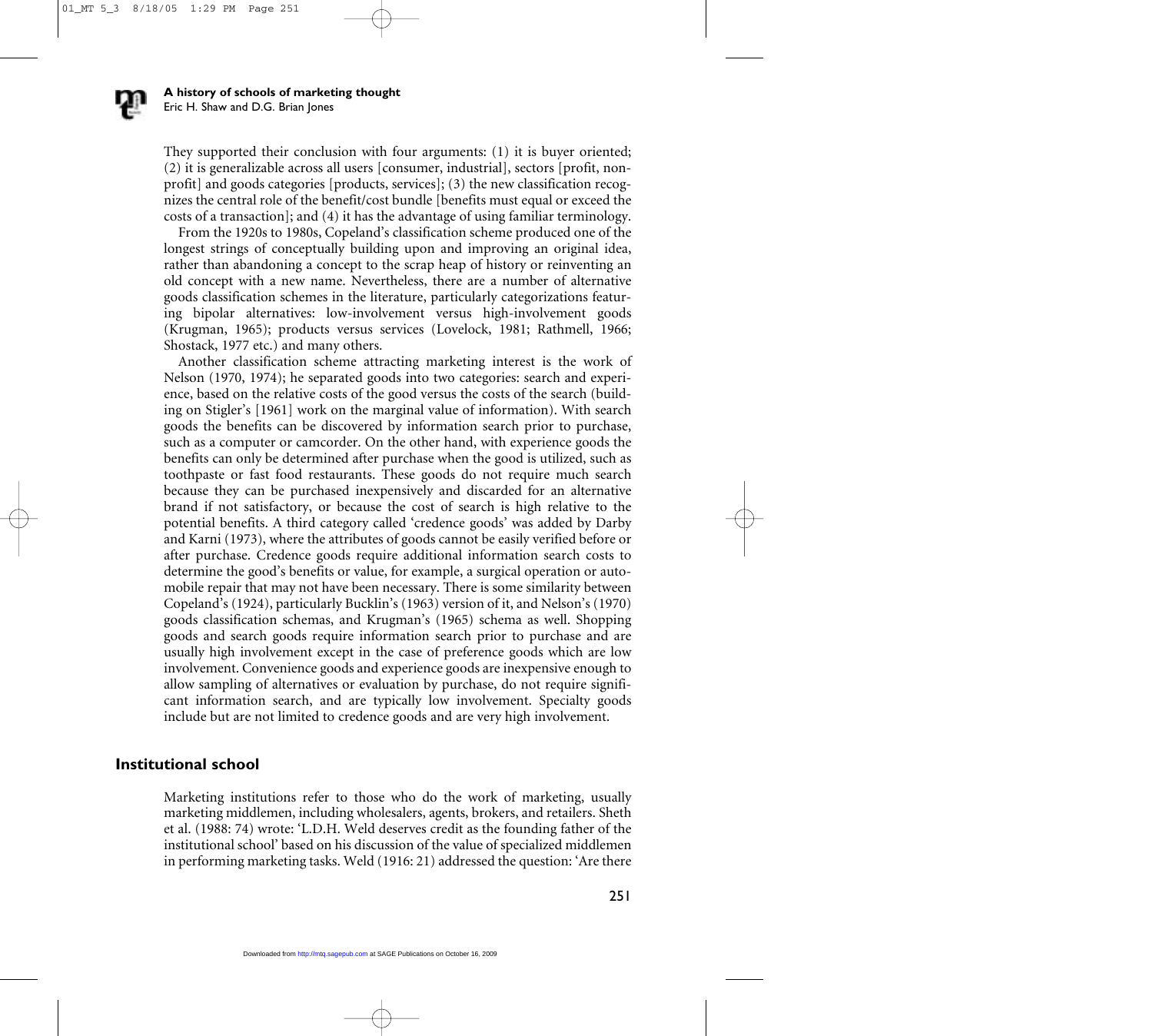They supported their conclusion with four arguments: (1) it is buyer oriented; (2) it is generalizable across all users [consumer, industrial], sectors [profit, non-profit] and goods categories [products, services]; (3) the new classification recognizes the central role of the benefit/cost bundle [benefits must equal or exceed the costs of a transaction]; and (4) it has the advantage of using familiar terminology.

From the 1920s to 1980s, Copeland's classification scheme produced one of the longest strings of conceptually building upon and improving an original idea, rather than abandoning a concept to the scrap heap of history or reinventing an old concept with a new name. Nevertheless, there are a number of alternative goods classification schemes in the literature, particularly categorizations featuring bipolar alternatives: low-involvement versus high-involvement goods (Krugman, 1965); products versus services (Lovelock, 1981; Rathmell, 1966; Shostack, 1977 etc.) and many others.

Another classification scheme attracting marketing interest is the work of Nelson (1970, 1974); he separated goods into two categories: search and experience, based on the relative costs of the good versus the costs of the search (building on Stigler's [1961] work on the marginal value of information). With search goods the benefits can be discovered by information search prior to purchase, such as a computer or camcorder. On the other hand, with experience goods the benefits can only be determined after purchase when the good is utilized, such as toothpaste or fast food restaurants. These goods do not require much search because they can be purchased inexpensively and discarded for an alternative brand if not satisfactory, or because the cost of search is high relative to the potential benefits. A third category called 'credence goods' was added by Darby and Karni (1973), where the attributes of goods cannot be easily verified before or after purchase. Credence goods require additional information search costs to determine the good's benefits or value, for example, a surgical operation or automobile repair that may not have been necessary. There is some similarity between Copeland's (1924), particularly Bucklin's (1963) version of it, and Nelson's (1970) goods classification schemas, and Krugman's (1965) schema as well. Shopping goods and search goods require information search prior to purchase and are usually high involvement except in the case of preference goods which are low involvement. Convenience goods and experience goods are inexpensive enough to allow sampling of alternatives or evaluation by purchase, do not require significant information search, and are typically low involvement. Specialty goods include but are not limited to credence goods and are very high involvement.

## Institutional school

Marketing institutions refer to those who do the work of marketing, usually marketing middlemen, including wholesalers, agents, brokers, and retailers. Sheth et al. (1988: 74) wrote: 'L.D.H. Weld deserves credit as the founding father of the institutional school' based on his discussion of the value of specialized middlemen in performing marketing tasks. Weld (1916: 21) addressed the question: 'Are there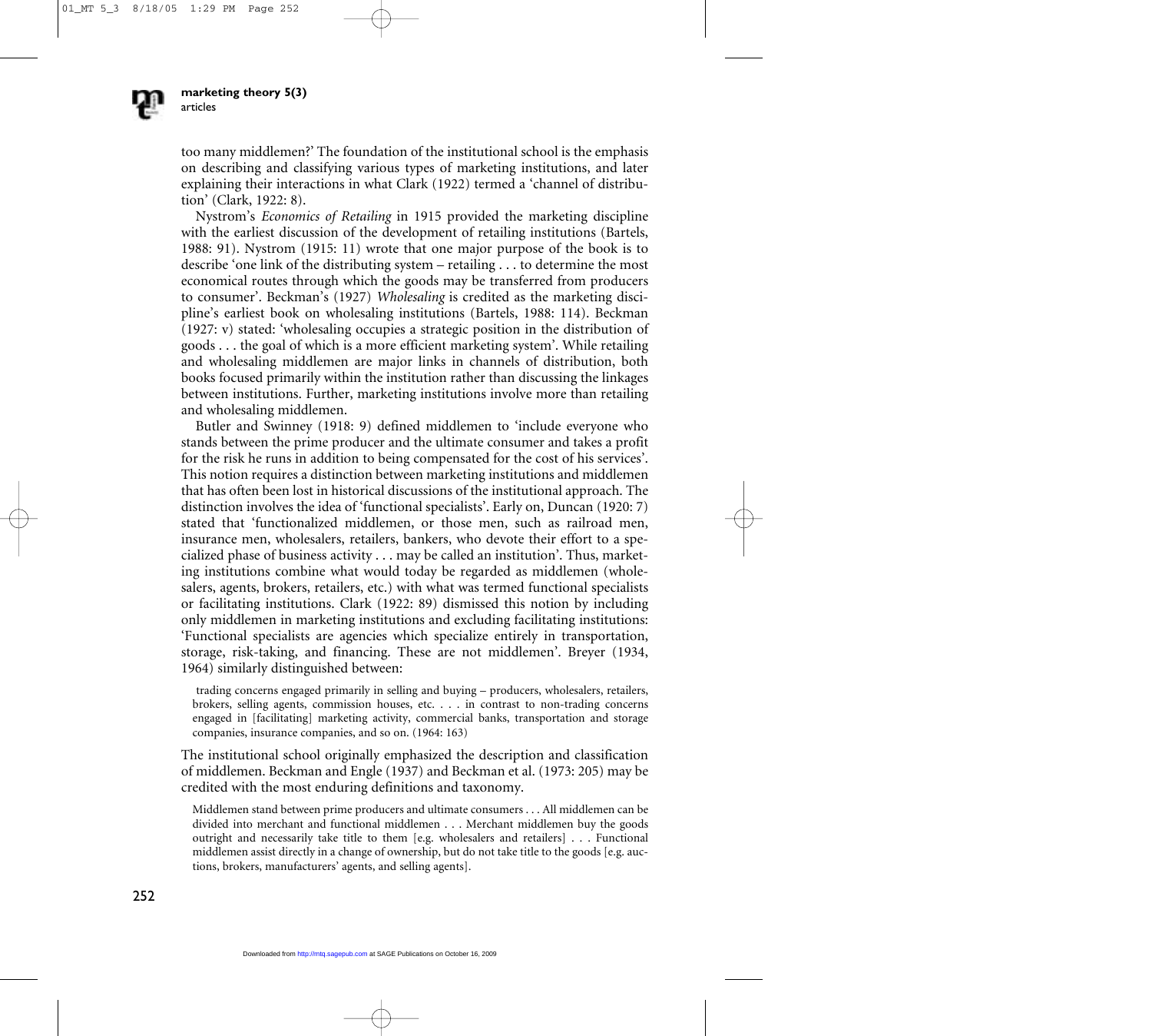too many middlemen?' The foundation of the institutional school is the emphasis on describing and classifying various types of marketing institutions, and later explaining their interactions in what Clark (1922) termed a 'channel of distribution' (Clark, 1922: 8).

Nystrom's *Economics of Retailing* in 1915 provided the marketing discipline with the earliest discussion of the development of retailing institutions (Bartels, 1988: 91). Nystrom (1915: 11) wrote that one major purpose of the book is to describe 'one link of the distributing system – retailing . . . to determine the most economical routes through which the goods may be transferred from producers to consumer'. Beckman's (1927) *Wholesaling* is credited as the marketing discipline's earliest book on wholesaling institutions (Bartels, 1988: 114). Beckman (1927: v) stated: 'wholesaling occupies a strategic position in the distribution of goods . . . the goal of which is a more efficient marketing system'. While retailing and wholesaling middlemen are major links in channels of distribution, both books focused primarily within the institution rather than discussing the linkages between institutions. Further, marketing institutions involve more than retailing and wholesaling middlemen.

Butler and Swinney (1918: 9) defined middlemen to 'include everyone who stands between the prime producer and the ultimate consumer and takes a profit for the risk he runs in addition to being compensated for the cost of his services'. This notion requires a distinction between marketing institutions and middlemen that has often been lost in historical discussions of the institutional approach. The distinction involves the idea of 'functional specialists'. Early on, Duncan (1920: 7) stated that 'functionalized middlemen, or those men, such as railroad men, insurance men, wholesalers, retailers, bankers, who devote their effort to a specialized phase of business activity . . . may be called an institution'. Thus, marketing institutions combine what would today be regarded as middlemen (wholesalers, agents, brokers, retailers, etc.) with what was termed functional specialists or facilitating institutions. Clark (1922: 89) dismissed this notion by including only middlemen in marketing institutions and excluding facilitating institutions: 'Functional specialists are agencies which specialize entirely in transportation, storage, risk-taking, and financing. These are not middlemen'. Breyer (1934, 1964) similarly distinguished between:

> trading concerns engaged primarily in selling and buying – producers, wholesalers, retailers, brokers, selling agents, commission houses, etc. . . . in contrast to non-trading concerns engaged in [facilitating] marketing activity, commercial banks, transportation and storage companies, insurance companies, and so on. (1964: 163)

The institutional school originally emphasized the description and classification of middlemen. Beckman and Engle (1937) and Beckman et al. (1973: 205) may be credited with the most enduring definitions and taxonomy.

> Middlemen stand between prime producers and ultimate consumers . . . All middlemen can be divided into merchant and functional middlemen . . . Merchant middlemen buy the goods outright and necessarily take title to them [e.g. wholesalers and retailers] . . . Functional middlemen assist directly in a change of ownership, but do not take title to the goods [e.g. auctions, brokers, manufacturers' agents, and selling agents].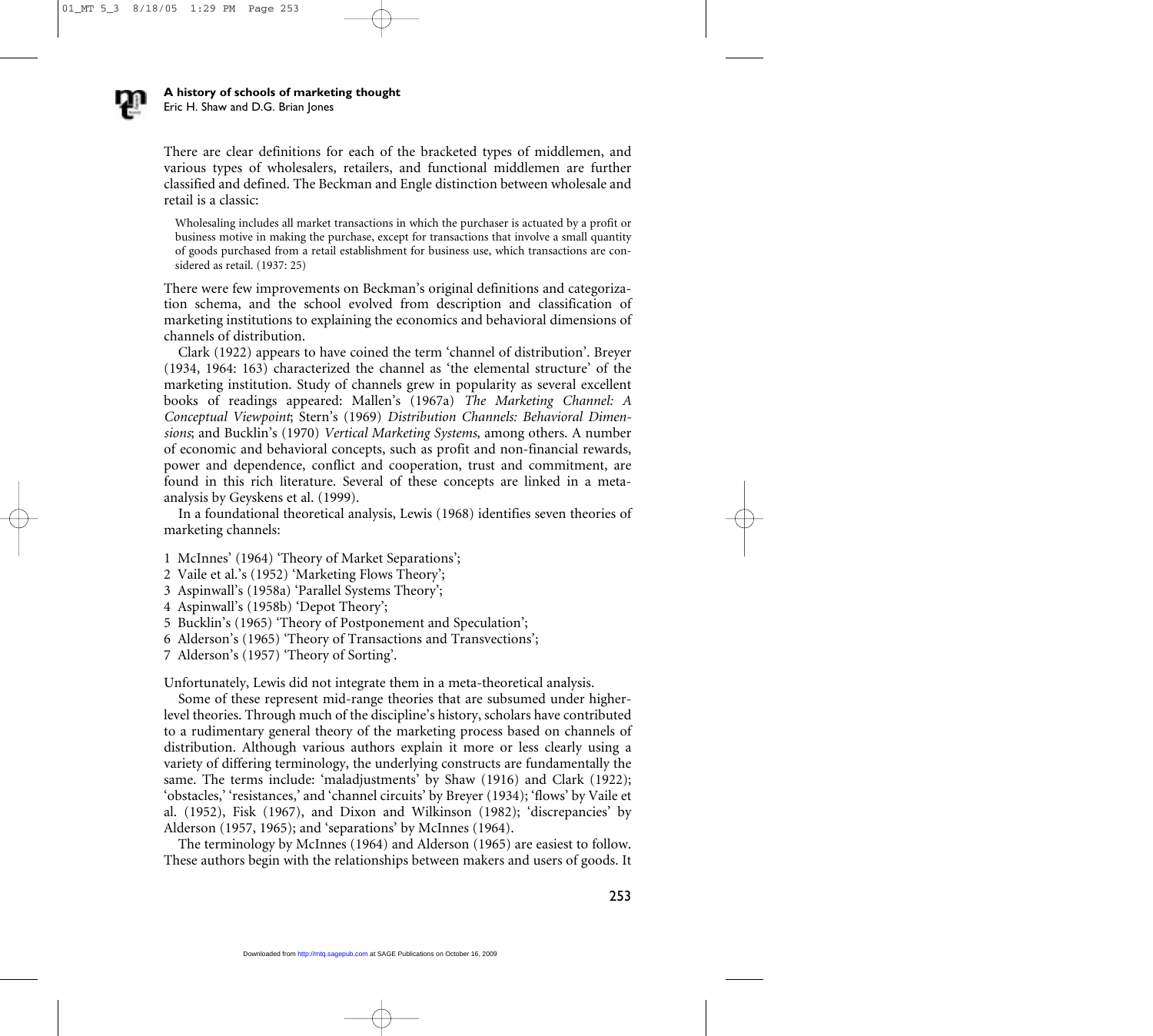There are clear definitions for each of the bracketed types of middlemen, and various types of wholesalers, retailers, and functional middlemen are further classified and defined. The Beckman and Engle distinction between wholesale and retail is a classic:

> Wholesaling includes all market transactions in which the purchaser is actuated by a profit or business motive in making the purchase, except for transactions that involve a small quantity of goods purchased from a retail establishment for business use, which transactions are considered as retail. (1937: 25)

There were few improvements on Beckman's original definitions and categorization schema, and the school evolved from description and classification of marketing institutions to explaining the economics and behavioral dimensions of channels of distribution.

Clark (1922) appears to have coined the term 'channel of distribution'. Breyer (1934, 1964: 163) characterized the channel as 'the elemental structure' of the marketing institution. Study of channels grew in popularity as several excellent books of readings appeared: Mallen's (1967a) *The Marketing Channel: A Conceptual Viewpoint*; Stern's (1969) *Distribution Channels: Behavioral Dimensions*; and Bucklin's (1970) *Vertical Marketing Systems*, among others. A number of economic and behavioral concepts, such as profit and non-financial rewards, power and dependence, conflict and cooperation, trust and commitment, are found in this rich literature. Several of these concepts are linked in a meta-analysis by Geyskens et al. (1999).

In a foundational theoretical analysis, Lewis (1968) identifies seven theories of marketing channels:

1. McInnes' (1964) 'Theory of Market Separations';
2. Vaile et al.'s (1952) 'Marketing Flows Theory';
3. Aspinwall's (1958a) 'Parallel Systems Theory';
4. Aspinwall's (1958b) 'Depot Theory';
5. Bucklin's (1965) 'Theory of Postponement and Speculation';
6. Alderson's (1965) 'Theory of Transactions and Transvections';
7. Alderson's (1957) 'Theory of Sorting'.

Unfortunately, Lewis did not integrate them in a meta-theoretical analysis.

Some of these represent mid-range theories that are subsumed under higher-level theories. Through much of the discipline's history, scholars have contributed to a rudimentary general theory of the marketing process based on channels of distribution. Although various authors explain it more or less clearly using a variety of differing terminology, the underlying constructs are fundamentally the same. The terms include: 'maladjustments' by Shaw (1916) and Clark (1922); 'obstacles,' 'resistances,' and 'channel circuits' by Breyer (1934); 'flows' by Vaile et al. (1952), Fisk (1967), and Dixon and Wilkinson (1982); 'discrepancies' by Alderson (1957, 1965); and 'separations' by McInnes (1964).

The terminology by McInnes (1964) and Alderson (1965) are easiest to follow. These authors begin with the relationships between makers and users of goods. It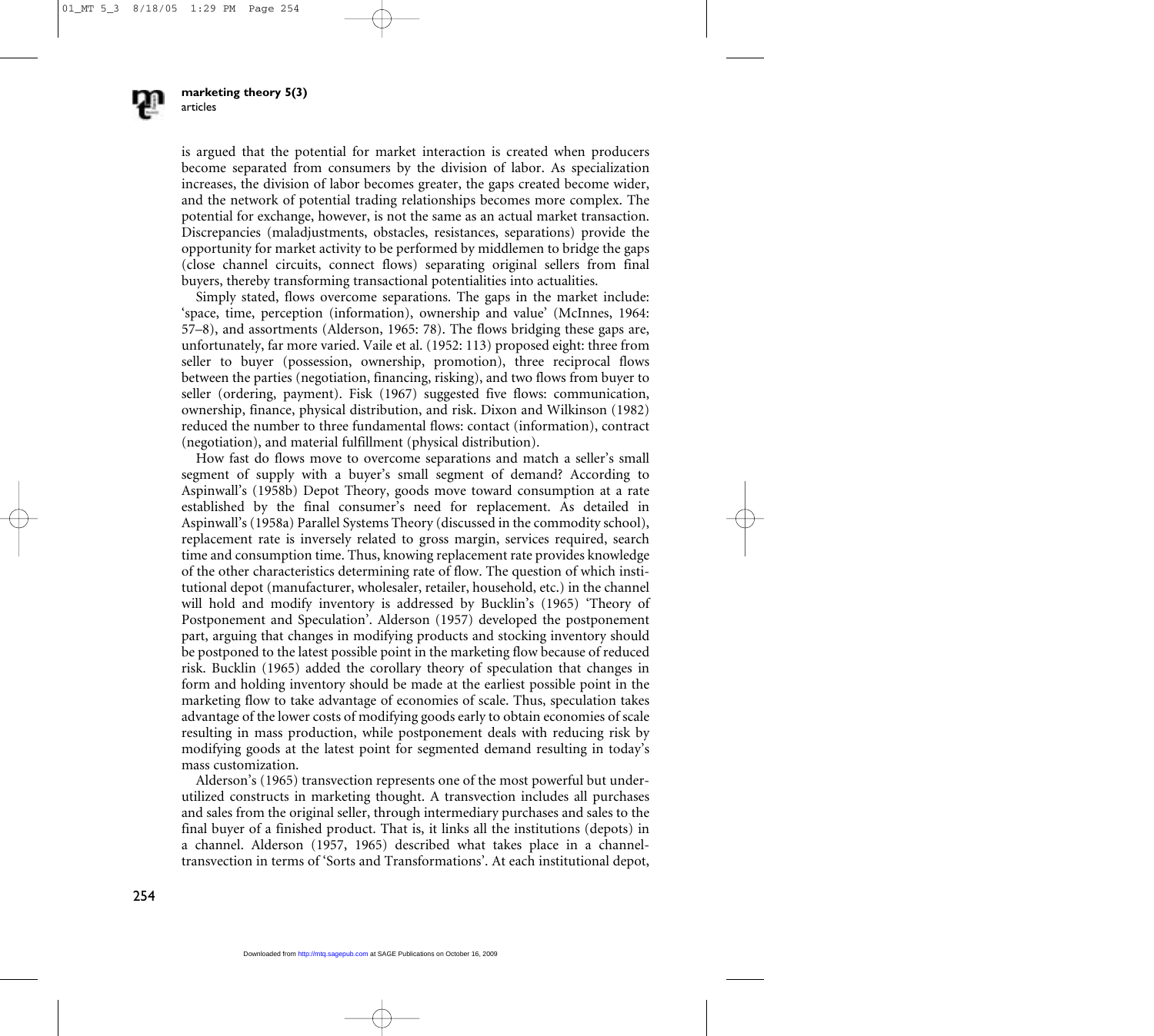is argued that the potential for market interaction is created when producers become separated from consumers by the division of labor. As specialization increases, the division of labor becomes greater, the gaps created become wider, and the network of potential trading relationships becomes more complex. The potential for exchange, however, is not the same as an actual market transaction. Discrepancies (maladjustments, obstacles, resistances, separations) provide the opportunity for market activity to be performed by middlemen to bridge the gaps (close channel circuits, connect flows) separating original sellers from final buyers, thereby transforming transactional potentialities into actualities.

Simply stated, flows overcome separations. The gaps in the market include: 'space, time, perception (information), ownership and value' (McInnes, 1964: 57–8), and assortments (Alderson, 1965: 78). The flows bridging these gaps are, unfortunately, far more varied. Vaile et al. (1952: 113) proposed eight: three from seller to buyer (possession, ownership, promotion), three reciprocal flows between the parties (negotiation, financing, risking), and two flows from buyer to seller (ordering, payment). Fisk (1967) suggested five flows: communication, ownership, finance, physical distribution, and risk. Dixon and Wilkinson (1982) reduced the number to three fundamental flows: contact (information), contract (negotiation), and material fulfillment (physical distribution).

How fast do flows move to overcome separations and match a seller's small segment of supply with a buyer's small segment of demand? According to Aspinwall's (1958b) Depot Theory, goods move toward consumption at a rate established by the final consumer's need for replacement. As detailed in Aspinwall's (1958a) Parallel Systems Theory (discussed in the commodity school), replacement rate is inversely related to gross margin, services required, search time and consumption time. Thus, knowing replacement rate provides knowledge of the other characteristics determining rate of flow. The question of which institutional depot (manufacturer, wholesaler, retailer, household, etc.) in the channel will hold and modify inventory is addressed by Bucklin's (1965) 'Theory of Postponement and Speculation'. Alderson (1957) developed the postponement part, arguing that changes in modifying products and stocking inventory should be postponed to the latest possible point in the marketing flow because of reduced risk. Bucklin (1965) added the corollary theory of speculation that changes in form and holding inventory should be made at the earliest possible point in the marketing flow to take advantage of economies of scale. Thus, speculation takes advantage of the lower costs of modifying goods early to obtain economies of scale resulting in mass production, while postponement deals with reducing risk by modifying goods at the latest point for segmented demand resulting in today's mass customization.

Alderson's (1965) transvection represents one of the most powerful but underutilized constructs in marketing thought. A transvection includes all purchases and sales from the original seller, through intermediary purchases and sales to the final buyer of a finished product. That is, it links all the institutions (depots) in a channel. Alderson (1957, 1965) described what takes place in a channel-transvection in terms of 'Sorts and Transformations'. At each institutional depot,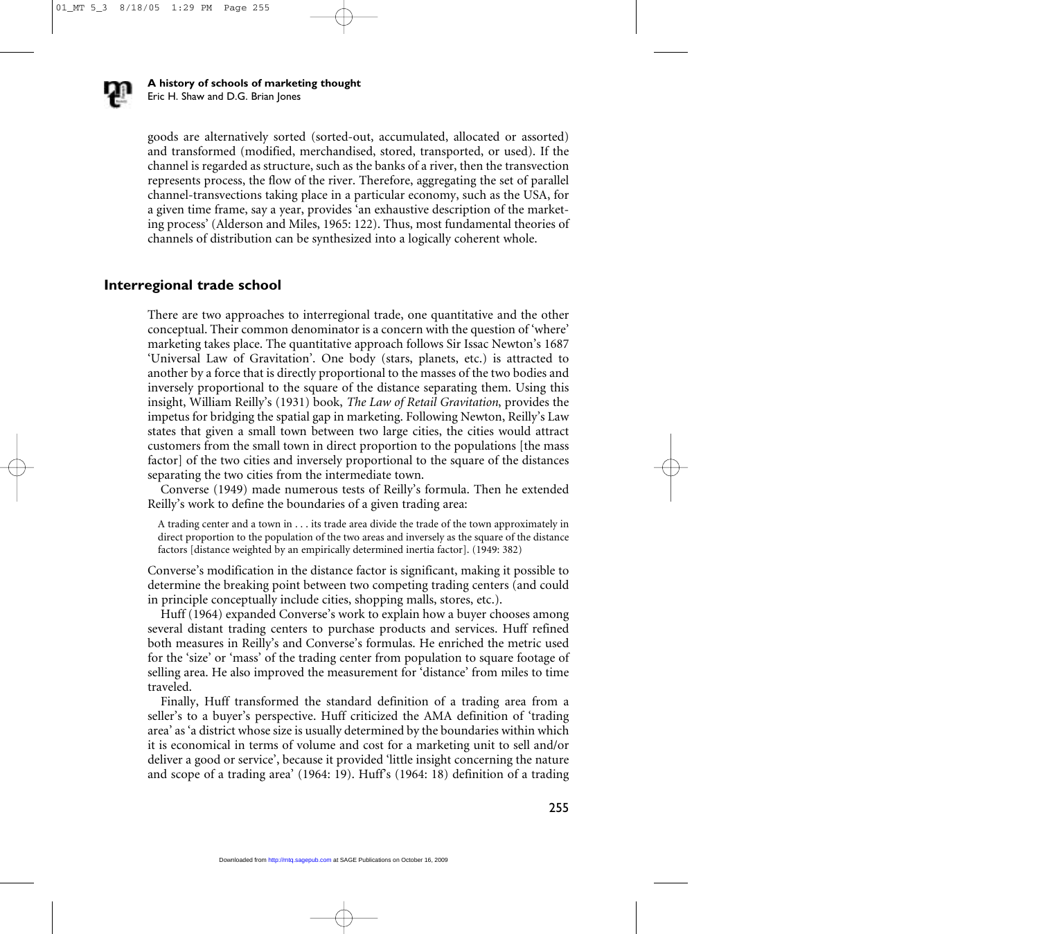goods are alternatively sorted (sorted-out, accumulated, allocated or assorted) and transformed (modified, merchandised, stored, transported, or used). If the channel is regarded as structure, such as the banks of a river, then the transvection represents process, the flow of the river. Therefore, aggregating the set of parallel channel-transvections taking place in a particular economy, such as the USA, for a given time frame, say a year, provides 'an exhaustive description of the marketing process' (Alderson and Miles, 1965: 122). Thus, most fundamental theories of channels of distribution can be synthesized into a logically coherent whole.

## Interregional trade school

There are two approaches to interregional trade, one quantitative and the other conceptual. Their common denominator is a concern with the question of 'where' marketing takes place. The quantitative approach follows Sir Issac Newton's 1687 'Universal Law of Gravitation'. One body (stars, planets, etc.) is attracted to another by a force that is directly proportional to the masses of the two bodies and inversely proportional to the square of the distance separating them. Using this insight, William Reilly's (1931) book, *The Law of Retail Gravitation*, provides the impetus for bridging the spatial gap in marketing. Following Newton, Reilly's Law states that given a small town between two large cities, the cities would attract customers from the small town in direct proportion to the populations [the mass factor] of the two cities and inversely proportional to the square of the distances separating the two cities from the intermediate town.

Converse (1949) made numerous tests of Reilly's formula. Then he extended Reilly's work to define the boundaries of a given trading area:

> A trading center and a town in . . . its trade area divide the trade of the town approximately in direct proportion to the population of the two areas and inversely as the square of the distance factors [distance weighted by an empirically determined inertia factor]. (1949: 382)

Converse's modification in the distance factor is significant, making it possible to determine the breaking point between two competing trading centers (and could in principle conceptually include cities, shopping malls, stores, etc.).

Huff (1964) expanded Converse's work to explain how a buyer chooses among several distant trading centers to purchase products and services. Huff refined both measures in Reilly's and Converse's formulas. He enriched the metric used for the 'size' or 'mass' of the trading center from population to square footage of selling area. He also improved the measurement for 'distance' from miles to time traveled.

Finally, Huff transformed the standard definition of a trading area from a seller's to a buyer's perspective. Huff criticized the AMA definition of 'trading area' as 'a district whose size is usually determined by the boundaries within which it is economical in terms of volume and cost for a marketing unit to sell and/or deliver a good or service', because it provided 'little insight concerning the nature and scope of a trading area' (1964: 19). Huff's (1964: 18) definition of a trading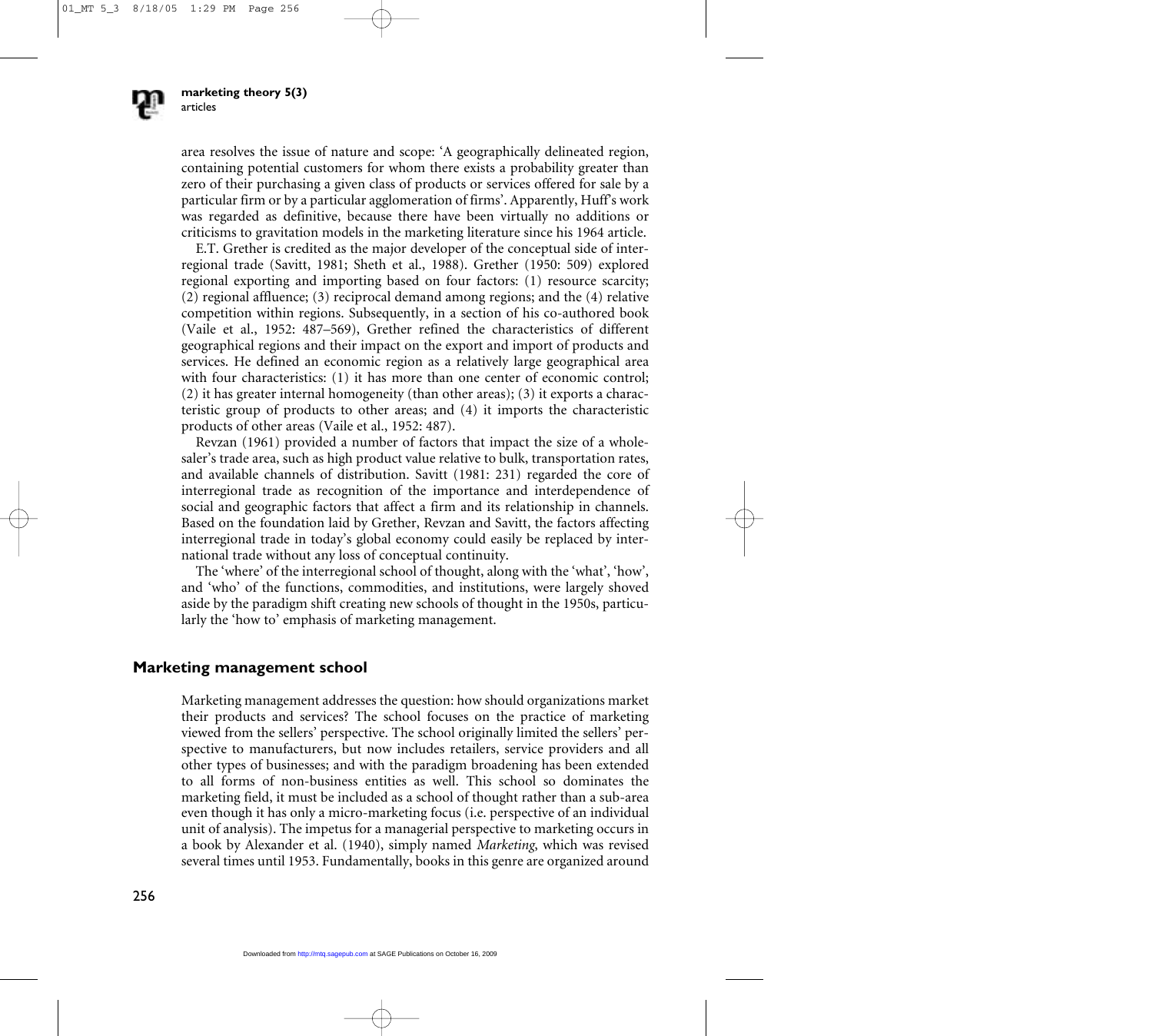area resolves the issue of nature and scope: 'A geographically delineated region, containing potential customers for whom there exists a probability greater than zero of their purchasing a given class of products or services offered for sale by a particular firm or by a particular agglomeration of firms'. Apparently, Huff's work was regarded as definitive, because there have been virtually no additions or criticisms to gravitation models in the marketing literature since his 1964 article.

E.T. Grether is credited as the major developer of the conceptual side of interregional trade (Savitt, 1981; Sheth et al., 1988). Grether (1950: 509) explored regional exporting and importing based on four factors: (1) resource scarcity; (2) regional affluence; (3) reciprocal demand among regions; and the (4) relative competition within regions. Subsequently, in a section of his co-authored book (Vaile et al., 1952: 487–569), Grether refined the characteristics of different geographical regions and their impact on the export and import of products and services. He defined an economic region as a relatively large geographical area with four characteristics: (1) it has more than one center of economic control; (2) it has greater internal homogeneity (than other areas); (3) it exports a characteristic group of products to other areas; and (4) it imports the characteristic products of other areas (Vaile et al., 1952: 487).

Revzan (1961) provided a number of factors that impact the size of a wholesaler's trade area, such as high product value relative to bulk, transportation rates, and available channels of distribution. Savitt (1981: 231) regarded the core of interregional trade as recognition of the importance and interdependence of social and geographic factors that affect a firm and its relationship in channels. Based on the foundation laid by Grether, Revzan and Savitt, the factors affecting interregional trade in today's global economy could easily be replaced by international trade without any loss of conceptual continuity.

The 'where' of the interregional school of thought, along with the 'what', 'how', and 'who' of the functions, commodities, and institutions, were largely shoved aside by the paradigm shift creating new schools of thought in the 1950s, particularly the 'how to' emphasis of marketing management.

## Marketing management school

Marketing management addresses the question: how should organizations market their products and services? The school focuses on the practice of marketing viewed from the sellers' perspective. The school originally limited the sellers' perspective to manufacturers, but now includes retailers, service providers and all other types of businesses; and with the paradigm broadening has been extended to all forms of non-business entities as well. This school so dominates the marketing field, it must be included as a school of thought rather than a sub-area even though it has only a micro-marketing focus (i.e. perspective of an individual unit of analysis). The impetus for a managerial perspective to marketing occurs in a book by Alexander et al. (1940), simply named *Marketing*, which was revised several times until 1953. Fundamentally, books in this genre are organized around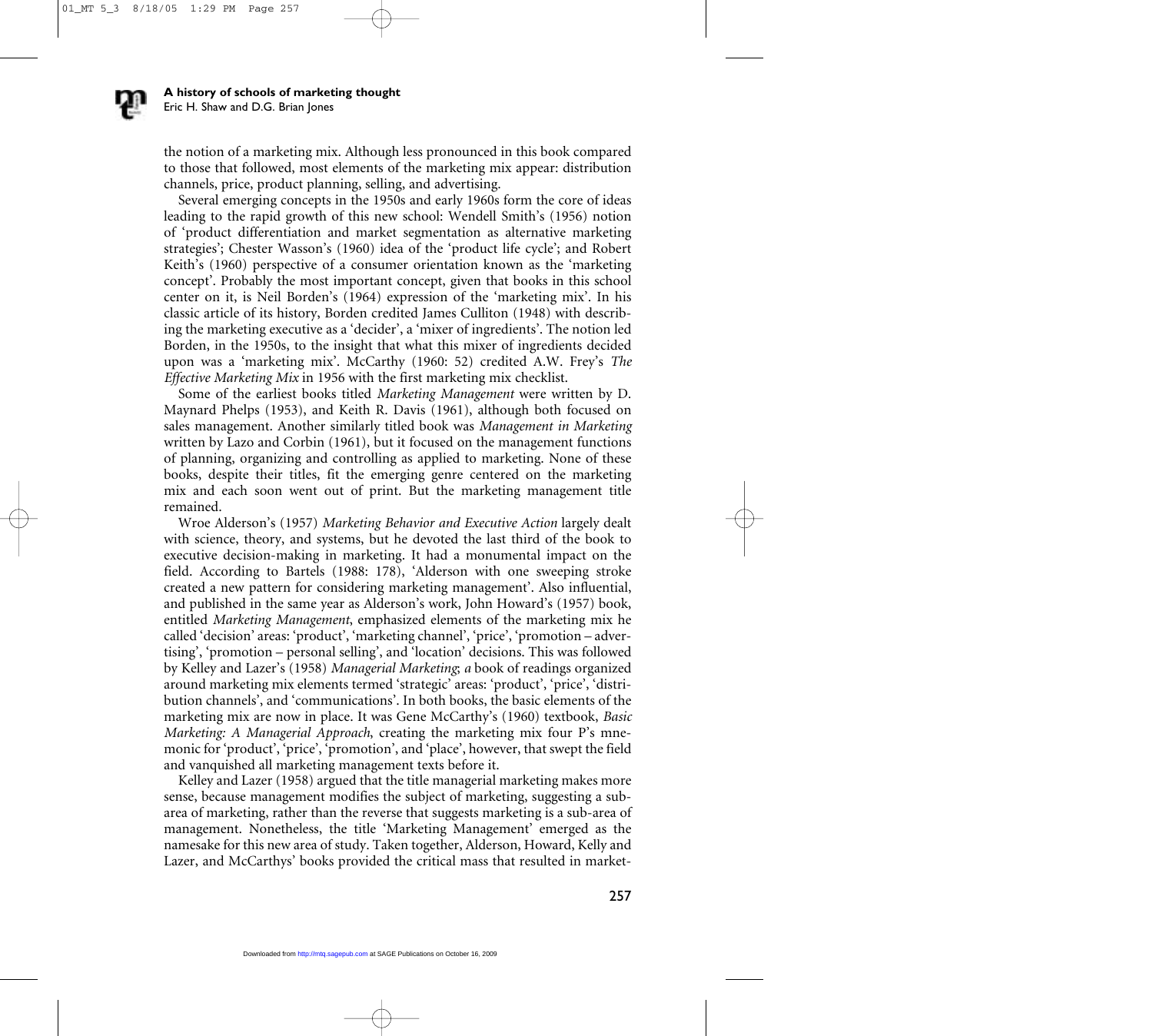the notion of a marketing mix. Although less pronounced in this book compared to those that followed, most elements of the marketing mix appear: distribution channels, price, product planning, selling, and advertising.

Several emerging concepts in the 1950s and early 1960s form the core of ideas leading to the rapid growth of this new school: Wendell Smith's (1956) notion of 'product differentiation and market segmentation as alternative marketing strategies'; Chester Wasson's (1960) idea of the 'product life cycle'; and Robert Keith's (1960) perspective of a consumer orientation known as the 'marketing concept'. Probably the most important concept, given that books in this school center on it, is Neil Borden's (1964) expression of the 'marketing mix'. In his classic article of its history, Borden credited James Culliton (1948) with describing the marketing executive as a 'decider', a 'mixer of ingredients'. The notion led Borden, in the 1950s, to the insight that what this mixer of ingredients decided upon was a 'marketing mix'. McCarthy (1960: 52) credited A.W. Frey's *The Effective Marketing Mix* in 1956 with the first marketing mix checklist.

Some of the earliest books titled *Marketing Management* were written by D. Maynard Phelps (1953), and Keith R. Davis (1961), although both focused on sales management. Another similarly titled book was *Management in Marketing* written by Lazo and Corbin (1961), but it focused on the management functions of planning, organizing and controlling as applied to marketing. None of these books, despite their titles, fit the emerging genre centered on the marketing mix and each soon went out of print. But the marketing management title remained.

Wroe Alderson's (1957) *Marketing Behavior and Executive Action* largely dealt with science, theory, and systems, but he devoted the last third of the book to executive decision-making in marketing. It had a monumental impact on the field. According to Bartels (1988: 178), 'Alderson with one sweeping stroke created a new pattern for considering marketing management'. Also influential, and published in the same year as Alderson's work, John Howard's (1957) book, entitled *Marketing Management*, emphasized elements of the marketing mix he called 'decision' areas: 'product', 'marketing channel', 'price', 'promotion – advertising', 'promotion – personal selling', and 'location' decisions. This was followed by Kelley and Lazer's (1958) *Managerial Marketing*; *a* book of readings organized around marketing mix elements termed 'strategic' areas: 'product', 'price', 'distribution channels', and 'communications'. In both books, the basic elements of the marketing mix are now in place. It was Gene McCarthy's (1960) textbook, *Basic Marketing: A Managerial Approach*, creating the marketing mix four P's mnemonic for 'product', 'price', 'promotion', and 'place', however, that swept the field and vanquished all marketing management texts before it.

Kelley and Lazer (1958) argued that the title managerial marketing makes more sense, because management modifies the subject of marketing, suggesting a sub-area of marketing, rather than the reverse that suggests marketing is a sub-area of management. Nonetheless, the title 'Marketing Management' emerged as the namesake for this new area of study. Taken together, Alderson, Howard, Kelly and Lazer, and McCarthys' books provided the critical mass that resulted in market-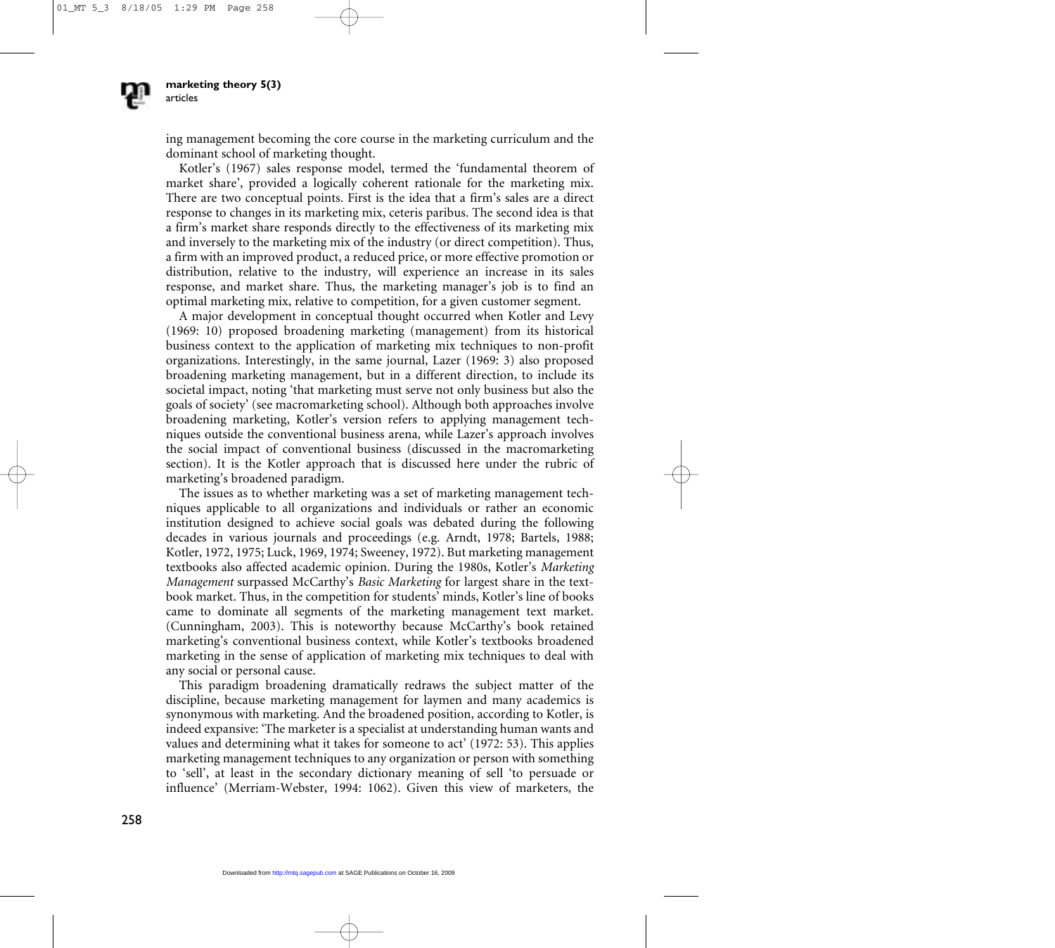ing management becoming the core course in the marketing curriculum and the dominant school of marketing thought.

Kotler's (1967) sales response model, termed the 'fundamental theorem of market share', provided a logically coherent rationale for the marketing mix. There are two conceptual points. First is the idea that a firm's sales are a direct response to changes in its marketing mix, ceteris paribus. The second idea is that a firm's market share responds directly to the effectiveness of its marketing mix and inversely to the marketing mix of the industry (or direct competition). Thus, a firm with an improved product, a reduced price, or more effective promotion or distribution, relative to the industry, will experience an increase in its sales response, and market share. Thus, the marketing manager's job is to find an optimal marketing mix, relative to competition, for a given customer segment.

A major development in conceptual thought occurred when Kotler and Levy (1969: 10) proposed broadening marketing (management) from its historical business context to the application of marketing mix techniques to non-profit organizations. Interestingly, in the same journal, Lazer (1969: 3) also proposed broadening marketing management, but in a different direction, to include its societal impact, noting 'that marketing must serve not only business but also the goals of society' (see macromarketing school). Although both approaches involve broadening marketing, Kotler's version refers to applying management techniques outside the conventional business arena, while Lazer's approach involves the social impact of conventional business (discussed in the macromarketing section). It is the Kotler approach that is discussed here under the rubric of marketing's broadened paradigm.

The issues as to whether marketing was a set of marketing management techniques applicable to all organizations and individuals or rather an economic institution designed to achieve social goals was debated during the following decades in various journals and proceedings (e.g. Arndt, 1978; Bartels, 1988; Kotler, 1972, 1975; Luck, 1969, 1974; Sweeney, 1972). But marketing management textbooks also affected academic opinion. During the 1980s, Kotler's *Marketing Management* surpassed McCarthy's *Basic Marketing* for largest share in the textbook market. Thus, in the competition for students' minds, Kotler's line of books came to dominate all segments of the marketing management text market. (Cunningham, 2003). This is noteworthy because McCarthy's book retained marketing's conventional business context, while Kotler's textbooks broadened marketing in the sense of application of marketing mix techniques to deal with any social or personal cause.

This paradigm broadening dramatically redraws the subject matter of the discipline, because marketing management for laymen and many academics is synonymous with marketing. And the broadened position, according to Kotler, is indeed expansive: 'The marketer is a specialist at understanding human wants and values and determining what it takes for someone to act' (1972: 53). This applies marketing management techniques to any organization or person with something to 'sell', at least in the secondary dictionary meaning of sell 'to persuade or influence' (Merriam-Webster, 1994: 1062). Given this view of marketers, the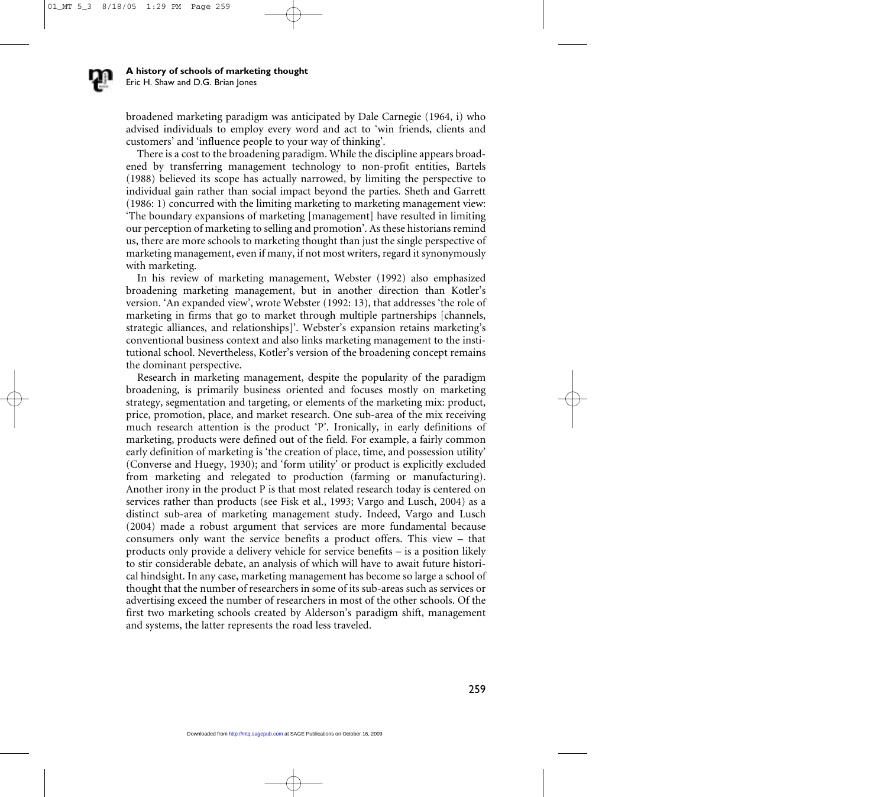broadened marketing paradigm was anticipated by Dale Carnegie (1964, i) who advised individuals to employ every word and act to 'win friends, clients and customers' and 'influence people to your way of thinking'.

There is a cost to the broadening paradigm. While the discipline appears broadened by transferring management technology to non-profit entities, Bartels (1988) believed its scope has actually narrowed, by limiting the perspective to individual gain rather than social impact beyond the parties. Sheth and Garrett (1986: 1) concurred with the limiting marketing to marketing management view: 'The boundary expansions of marketing [management] have resulted in limiting our perception of marketing to selling and promotion'. As these historians remind us, there are more schools to marketing thought than just the single perspective of marketing management, even if many, if not most writers, regard it synonymously with marketing.

In his review of marketing management, Webster (1992) also emphasized broadening marketing management, but in another direction than Kotler's version. 'An expanded view', wrote Webster (1992: 13), that addresses 'the role of marketing in firms that go to market through multiple partnerships [channels, strategic alliances, and relationships]'. Webster's expansion retains marketing's conventional business context and also links marketing management to the institutional school. Nevertheless, Kotler's version of the broadening concept remains the dominant perspective.

Research in marketing management, despite the popularity of the paradigm broadening, is primarily business oriented and focuses mostly on marketing strategy, segmentation and targeting, or elements of the marketing mix: product, price, promotion, place, and market research. One sub-area of the mix receiving much research attention is the product 'P'. Ironically, in early definitions of marketing, products were defined out of the field. For example, a fairly common early definition of marketing is 'the creation of place, time, and possession utility' (Converse and Huegy, 1930); and 'form utility' or product is explicitly excluded from marketing and relegated to production (farming or manufacturing). Another irony in the product P is that most related research today is centered on services rather than products (see Fisk et al., 1993; Vargo and Lusch, 2004) as a distinct sub-area of marketing management study. Indeed, Vargo and Lusch (2004) made a robust argument that services are more fundamental because consumers only want the service benefits a product offers. This view – that products only provide a delivery vehicle for service benefits – is a position likely to stir considerable debate, an analysis of which will have to await future historical hindsight. In any case, marketing management has become so large a school of thought that the number of researchers in some of its sub-areas such as services or advertising exceed the number of researchers in most of the other schools. Of the first two marketing schools created by Alderson's paradigm shift, management and systems, the latter represents the road less traveled.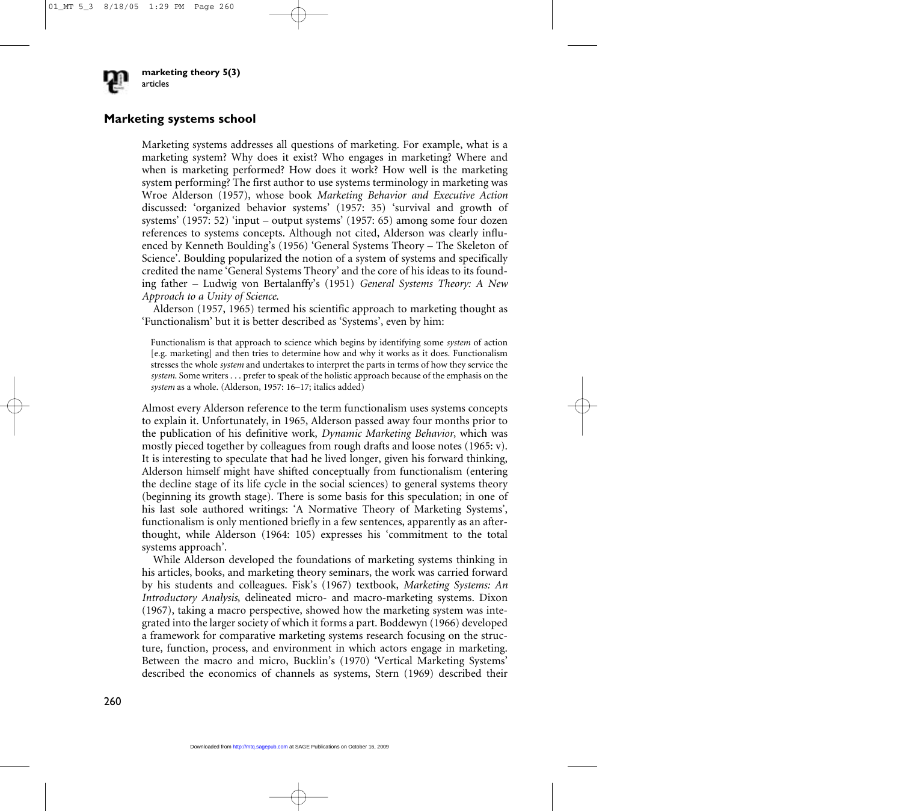## Marketing systems school

Marketing systems addresses all questions of marketing. For example, what is a marketing system? Why does it exist? Who engages in marketing? Where and when is marketing performed? How does it work? How well is the marketing system performing? The first author to use systems terminology in marketing was Wroe Alderson (1957), whose book *Marketing Behavior and Executive Action* discussed: 'organized behavior systems' (1957: 35) 'survival and growth of systems' (1957: 52) 'input – output systems' (1957: 65) among some four dozen references to systems concepts. Although not cited, Alderson was clearly influenced by Kenneth Boulding's (1956) 'General Systems Theory – The Skeleton of Science'. Boulding popularized the notion of a system of systems and specifically credited the name 'General Systems Theory' and the core of his ideas to its founding father – Ludwig von Bertalanffy's (1951) *General Systems Theory: A New Approach to a Unity of Science.*

Alderson (1957, 1965) termed his scientific approach to marketing thought as 'Functionalism' but it is better described as 'Systems', even by him:

> Functionalism is that approach to science which begins by identifying some *system* of action [e.g. marketing] and then tries to determine how and why it works as it does. Functionalism stresses the whole *system* and undertakes to interpret the parts in terms of how they service the *system.* Some writers . . . prefer to speak of the holistic approach because of the emphasis on the *system* as a whole. (Alderson, 1957: 16–17; italics added)

Almost every Alderson reference to the term functionalism uses systems concepts to explain it. Unfortunately, in 1965, Alderson passed away four months prior to the publication of his definitive work, *Dynamic Marketing Behavior*, which was mostly pieced together by colleagues from rough drafts and loose notes (1965: v). It is interesting to speculate that had he lived longer, given his forward thinking, Alderson himself might have shifted conceptually from functionalism (entering the decline stage of its life cycle in the social sciences) to general systems theory (beginning its growth stage). There is some basis for this speculation; in one of his last sole authored writings: 'A Normative Theory of Marketing Systems', functionalism is only mentioned briefly in a few sentences, apparently as an afterthought, while Alderson (1964: 105) expresses his 'commitment to the total systems approach'.

While Alderson developed the foundations of marketing systems thinking in his articles, books, and marketing theory seminars, the work was carried forward by his students and colleagues. Fisk's (1967) textbook, *Marketing Systems: An Introductory Analysis*, delineated micro- and macro-marketing systems. Dixon (1967), taking a macro perspective, showed how the marketing system was integrated into the larger society of which it forms a part. Boddewyn (1966) developed a framework for comparative marketing systems research focusing on the structure, function, process, and environment in which actors engage in marketing. Between the macro and micro, Bucklin's (1970) 'Vertical Marketing Systems' described the economics of channels as systems, Stern (1969) described their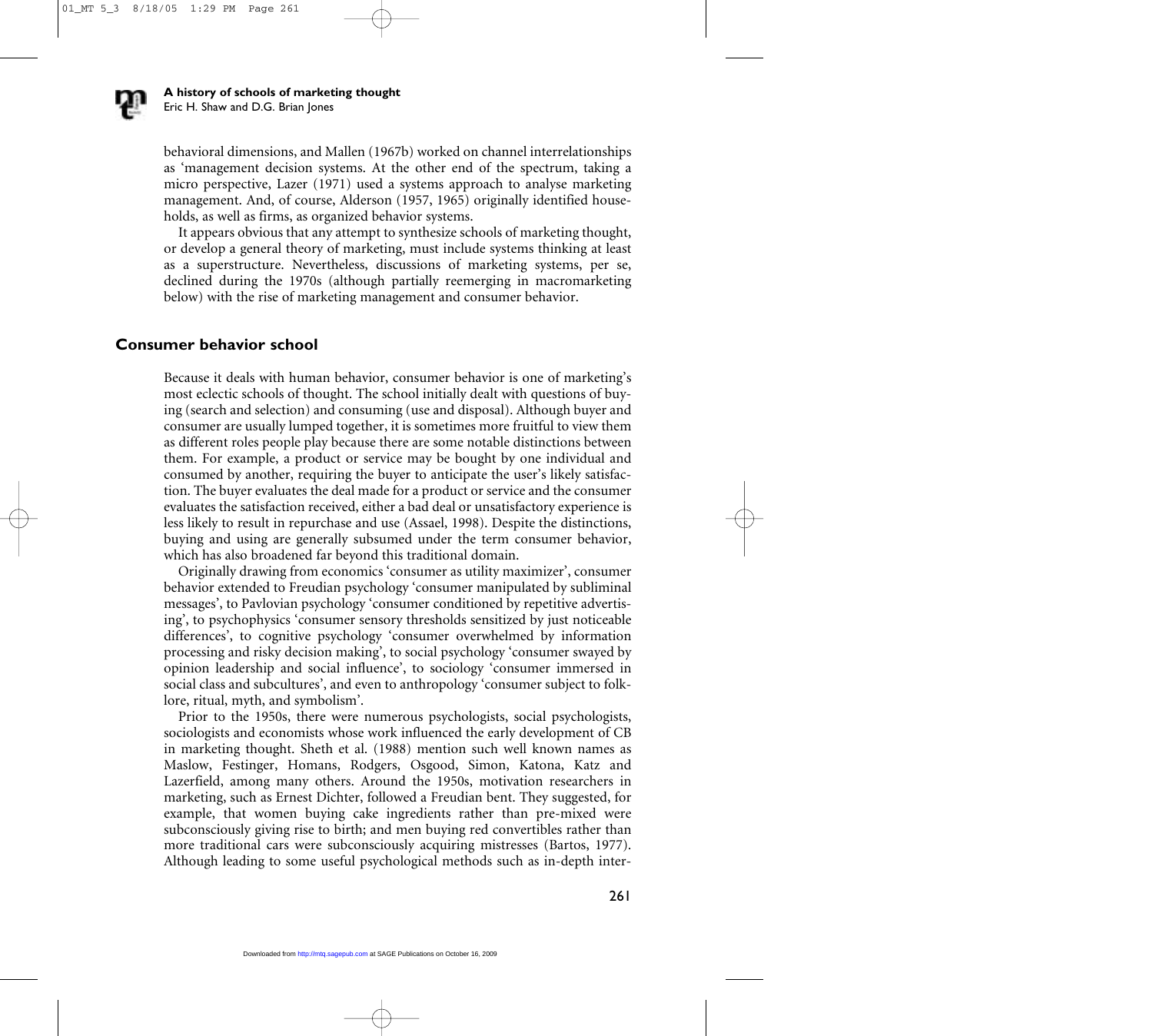behavioral dimensions, and Mallen (1967b) worked on channel interrelationships as 'management decision systems. At the other end of the spectrum, taking a micro perspective, Lazer (1971) used a systems approach to analyse marketing management. And, of course, Alderson (1957, 1965) originally identified households, as well as firms, as organized behavior systems.

It appears obvious that any attempt to synthesize schools of marketing thought, or develop a general theory of marketing, must include systems thinking at least as a superstructure. Nevertheless, discussions of marketing systems, per se, declined during the 1970s (although partially reemerging in macromarketing below) with the rise of marketing management and consumer behavior.

## Consumer behavior school

Because it deals with human behavior, consumer behavior is one of marketing's most eclectic schools of thought. The school initially dealt with questions of buying (search and selection) and consuming (use and disposal). Although buyer and consumer are usually lumped together, it is sometimes more fruitful to view them as different roles people play because there are some notable distinctions between them. For example, a product or service may be bought by one individual and consumed by another, requiring the buyer to anticipate the user's likely satisfaction. The buyer evaluates the deal made for a product or service and the consumer evaluates the satisfaction received, either a bad deal or unsatisfactory experience is less likely to result in repurchase and use (Assael, 1998). Despite the distinctions, buying and using are generally subsumed under the term consumer behavior, which has also broadened far beyond this traditional domain.

Originally drawing from economics 'consumer as utility maximizer', consumer behavior extended to Freudian psychology 'consumer manipulated by subliminal messages', to Pavlovian psychology 'consumer conditioned by repetitive advertising', to psychophysics 'consumer sensory thresholds sensitized by just noticeable differences', to cognitive psychology 'consumer overwhelmed by information processing and risky decision making', to social psychology 'consumer swayed by opinion leadership and social influence', to sociology 'consumer immersed in social class and subcultures', and even to anthropology 'consumer subject to folklore, ritual, myth, and symbolism'.

Prior to the 1950s, there were numerous psychologists, social psychologists, sociologists and economists whose work influenced the early development of CB in marketing thought. Sheth et al. (1988) mention such well known names as Maslow, Festinger, Homans, Rodgers, Osgood, Simon, Katona, Katz and Lazerfield, among many others. Around the 1950s, motivation researchers in marketing, such as Ernest Dichter, followed a Freudian bent. They suggested, for example, that women buying cake ingredients rather than pre-mixed were subconsciously giving rise to birth; and men buying red convertibles rather than more traditional cars were subconsciously acquiring mistresses (Bartos, 1977). Although leading to some useful psychological methods such as in-depth inter-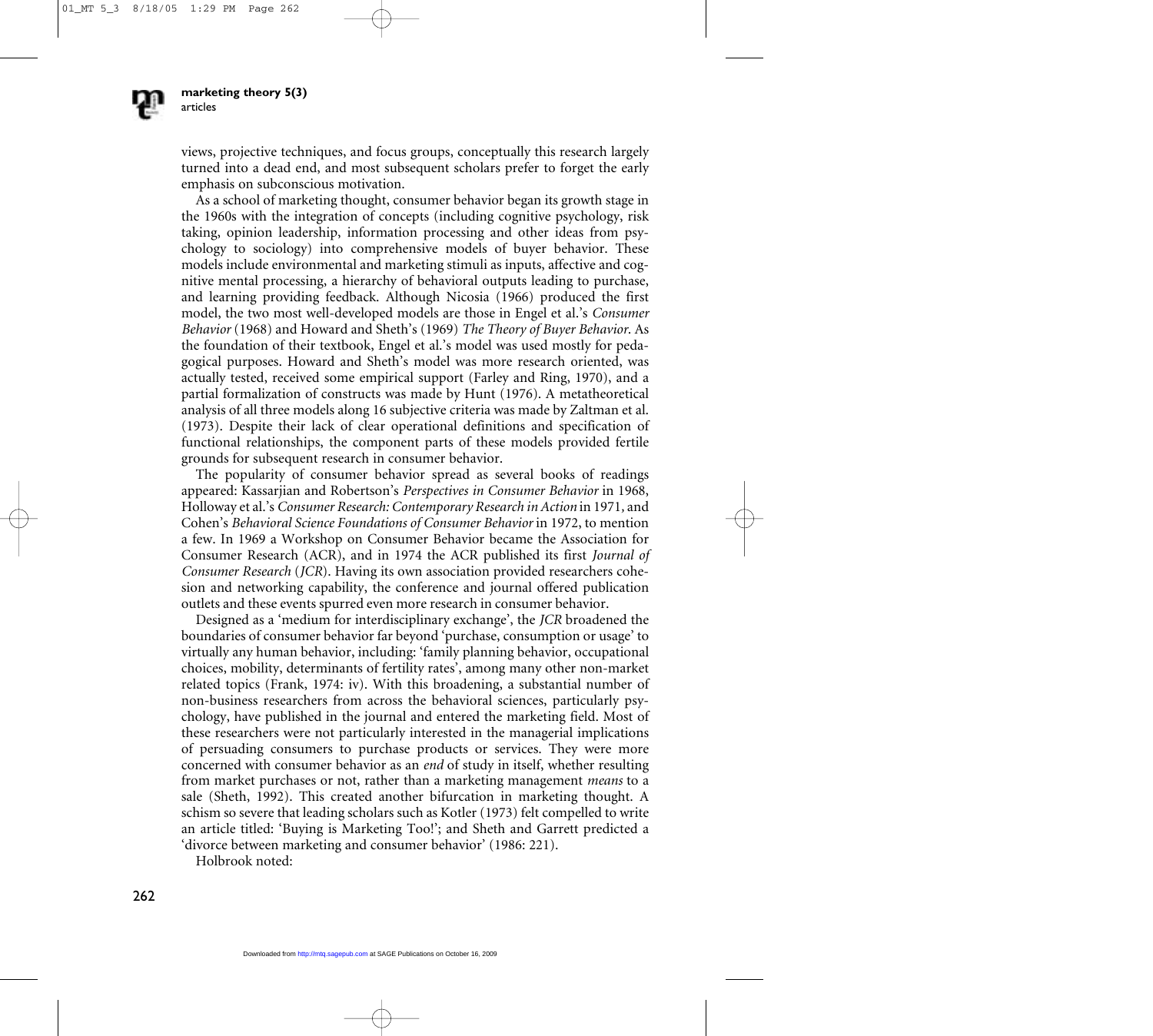views, projective techniques, and focus groups, conceptually this research largely turned into a dead end, and most subsequent scholars prefer to forget the early emphasis on subconscious motivation.

As a school of marketing thought, consumer behavior began its growth stage in the 1960s with the integration of concepts (including cognitive psychology, risk taking, opinion leadership, information processing and other ideas from psychology to sociology) into comprehensive models of buyer behavior. These models include environmental and marketing stimuli as inputs, affective and cognitive mental processing, a hierarchy of behavioral outputs leading to purchase, and learning providing feedback. Although Nicosia (1966) produced the first model, the two most well-developed models are those in Engel et al.'s *Consumer Behavior* (1968) and Howard and Sheth's (1969) *The Theory of Buyer Behavior*. As the foundation of their textbook, Engel et al.'s model was used mostly for pedagogical purposes. Howard and Sheth's model was more research oriented, was actually tested, received some empirical support (Farley and Ring, 1970), and a partial formalization of constructs was made by Hunt (1976). A metatheoretical analysis of all three models along 16 subjective criteria was made by Zaltman et al. (1973). Despite their lack of clear operational definitions and specification of functional relationships, the component parts of these models provided fertile grounds for subsequent research in consumer behavior.

The popularity of consumer behavior spread as several books of readings appeared: Kassarjian and Robertson's *Perspectives in Consumer Behavior* in 1968, Holloway et al.'s *Consumer Research: Contemporary Research in Action* in 1971, and Cohen's *Behavioral Science Foundations of Consumer Behavior* in 1972, to mention a few. In 1969 a Workshop on Consumer Behavior became the Association for Consumer Research (ACR), and in 1974 the ACR published its first *Journal of Consumer Research* (*JCR*). Having its own association provided researchers cohesion and networking capability, the conference and journal offered publication outlets and these events spurred even more research in consumer behavior.

Designed as a 'medium for interdisciplinary exchange', the *JCR* broadened the boundaries of consumer behavior far beyond 'purchase, consumption or usage' to virtually any human behavior, including: 'family planning behavior, occupational choices, mobility, determinants of fertility rates', among many other non-market related topics (Frank, 1974: iv). With this broadening, a substantial number of non-business researchers from across the behavioral sciences, particularly psychology, have published in the journal and entered the marketing field. Most of these researchers were not particularly interested in the managerial implications of persuading consumers to purchase products or services. They were more concerned with consumer behavior as an *end* of study in itself, whether resulting from market purchases or not, rather than a marketing management *means* to a sale (Sheth, 1992). This created another bifurcation in marketing thought. A schism so severe that leading scholars such as Kotler (1973) felt compelled to write an article titled: 'Buying is Marketing Too!'; and Sheth and Garrett predicted a 'divorce between marketing and consumer behavior' (1986: 221).

Holbrook noted: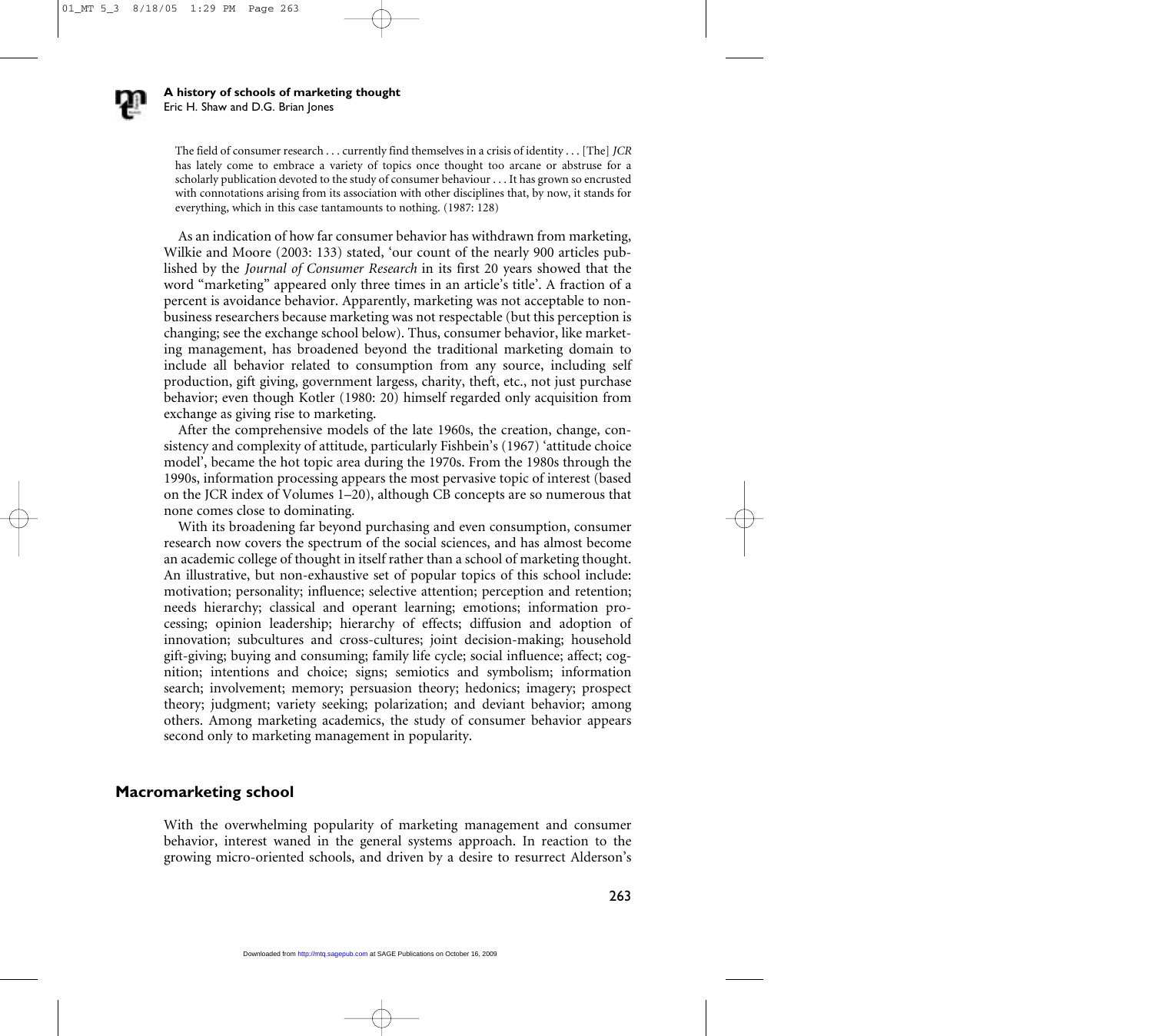> The field of consumer research . . . currently find themselves in a crisis of identity . . . [The] *JCR* has lately come to embrace a variety of topics once thought too arcane or abstruse for a scholarly publication devoted to the study of consumer behaviour . . . It has grown so encrusted with connotations arising from its association with other disciplines that, by now, it stands for everything, which in this case tantamounts to nothing. (1987: 128)

As an indication of how far consumer behavior has withdrawn from marketing, Wilkie and Moore (2003: 133) stated, 'our count of the nearly 900 articles published by the *Journal of Consumer Research* in its first 20 years showed that the word "marketing" appeared only three times in an article's title'. A fraction of a percent is avoidance behavior. Apparently, marketing was not acceptable to non-business researchers because marketing was not respectable (but this perception is changing; see the exchange school below). Thus, consumer behavior, like marketing management, has broadened beyond the traditional marketing domain to include all behavior related to consumption from any source, including self production, gift giving, government largess, charity, theft, etc., not just purchase behavior; even though Kotler (1980: 20) himself regarded only acquisition from exchange as giving rise to marketing.

After the comprehensive models of the late 1960s, the creation, change, consistency and complexity of attitude, particularly Fishbein's (1967) 'attitude choice model', became the hot topic area during the 1970s. From the 1980s through the 1990s, information processing appears the most pervasive topic of interest (based on the JCR index of Volumes 1–20), although CB concepts are so numerous that none comes close to dominating.

With its broadening far beyond purchasing and even consumption, consumer research now covers the spectrum of the social sciences, and has almost become an academic college of thought in itself rather than a school of marketing thought. An illustrative, but non-exhaustive set of popular topics of this school include: motivation; personality; influence; selective attention; perception and retention; needs hierarchy; classical and operant learning; emotions; information processing; opinion leadership; hierarchy of effects; diffusion and adoption of innovation; subcultures and cross-cultures; joint decision-making; household gift-giving; buying and consuming; family life cycle; social influence; affect; cognition; intentions and choice; signs; semiotics and symbolism; information search; involvement; memory; persuasion theory; hedonics; imagery; prospect theory; judgment; variety seeking; polarization; and deviant behavior; among others. Among marketing academics, the study of consumer behavior appears second only to marketing management in popularity.

## Macromarketing school

With the overwhelming popularity of marketing management and consumer behavior, interest waned in the general systems approach. In reaction to the growing micro-oriented schools, and driven by a desire to resurrect Alderson's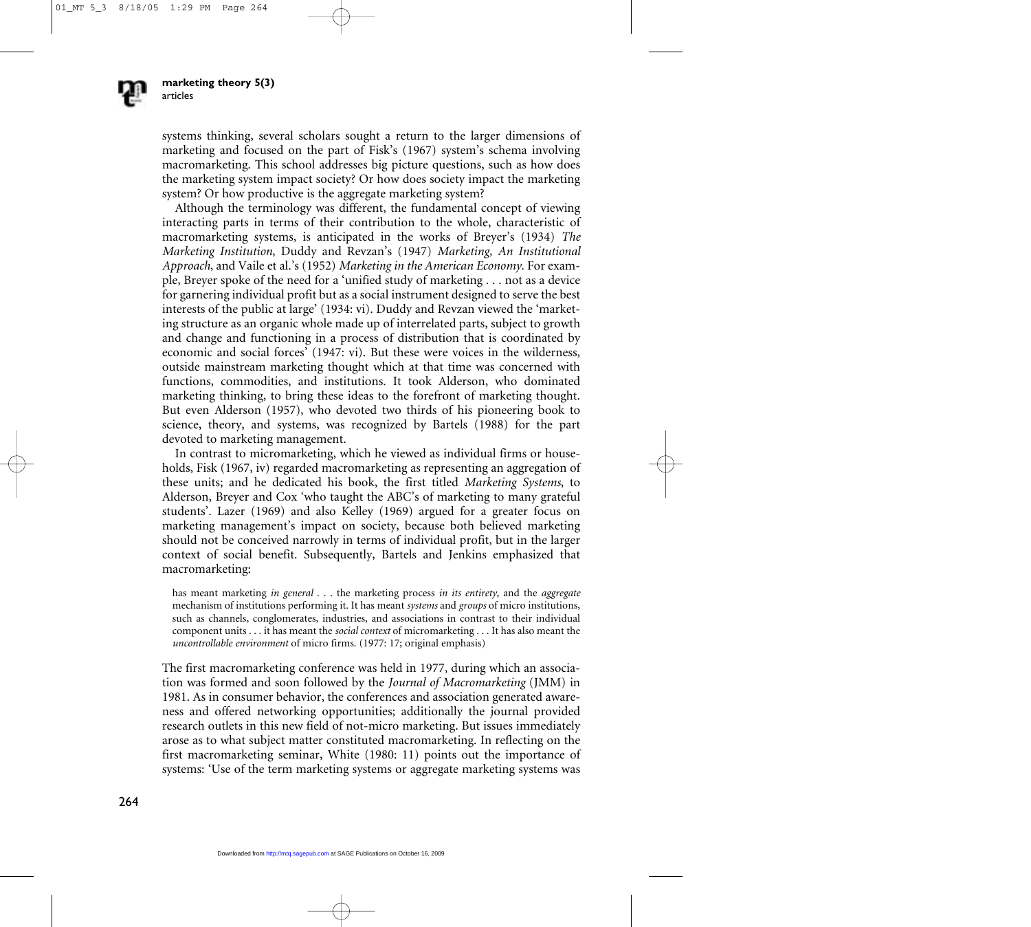systems thinking, several scholars sought a return to the larger dimensions of marketing and focused on the part of Fisk's (1967) system's schema involving macromarketing. This school addresses big picture questions, such as how does the marketing system impact society? Or how does society impact the marketing system? Or how productive is the aggregate marketing system?

Although the terminology was different, the fundamental concept of viewing interacting parts in terms of their contribution to the whole, characteristic of macromarketing systems, is anticipated in the works of Breyer's (1934) *The Marketing Institution*, Duddy and Revzan's (1947) *Marketing, An Institutional Approach*, and Vaile et al.'s (1952) *Marketing in the American Economy*. For example, Breyer spoke of the need for a 'unified study of marketing . . . not as a device for garnering individual profit but as a social instrument designed to serve the best interests of the public at large' (1934: vi). Duddy and Revzan viewed the 'marketing structure as an organic whole made up of interrelated parts, subject to growth and change and functioning in a process of distribution that is coordinated by economic and social forces' (1947: vi). But these were voices in the wilderness, outside mainstream marketing thought which at that time was concerned with functions, commodities, and institutions. It took Alderson, who dominated marketing thinking, to bring these ideas to the forefront of marketing thought. But even Alderson (1957), who devoted two thirds of his pioneering book to science, theory, and systems, was recognized by Bartels (1988) for the part devoted to marketing management.

In contrast to micromarketing, which he viewed as individual firms or households, Fisk (1967, iv) regarded macromarketing as representing an aggregation of these units; and he dedicated his book, the first titled *Marketing Systems*, to Alderson, Breyer and Cox 'who taught the ABC's of marketing to many grateful students'. Lazer (1969) and also Kelley (1969) argued for a greater focus on marketing management's impact on society, because both believed marketing should not be conceived narrowly in terms of individual profit, but in the larger context of social benefit. Subsequently, Bartels and Jenkins emphasized that macromarketing:

> has meant marketing *in general* . . . the marketing process *in its entirety*, and the *aggregate* mechanism of institutions performing it. It has meant *systems* and *groups* of micro institutions, such as channels, conglomerates, industries, and associations in contrast to their individual component units . . . it has meant the *social context* of micromarketing . . . It has also meant the *uncontrollable environment* of micro firms. (1977: 17; original emphasis)

The first macromarketing conference was held in 1977, during which an association was formed and soon followed by the *Journal of Macromarketing* (JMM) in 1981. As in consumer behavior, the conferences and association generated awareness and offered networking opportunities; additionally the journal provided research outlets in this new field of not-micro marketing. But issues immediately arose as to what subject matter constituted macromarketing. In reflecting on the first macromarketing seminar, White (1980: 11) points out the importance of systems: 'Use of the term marketing systems or aggregate marketing systems was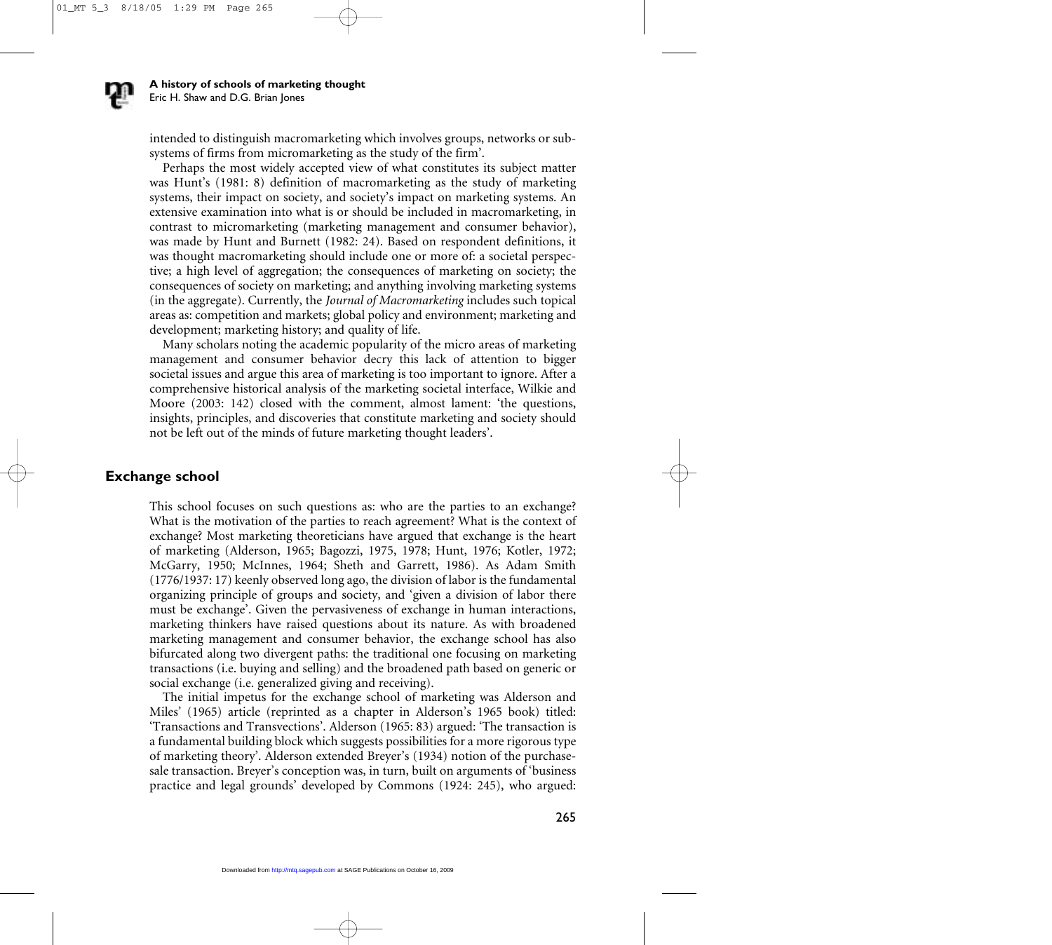intended to distinguish macromarketing which involves groups, networks or subsystems of firms from micromarketing as the study of the firm'.

Perhaps the most widely accepted view of what constitutes its subject matter was Hunt's (1981: 8) definition of macromarketing as the study of marketing systems, their impact on society, and society's impact on marketing systems. An extensive examination into what is or should be included in macromarketing, in contrast to micromarketing (marketing management and consumer behavior), was made by Hunt and Burnett (1982: 24). Based on respondent definitions, it was thought macromarketing should include one or more of: a societal perspective; a high level of aggregation; the consequences of marketing on society; the consequences of society on marketing; and anything involving marketing systems (in the aggregate). Currently, the *Journal of Macromarketing* includes such topical areas as: competition and markets; global policy and environment; marketing and development; marketing history; and quality of life.

Many scholars noting the academic popularity of the micro areas of marketing management and consumer behavior decry this lack of attention to bigger societal issues and argue this area of marketing is too important to ignore. After a comprehensive historical analysis of the marketing societal interface, Wilkie and Moore (2003: 142) closed with the comment, almost lament: 'the questions, insights, principles, and discoveries that constitute marketing and society should not be left out of the minds of future marketing thought leaders'.

## Exchange school

This school focuses on such questions as: who are the parties to an exchange? What is the motivation of the parties to reach agreement? What is the context of exchange? Most marketing theoreticians have argued that exchange is the heart of marketing (Alderson, 1965; Bagozzi, 1975, 1978; Hunt, 1976; Kotler, 1972; McGarry, 1950; McInnes, 1964; Sheth and Garrett, 1986). As Adam Smith (1776/1937: 17) keenly observed long ago, the division of labor is the fundamental organizing principle of groups and society, and 'given a division of labor there must be exchange'. Given the pervasiveness of exchange in human interactions, marketing thinkers have raised questions about its nature. As with broadened marketing management and consumer behavior, the exchange school has also bifurcated along two divergent paths: the traditional one focusing on marketing transactions (i.e. buying and selling) and the broadened path based on generic or social exchange (i.e. generalized giving and receiving).

The initial impetus for the exchange school of marketing was Alderson and Miles' (1965) article (reprinted as a chapter in Alderson's 1965 book) titled: 'Transactions and Transvections'. Alderson (1965: 83) argued: 'The transaction is a fundamental building block which suggests possibilities for a more rigorous type of marketing theory'. Alderson extended Breyer's (1934) notion of the purchase-sale transaction. Breyer's conception was, in turn, built on arguments of 'business practice and legal grounds' developed by Commons (1924: 245), who argued: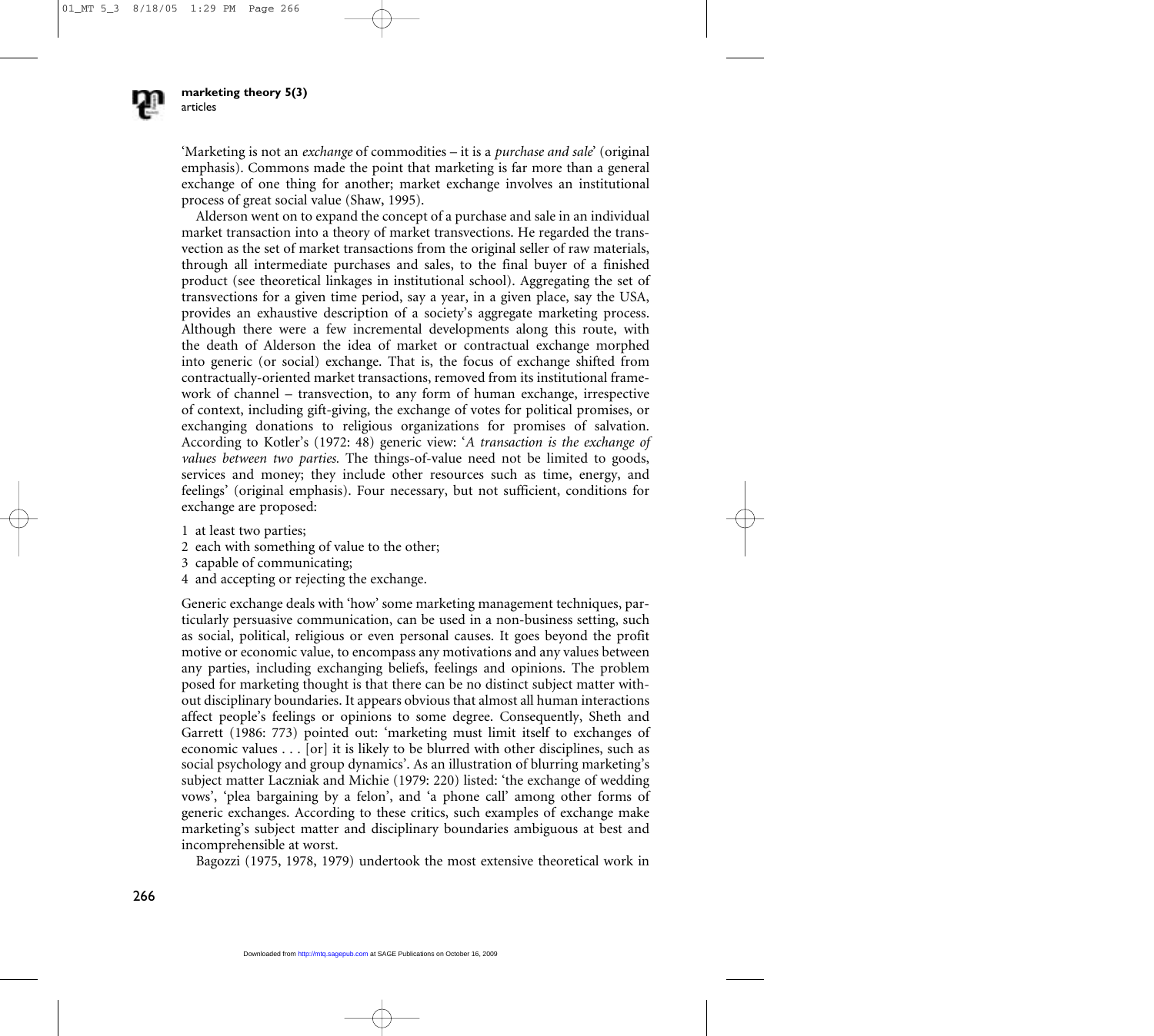'Marketing is not an *exchange* of commodities – it is a *purchase and sale*' (original emphasis). Commons made the point that marketing is far more than a general exchange of one thing for another; market exchange involves an institutional process of great social value (Shaw, 1995).

Alderson went on to expand the concept of a purchase and sale in an individual market transaction into a theory of market transvections. He regarded the transvection as the set of market transactions from the original seller of raw materials, through all intermediate purchases and sales, to the final buyer of a finished product (see theoretical linkages in institutional school). Aggregating the set of transvections for a given time period, say a year, in a given place, say the USA, provides an exhaustive description of a society's aggregate marketing process. Although there were a few incremental developments along this route, with the death of Alderson the idea of market or contractual exchange morphed into generic (or social) exchange. That is, the focus of exchange shifted from contractually-oriented market transactions, removed from its institutional framework of channel – transvection, to any form of human exchange, irrespective of context, including gift-giving, the exchange of votes for political promises, or exchanging donations to religious organizations for promises of salvation. According to Kotler's (1972: 48) generic view: '*A transaction is the exchange of values between two parties.* The things-of-value need not be limited to goods, services and money; they include other resources such as time, energy, and feelings' (original emphasis). Four necessary, but not sufficient, conditions for exchange are proposed:

1 at least two parties;
2 each with something of value to the other;
3 capable of communicating;
4 and accepting or rejecting the exchange.

Generic exchange deals with 'how' some marketing management techniques, particularly persuasive communication, can be used in a non-business setting, such as social, political, religious or even personal causes. It goes beyond the profit motive or economic value, to encompass any motivations and any values between any parties, including exchanging beliefs, feelings and opinions. The problem posed for marketing thought is that there can be no distinct subject matter without disciplinary boundaries. It appears obvious that almost all human interactions affect people's feelings or opinions to some degree. Consequently, Sheth and Garrett (1986: 773) pointed out: 'marketing must limit itself to exchanges of economic values . . . [or] it is likely to be blurred with other disciplines, such as social psychology and group dynamics'. As an illustration of blurring marketing's subject matter Laczniak and Michie (1979: 220) listed: 'the exchange of wedding vows', 'plea bargaining by a felon', and 'a phone call' among other forms of generic exchanges. According to these critics, such examples of exchange make marketing's subject matter and disciplinary boundaries ambiguous at best and incomprehensible at worst.

Bagozzi (1975, 1978, 1979) undertook the most extensive theoretical work in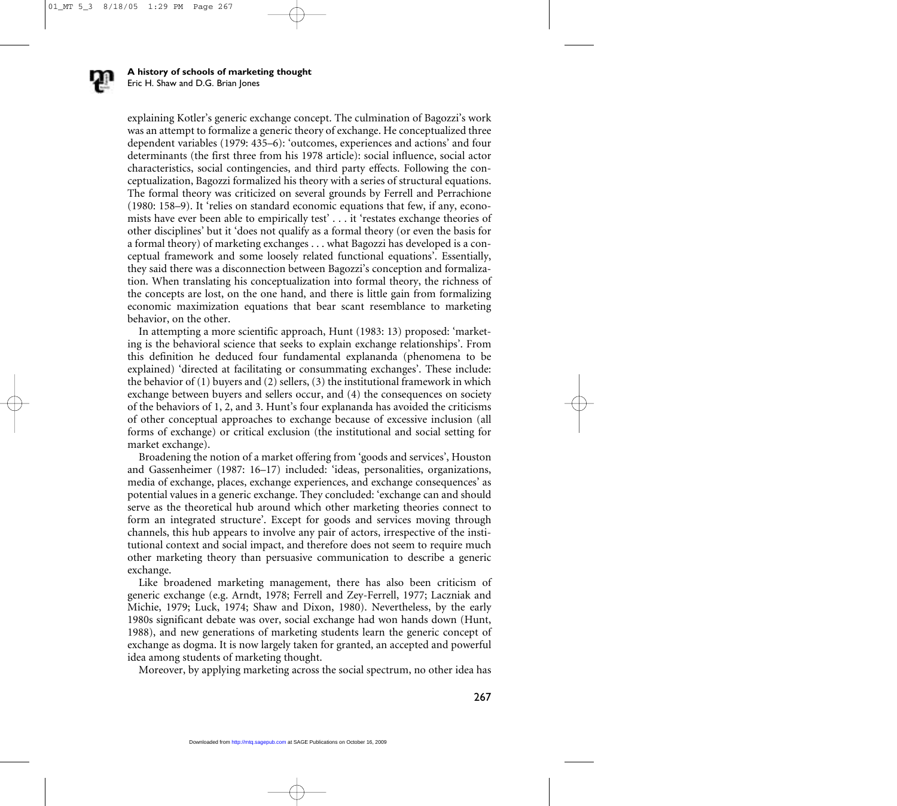explaining Kotler's generic exchange concept. The culmination of Bagozzi's work was an attempt to formalize a generic theory of exchange. He conceptualized three dependent variables (1979: 435–6): 'outcomes, experiences and actions' and four determinants (the first three from his 1978 article): social influence, social actor characteristics, social contingencies, and third party effects. Following the conceptualization, Bagozzi formalized his theory with a series of structural equations. The formal theory was criticized on several grounds by Ferrell and Perrachione (1980: 158–9). It 'relies on standard economic equations that few, if any, economists have ever been able to empirically test' . . . it 'restates exchange theories of other disciplines' but it 'does not qualify as a formal theory (or even the basis for a formal theory) of marketing exchanges . . . what Bagozzi has developed is a conceptual framework and some loosely related functional equations'. Essentially, they said there was a disconnection between Bagozzi's conception and formalization. When translating his conceptualization into formal theory, the richness of the concepts are lost, on the one hand, and there is little gain from formalizing economic maximization equations that bear scant resemblance to marketing behavior, on the other.

In attempting a more scientific approach, Hunt (1983: 13) proposed: 'marketing is the behavioral science that seeks to explain exchange relationships'. From this definition he deduced four fundamental explananda (phenomena to be explained) 'directed at facilitating or consummating exchanges'. These include: the behavior of (1) buyers and (2) sellers, (3) the institutional framework in which exchange between buyers and sellers occur, and (4) the consequences on society of the behaviors of 1, 2, and 3. Hunt's four explananda has avoided the criticisms of other conceptual approaches to exchange because of excessive inclusion (all forms of exchange) or critical exclusion (the institutional and social setting for market exchange).

Broadening the notion of a market offering from 'goods and services', Houston and Gassenheimer (1987: 16–17) included: 'ideas, personalities, organizations, media of exchange, places, exchange experiences, and exchange consequences' as potential values in a generic exchange. They concluded: 'exchange can and should serve as the theoretical hub around which other marketing theories connect to form an integrated structure'. Except for goods and services moving through channels, this hub appears to involve any pair of actors, irrespective of the institutional context and social impact, and therefore does not seem to require much other marketing theory than persuasive communication to describe a generic exchange.

Like broadened marketing management, there has also been criticism of generic exchange (e.g. Arndt, 1978; Ferrell and Zey-Ferrell, 1977; Laczniak and Michie, 1979; Luck, 1974; Shaw and Dixon, 1980). Nevertheless, by the early 1980s significant debate was over, social exchange had won hands down (Hunt, 1988), and new generations of marketing students learn the generic concept of exchange as dogma. It is now largely taken for granted, an accepted and powerful idea among students of marketing thought.

Moreover, by applying marketing across the social spectrum, no other idea has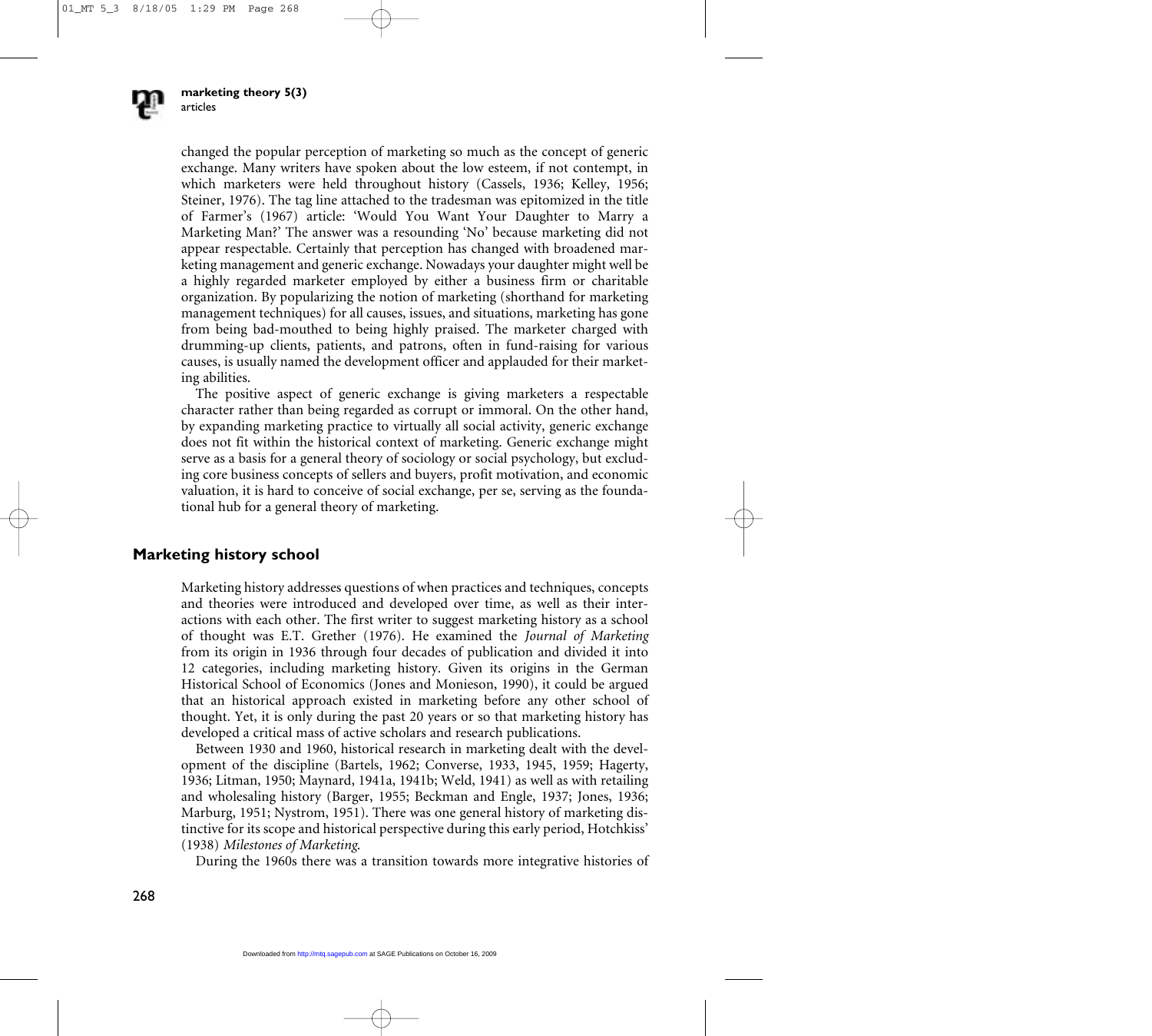changed the popular perception of marketing so much as the concept of generic exchange. Many writers have spoken about the low esteem, if not contempt, in which marketers were held throughout history (Cassels, 1936; Kelley, 1956; Steiner, 1976). The tag line attached to the tradesman was epitomized in the title of Farmer's (1967) article: 'Would You Want Your Daughter to Marry a Marketing Man?' The answer was a resounding 'No' because marketing did not appear respectable. Certainly that perception has changed with broadened marketing management and generic exchange. Nowadays your daughter might well be a highly regarded marketer employed by either a business firm or charitable organization. By popularizing the notion of marketing (shorthand for marketing management techniques) for all causes, issues, and situations, marketing has gone from being bad-mouthed to being highly praised. The marketer charged with drumming-up clients, patients, and patrons, often in fund-raising for various causes, is usually named the development officer and applauded for their marketing abilities.

The positive aspect of generic exchange is giving marketers a respectable character rather than being regarded as corrupt or immoral. On the other hand, by expanding marketing practice to virtually all social activity, generic exchange does not fit within the historical context of marketing. Generic exchange might serve as a basis for a general theory of sociology or social psychology, but excluding core business concepts of sellers and buyers, profit motivation, and economic valuation, it is hard to conceive of social exchange, per se, serving as the foundational hub for a general theory of marketing.

## Marketing history school

Marketing history addresses questions of when practices and techniques, concepts and theories were introduced and developed over time, as well as their interactions with each other. The first writer to suggest marketing history as a school of thought was E.T. Grether (1976). He examined the *Journal of Marketing* from its origin in 1936 through four decades of publication and divided it into 12 categories, including marketing history. Given its origins in the German Historical School of Economics (Jones and Monieson, 1990), it could be argued that an historical approach existed in marketing before any other school of thought. Yet, it is only during the past 20 years or so that marketing history has developed a critical mass of active scholars and research publications.

Between 1930 and 1960, historical research in marketing dealt with the development of the discipline (Bartels, 1962; Converse, 1933, 1945, 1959; Hagerty, 1936; Litman, 1950; Maynard, 1941a, 1941b; Weld, 1941) as well as with retailing and wholesaling history (Barger, 1955; Beckman and Engle, 1937; Jones, 1936; Marburg, 1951; Nystrom, 1951). There was one general history of marketing distinctive for its scope and historical perspective during this early period, Hotchkiss' (1938) *Milestones of Marketing*.

During the 1960s there was a transition towards more integrative histories of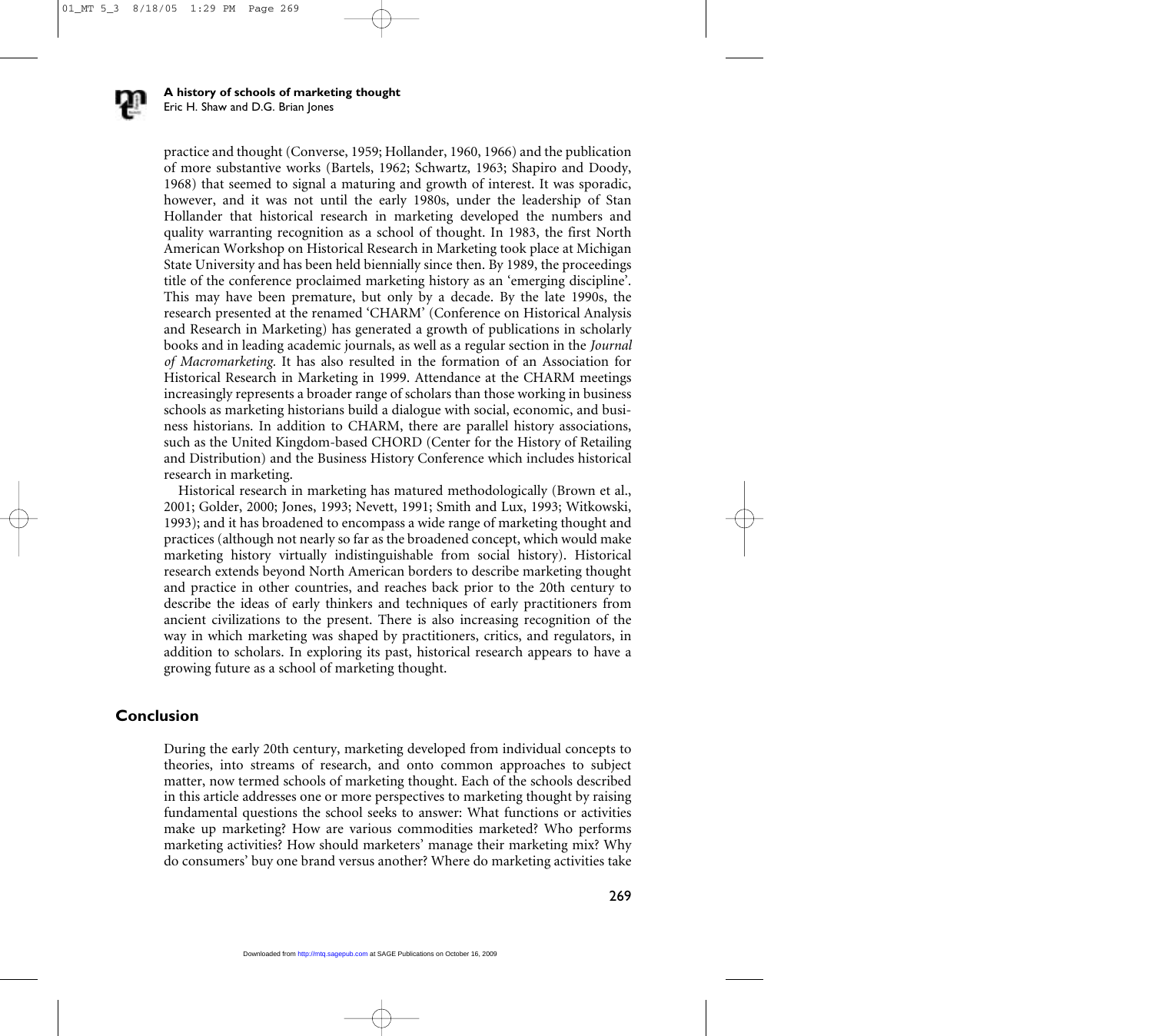practice and thought (Converse, 1959; Hollander, 1960, 1966) and the publication of more substantive works (Bartels, 1962; Schwartz, 1963; Shapiro and Doody, 1968) that seemed to signal a maturing and growth of interest. It was sporadic, however, and it was not until the early 1980s, under the leadership of Stan Hollander that historical research in marketing developed the numbers and quality warranting recognition as a school of thought. In 1983, the first North American Workshop on Historical Research in Marketing took place at Michigan State University and has been held biennially since then. By 1989, the proceedings title of the conference proclaimed marketing history as an 'emerging discipline'. This may have been premature, but only by a decade. By the late 1990s, the research presented at the renamed 'CHARM' (Conference on Historical Analysis and Research in Marketing) has generated a growth of publications in scholarly books and in leading academic journals, as well as a regular section in the *Journal of Macromarketing*. It has also resulted in the formation of an Association for Historical Research in Marketing in 1999. Attendance at the CHARM meetings increasingly represents a broader range of scholars than those working in business schools as marketing historians build a dialogue with social, economic, and business historians. In addition to CHARM, there are parallel history associations, such as the United Kingdom-based CHORD (Center for the History of Retailing and Distribution) and the Business History Conference which includes historical research in marketing.

Historical research in marketing has matured methodologically (Brown et al., 2001; Golder, 2000; Jones, 1993; Nevett, 1991; Smith and Lux, 1993; Witkowski, 1993); and it has broadened to encompass a wide range of marketing thought and practices (although not nearly so far as the broadened concept, which would make marketing history virtually indistinguishable from social history). Historical research extends beyond North American borders to describe marketing thought and practice in other countries, and reaches back prior to the 20th century to describe the ideas of early thinkers and techniques of early practitioners from ancient civilizations to the present. There is also increasing recognition of the way in which marketing was shaped by practitioners, critics, and regulators, in addition to scholars. In exploring its past, historical research appears to have a growing future as a school of marketing thought.

## Conclusion

During the early 20th century, marketing developed from individual concepts to theories, into streams of research, and onto common approaches to subject matter, now termed schools of marketing thought. Each of the schools described in this article addresses one or more perspectives to marketing thought by raising fundamental questions the school seeks to answer: What functions or activities make up marketing? How are various commodities marketed? Who performs marketing activities? How should marketers' manage their marketing mix? Why do consumers' buy one brand versus another? Where do marketing activities take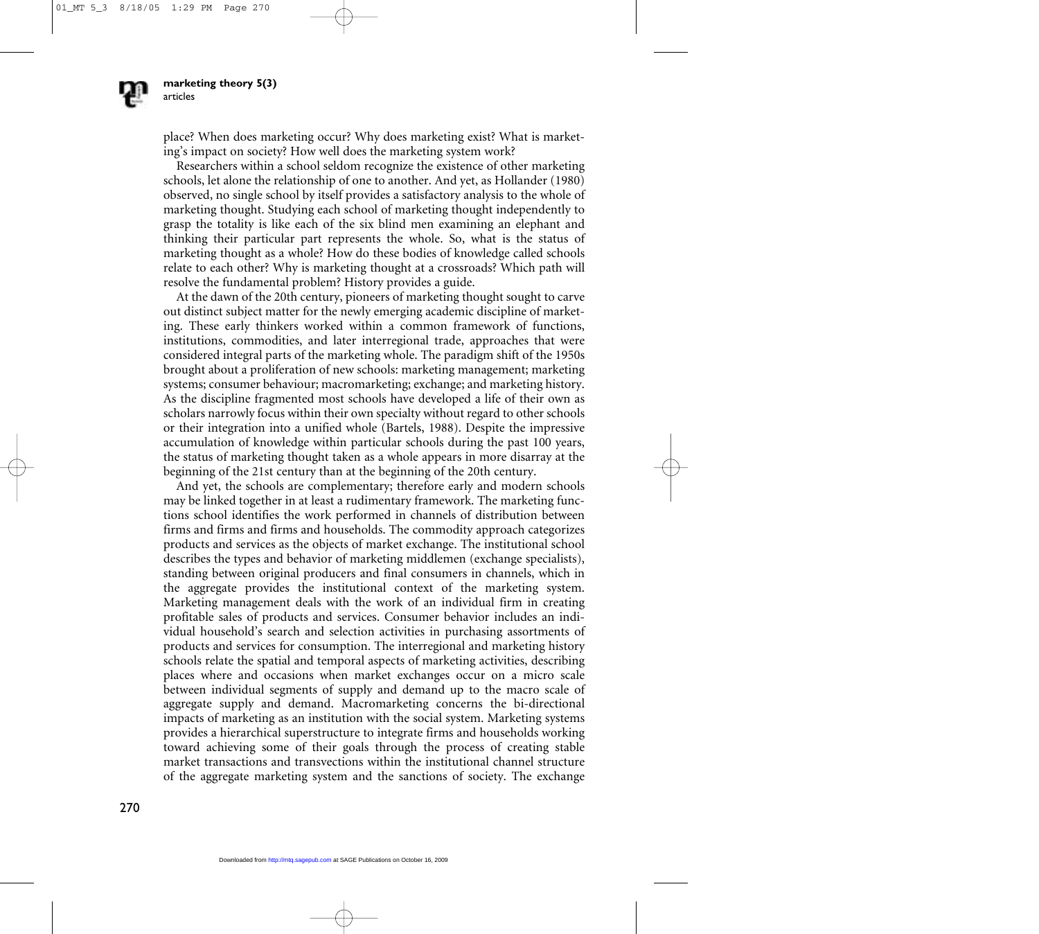place? When does marketing occur? Why does marketing exist? What is marketing's impact on society? How well does the marketing system work?

Researchers within a school seldom recognize the existence of other marketing schools, let alone the relationship of one to another. And yet, as Hollander (1980) observed, no single school by itself provides a satisfactory analysis to the whole of marketing thought. Studying each school of marketing thought independently to grasp the totality is like each of the six blind men examining an elephant and thinking their particular part represents the whole. So, what is the status of marketing thought as a whole? How do these bodies of knowledge called schools relate to each other? Why is marketing thought at a crossroads? Which path will resolve the fundamental problem? History provides a guide.

At the dawn of the 20th century, pioneers of marketing thought sought to carve out distinct subject matter for the newly emerging academic discipline of marketing. These early thinkers worked within a common framework of functions, institutions, commodities, and later interregional trade, approaches that were considered integral parts of the marketing whole. The paradigm shift of the 1950s brought about a proliferation of new schools: marketing management; marketing systems; consumer behaviour; macromarketing; exchange; and marketing history. As the discipline fragmented most schools have developed a life of their own as scholars narrowly focus within their own specialty without regard to other schools or their integration into a unified whole (Bartels, 1988). Despite the impressive accumulation of knowledge within particular schools during the past 100 years, the status of marketing thought taken as a whole appears in more disarray at the beginning of the 21st century than at the beginning of the 20th century.

And yet, the schools are complementary; therefore early and modern schools may be linked together in at least a rudimentary framework. The marketing functions school identifies the work performed in channels of distribution between firms and firms and firms and households. The commodity approach categorizes products and services as the objects of market exchange. The institutional school describes the types and behavior of marketing middlemen (exchange specialists), standing between original producers and final consumers in channels, which in the aggregate provides the institutional context of the marketing system. Marketing management deals with the work of an individual firm in creating profitable sales of products and services. Consumer behavior includes an individual household's search and selection activities in purchasing assortments of products and services for consumption. The interregional and marketing history schools relate the spatial and temporal aspects of marketing activities, describing places where and occasions when market exchanges occur on a micro scale between individual segments of supply and demand up to the macro scale of aggregate supply and demand. Macromarketing concerns the bi-directional impacts of marketing as an institution with the social system. Marketing systems provides a hierarchical superstructure to integrate firms and households working toward achieving some of their goals through the process of creating stable market transactions and transvections within the institutional channel structure of the aggregate marketing system and the sanctions of society. The exchange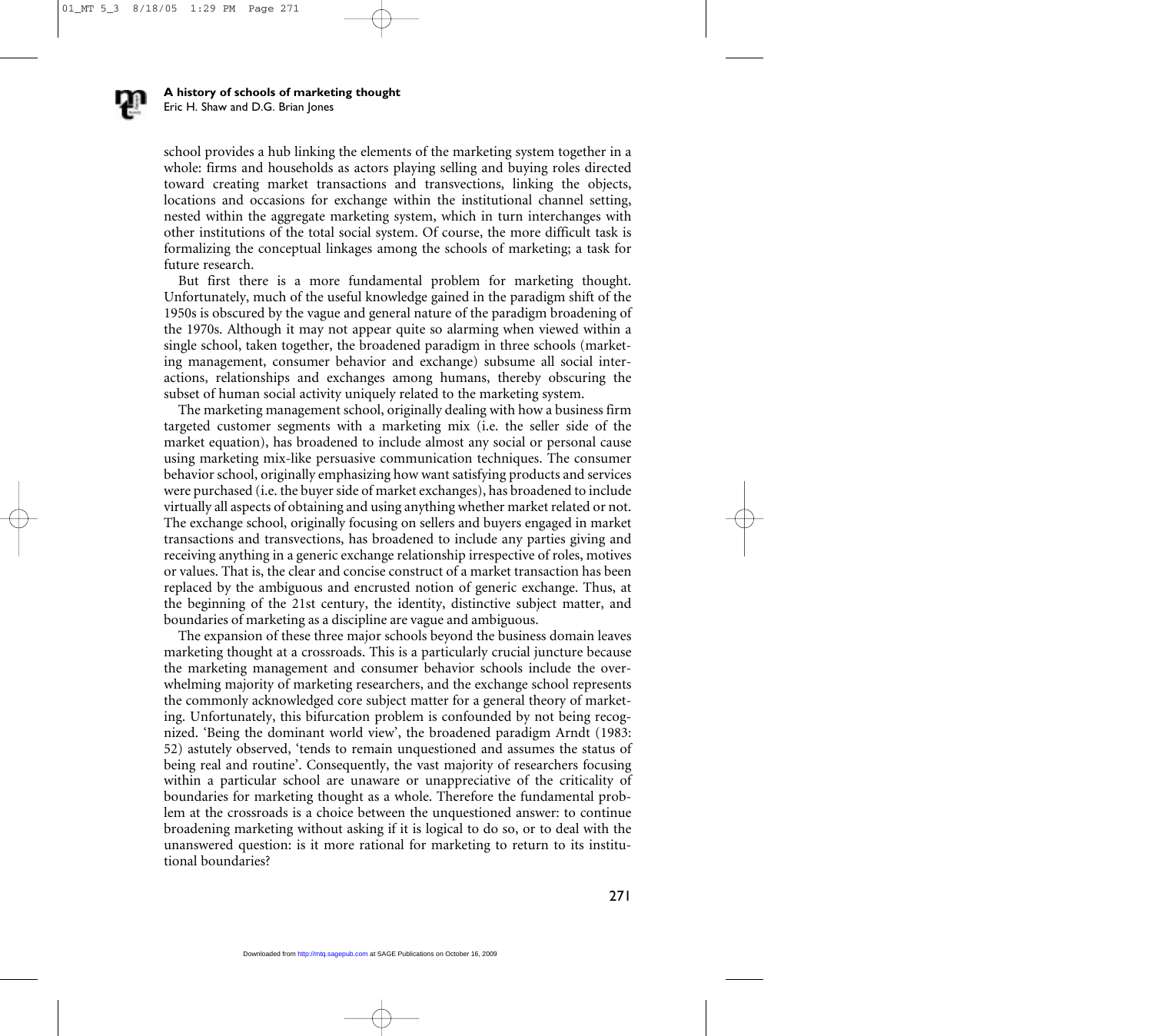school provides a hub linking the elements of the marketing system together in a whole: firms and households as actors playing selling and buying roles directed toward creating market transactions and transvections, linking the objects, locations and occasions for exchange within the institutional channel setting, nested within the aggregate marketing system, which in turn interchanges with other institutions of the total social system. Of course, the more difficult task is formalizing the conceptual linkages among the schools of marketing; a task for future research.

But first there is a more fundamental problem for marketing thought. Unfortunately, much of the useful knowledge gained in the paradigm shift of the 1950s is obscured by the vague and general nature of the paradigm broadening of the 1970s. Although it may not appear quite so alarming when viewed within a single school, taken together, the broadened paradigm in three schools (marketing management, consumer behavior and exchange) subsume all social interactions, relationships and exchanges among humans, thereby obscuring the subset of human social activity uniquely related to the marketing system.

The marketing management school, originally dealing with how a business firm targeted customer segments with a marketing mix (i.e. the seller side of the market equation), has broadened to include almost any social or personal cause using marketing mix-like persuasive communication techniques. The consumer behavior school, originally emphasizing how want satisfying products and services were purchased (i.e. the buyer side of market exchanges), has broadened to include virtually all aspects of obtaining and using anything whether market related or not. The exchange school, originally focusing on sellers and buyers engaged in market transactions and transvections, has broadened to include any parties giving and receiving anything in a generic exchange relationship irrespective of roles, motives or values. That is, the clear and concise construct of a market transaction has been replaced by the ambiguous and encrusted notion of generic exchange. Thus, at the beginning of the 21st century, the identity, distinctive subject matter, and boundaries of marketing as a discipline are vague and ambiguous.

The expansion of these three major schools beyond the business domain leaves marketing thought at a crossroads. This is a particularly crucial juncture because the marketing management and consumer behavior schools include the overwhelming majority of marketing researchers, and the exchange school represents the commonly acknowledged core subject matter for a general theory of marketing. Unfortunately, this bifurcation problem is confounded by not being recognized. 'Being the dominant world view', the broadened paradigm Arndt (1983: 52) astutely observed, 'tends to remain unquestioned and assumes the status of being real and routine'. Consequently, the vast majority of researchers focusing within a particular school are unaware or unappreciative of the criticality of boundaries for marketing thought as a whole. Therefore the fundamental problem at the crossroads is a choice between the unquestioned answer: to continue broadening marketing without asking if it is logical to do so, or to deal with the unanswered question: is it more rational for marketing to return to its institutional boundaries?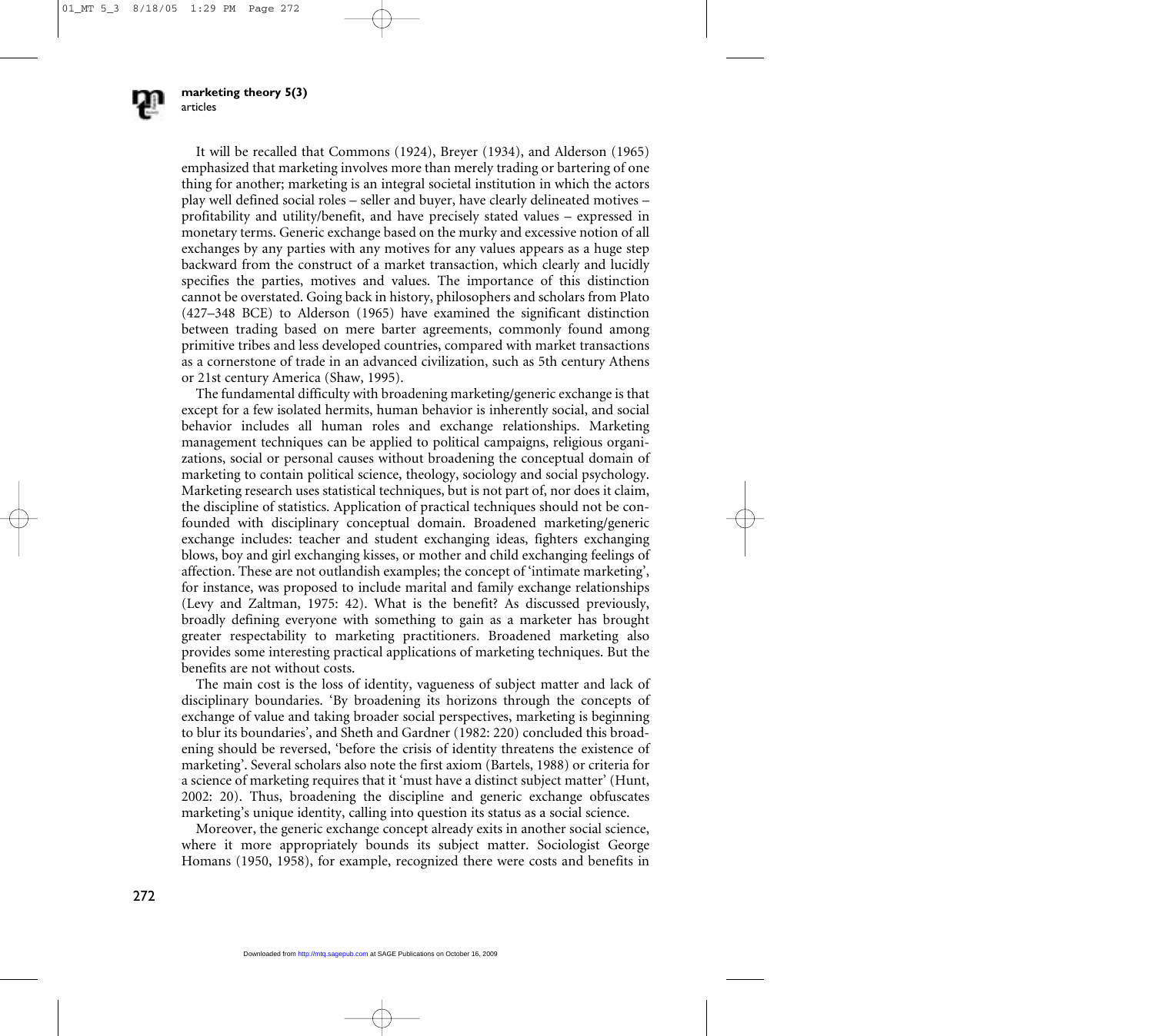It will be recalled that Commons (1924), Breyer (1934), and Alderson (1965) emphasized that marketing involves more than merely trading or bartering of one thing for another; marketing is an integral societal institution in which the actors play well defined social roles – seller and buyer, have clearly delineated motives – profitability and utility/benefit, and have precisely stated values – expressed in monetary terms. Generic exchange based on the murky and excessive notion of all exchanges by any parties with any motives for any values appears as a huge step backward from the construct of a market transaction, which clearly and lucidly specifies the parties, motives and values. The importance of this distinction cannot be overstated. Going back in history, philosophers and scholars from Plato (427–348 BCE) to Alderson (1965) have examined the significant distinction between trading based on mere barter agreements, commonly found among primitive tribes and less developed countries, compared with market transactions as a cornerstone of trade in an advanced civilization, such as 5th century Athens or 21st century America (Shaw, 1995).

The fundamental difficulty with broadening marketing/generic exchange is that except for a few isolated hermits, human behavior is inherently social, and social behavior includes all human roles and exchange relationships. Marketing management techniques can be applied to political campaigns, religious organizations, social or personal causes without broadening the conceptual domain of marketing to contain political science, theology, sociology and social psychology. Marketing research uses statistical techniques, but is not part of, nor does it claim, the discipline of statistics. Application of practical techniques should not be confounded with disciplinary conceptual domain. Broadened marketing/generic exchange includes: teacher and student exchanging ideas, fighters exchanging blows, boy and girl exchanging kisses, or mother and child exchanging feelings of affection. These are not outlandish examples; the concept of 'intimate marketing', for instance, was proposed to include marital and family exchange relationships (Levy and Zaltman, 1975: 42). What is the benefit? As discussed previously, broadly defining everyone with something to gain as a marketer has brought greater respectability to marketing practitioners. Broadened marketing also provides some interesting practical applications of marketing techniques. But the benefits are not without costs.

The main cost is the loss of identity, vagueness of subject matter and lack of disciplinary boundaries. 'By broadening its horizons through the concepts of exchange of value and taking broader social perspectives, marketing is beginning to blur its boundaries', and Sheth and Gardner (1982: 220) concluded this broadening should be reversed, 'before the crisis of identity threatens the existence of marketing'. Several scholars also note the first axiom (Bartels, 1988) or criteria for a science of marketing requires that it 'must have a distinct subject matter' (Hunt, 2002: 20). Thus, broadening the discipline and generic exchange obfuscates marketing's unique identity, calling into question its status as a social science.

Moreover, the generic exchange concept already exits in another social science, where it more appropriately bounds its subject matter. Sociologist George Homans (1950, 1958), for example, recognized there were costs and benefits in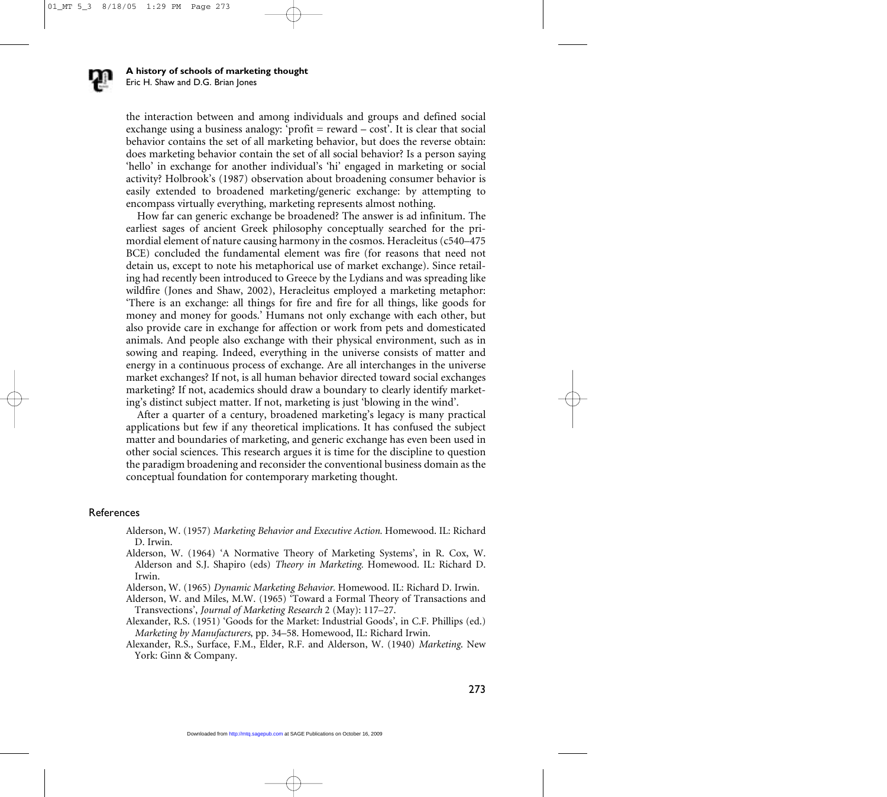the interaction between and among individuals and groups and defined social exchange using a business analogy: 'profit = reward – cost'. It is clear that social behavior contains the set of all marketing behavior, but does the reverse obtain: does marketing behavior contain the set of all social behavior? Is a person saying 'hello' in exchange for another individual's 'hi' engaged in marketing or social activity? Holbrook's (1987) observation about broadening consumer behavior is easily extended to broadened marketing/generic exchange: by attempting to encompass virtually everything, marketing represents almost nothing.

How far can generic exchange be broadened? The answer is ad infinitum. The earliest sages of ancient Greek philosophy conceptually searched for the primordial element of nature causing harmony in the cosmos. Heracleitus (c540–475 BCE) concluded the fundamental element was fire (for reasons that need not detain us, except to note his metaphorical use of market exchange). Since retailing had recently been introduced to Greece by the Lydians and was spreading like wildfire (Jones and Shaw, 2002), Heracleitus employed a marketing metaphor: 'There is an exchange: all things for fire and fire for all things, like goods for money and money for goods.' Humans not only exchange with each other, but also provide care in exchange for affection or work from pets and domesticated animals. And people also exchange with their physical environment, such as in sowing and reaping. Indeed, everything in the universe consists of matter and energy in a continuous process of exchange. Are all interchanges in the universe market exchanges? If not, is all human behavior directed toward social exchanges marketing? If not, academics should draw a boundary to clearly identify marketing's distinct subject matter. If not, marketing is just 'blowing in the wind'.

After a quarter of a century, broadened marketing's legacy is many practical applications but few if any theoretical implications. It has confused the subject matter and boundaries of marketing, and generic exchange has even been used in other social sciences. This research argues it is time for the discipline to question the paradigm broadening and reconsider the conventional business domain as the conceptual foundation for contemporary marketing thought.

## References

Alderson, W. (1957) *Marketing Behavior and Executive Action.* Homewood. IL: Richard D. Irwin.

Alderson, W. (1964) 'A Normative Theory of Marketing Systems', in R. Cox, W. Alderson and S.J. Shapiro (eds) *Theory in Marketing.* Homewood. IL: Richard D. Irwin.

Alderson, W. (1965) *Dynamic Marketing Behavior.* Homewood. IL: Richard D. Irwin.

Alderson, W. and Miles, M.W. (1965) 'Toward a Formal Theory of Transactions and Transvections', *Journal of Marketing Research* 2 (May): 117–27.

Alexander, R.S. (1951) 'Goods for the Market: Industrial Goods', in C.F. Phillips (ed.) *Marketing by Manufacturers*, pp. 34–58. Homewood, IL: Richard Irwin.

Alexander, R.S., Surface, F.M., Elder, R.F. and Alderson, W. (1940) *Marketing.* New York: Ginn & Company.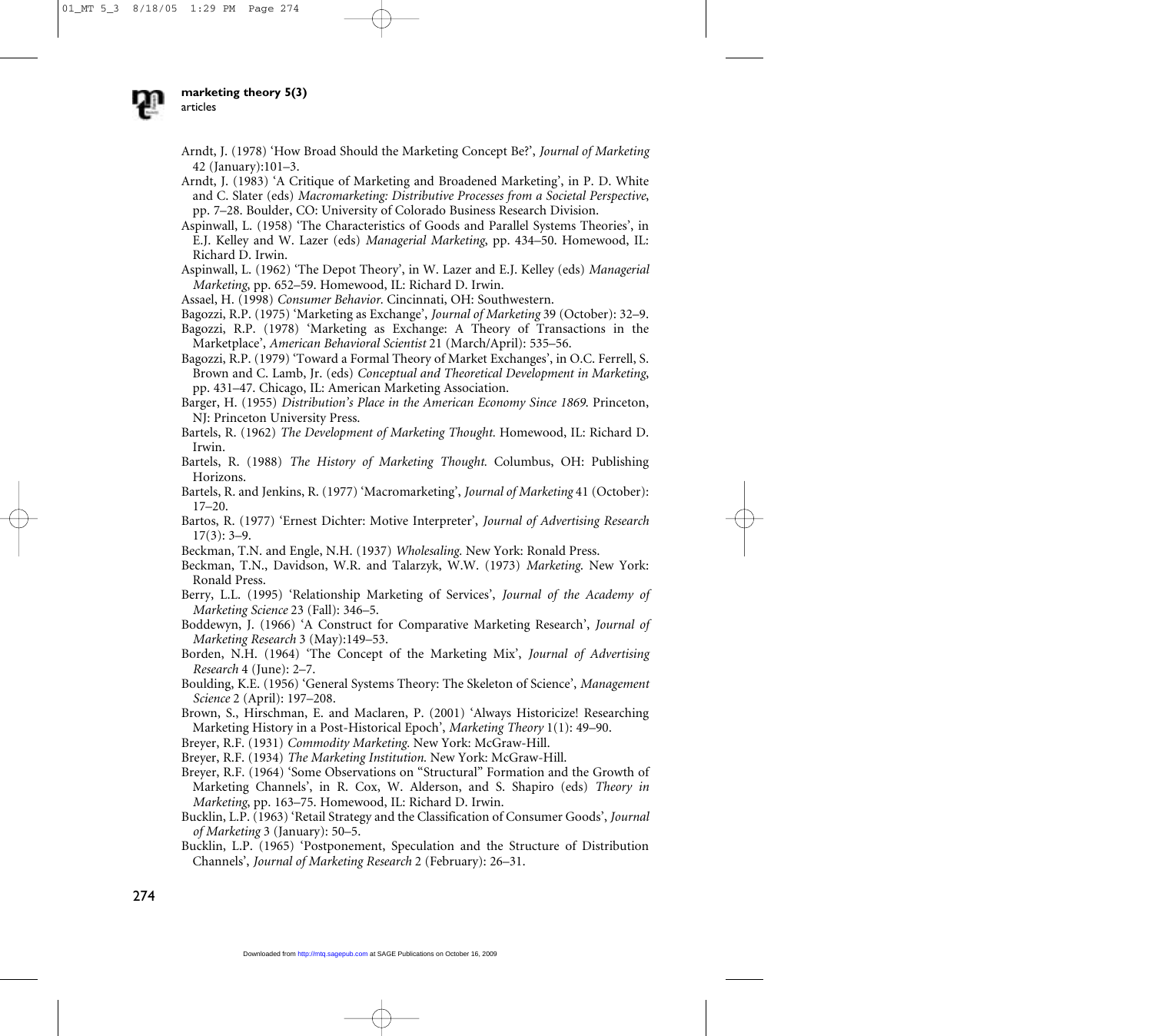Arndt, J. (1978) 'How Broad Should the Marketing Concept Be?', *Journal of Marketing* 42 (January):101–3.

Arndt, J. (1983) 'A Critique of Marketing and Broadened Marketing', in P. D. White and C. Slater (eds) *Macromarketing: Distributive Processes from a Societal Perspective*, pp. 7–28. Boulder, CO: University of Colorado Business Research Division.

Aspinwall, L. (1958) 'The Characteristics of Goods and Parallel Systems Theories', in E.J. Kelley and W. Lazer (eds) *Managerial Marketing*, pp. 434–50. Homewood, IL: Richard D. Irwin.

Aspinwall, L. (1962) 'The Depot Theory', in W. Lazer and E.J. Kelley (eds) *Managerial Marketing*, pp. 652–59. Homewood, IL: Richard D. Irwin.

Assael, H. (1998) *Consumer Behavior*. Cincinnati, OH: Southwestern.

Bagozzi, R.P. (1975) 'Marketing as Exchange', *Journal of Marketing* 39 (October): 32–9.

Bagozzi, R.P. (1978) 'Marketing as Exchange: A Theory of Transactions in the Marketplace', *American Behavioral Scientist* 21 (March/April): 535–56.

Bagozzi, R.P. (1979) 'Toward a Formal Theory of Market Exchanges', in O.C. Ferrell, S. Brown and C. Lamb, Jr. (eds) *Conceptual and Theoretical Development in Marketing*, pp. 431–47. Chicago, IL: American Marketing Association.

Barger, H. (1955) *Distribution's Place in the American Economy Since 1869*. Princeton, NJ: Princeton University Press.

Bartels, R. (1962) *The Development of Marketing Thought*. Homewood, IL: Richard D. Irwin.

Bartels, R. (1988) *The History of Marketing Thought*. Columbus, OH: Publishing Horizons.

Bartels, R. and Jenkins, R. (1977) 'Macromarketing', *Journal of Marketing* 41 (October): 17–20.

Bartos, R. (1977) 'Ernest Dichter: Motive Interpreter', *Journal of Advertising Research* 17(3): 3–9.

Beckman, T.N. and Engle, N.H. (1937) *Wholesaling*. New York: Ronald Press.

Beckman, T.N., Davidson, W.R. and Talarzyk, W.W. (1973) *Marketing*. New York: Ronald Press.

Berry, L.L. (1995) 'Relationship Marketing of Services', *Journal of the Academy of Marketing Science* 23 (Fall): 346–5.

Boddewyn, J. (1966) 'A Construct for Comparative Marketing Research', *Journal of Marketing Research* 3 (May):149–53.

Borden, N.H. (1964) 'The Concept of the Marketing Mix', *Journal of Advertising Research* 4 (June): 2–7.

Boulding, K.E. (1956) 'General Systems Theory: The Skeleton of Science', *Management Science* 2 (April): 197–208.

Brown, S., Hirschman, E. and Maclaren, P. (2001) 'Always Historicize! Researching Marketing History in a Post-Historical Epoch', *Marketing Theory* 1(1): 49–90.

Breyer, R.F. (1931) *Commodity Marketing*. New York: McGraw-Hill.

Breyer, R.F. (1934) *The Marketing Institution*. New York: McGraw-Hill.

Breyer, R.F. (1964) 'Some Observations on "Structural" Formation and the Growth of Marketing Channels', in R. Cox, W. Alderson, and S. Shapiro (eds) *Theory in Marketing*, pp. 163–75. Homewood, IL: Richard D. Irwin.

Bucklin, L.P. (1963) 'Retail Strategy and the Classification of Consumer Goods', *Journal of Marketing* 3 (January): 50–5.

Bucklin, L.P. (1965) 'Postponement, Speculation and the Structure of Distribution Channels', *Journal of Marketing Research* 2 (February): 26–31.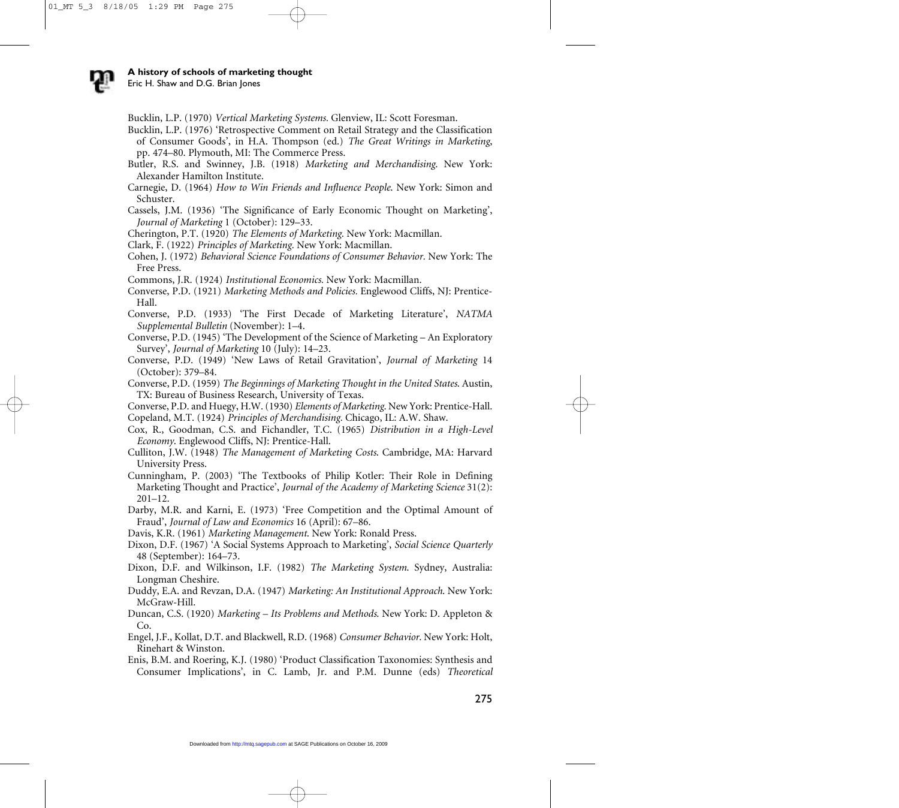Bucklin, L.P. (1970) *Vertical Marketing Systems*. Glenview, IL: Scott Foresman.

Bucklin, L.P. (1976) 'Retrospective Comment on Retail Strategy and the Classification of Consumer Goods', in H.A. Thompson (ed.) *The Great Writings in Marketing*, pp. 474–80. Plymouth, MI: The Commerce Press.

Butler, R.S. and Swinney, J.B. (1918) *Marketing and Merchandising*. New York: Alexander Hamilton Institute.

Carnegie, D. (1964) *How to Win Friends and Influence People*. New York: Simon and Schuster.

Cassels, J.M. (1936) 'The Significance of Early Economic Thought on Marketing', *Journal of Marketing* 1 (October): 129–33.

Cherington, P.T. (1920) *The Elements of Marketing*. New York: Macmillan.

Clark, F. (1922) *Principles of Marketing*. New York: Macmillan.

Cohen, J. (1972) *Behavioral Science Foundations of Consumer Behavior*. New York: The Free Press.

Commons, J.R. (1924) *Institutional Economics*. New York: Macmillan.

Converse, P.D. (1921) *Marketing Methods and Policies*. Englewood Cliffs, NJ: Prentice-Hall.

Converse, P.D. (1933) 'The First Decade of Marketing Literature', *NATMA Supplemental Bulletin* (November): 1–4.

Converse, P.D. (1945) 'The Development of the Science of Marketing – An Exploratory Survey', *Journal of Marketing* 10 (July): 14–23.

Converse, P.D. (1949) 'New Laws of Retail Gravitation', *Journal of Marketing* 14 (October): 379–84.

Converse, P.D. (1959) *The Beginnings of Marketing Thought in the United States*. Austin, TX: Bureau of Business Research, University of Texas.

Converse, P.D. and Huegy, H.W. (1930) *Elements of Marketing*. New York: Prentice-Hall.

Copeland, M.T. (1924) *Principles of Merchandising*. Chicago, IL: A.W. Shaw.

Cox, R., Goodman, C.S. and Fichandler, T.C. (1965) *Distribution in a High-Level Economy*. Englewood Cliffs, NJ: Prentice-Hall.

Culliton, J.W. (1948) *The Management of Marketing Costs*. Cambridge, MA: Harvard University Press.

Cunningham, P. (2003) 'The Textbooks of Philip Kotler: Their Role in Defining Marketing Thought and Practice', *Journal of the Academy of Marketing Science* 31(2): 201–12.

Darby, M.R. and Karni, E. (1973) 'Free Competition and the Optimal Amount of Fraud', *Journal of Law and Economics* 16 (April): 67–86.

Davis, K.R. (1961) *Marketing Management*. New York: Ronald Press.

Dixon, D.F. (1967) 'A Social Systems Approach to Marketing', *Social Science Quarterly* 48 (September): 164–73.

Dixon, D.F. and Wilkinson, I.F. (1982) *The Marketing System*. Sydney, Australia: Longman Cheshire.

Duddy, E.A. and Revzan, D.A. (1947) *Marketing: An Institutional Approach*. New York: McGraw-Hill.

Duncan, C.S. (1920) *Marketing – Its Problems and Methods*. New York: D. Appleton & Co.

Engel, J.F., Kollat, D.T. and Blackwell, R.D. (1968) *Consumer Behavior*. New York: Holt, Rinehart & Winston.

Enis, B.M. and Roering, K.J. (1980) 'Product Classification Taxonomies: Synthesis and Consumer Implications', in C. Lamb, Jr. and P.M. Dunne (eds) *Theoretical*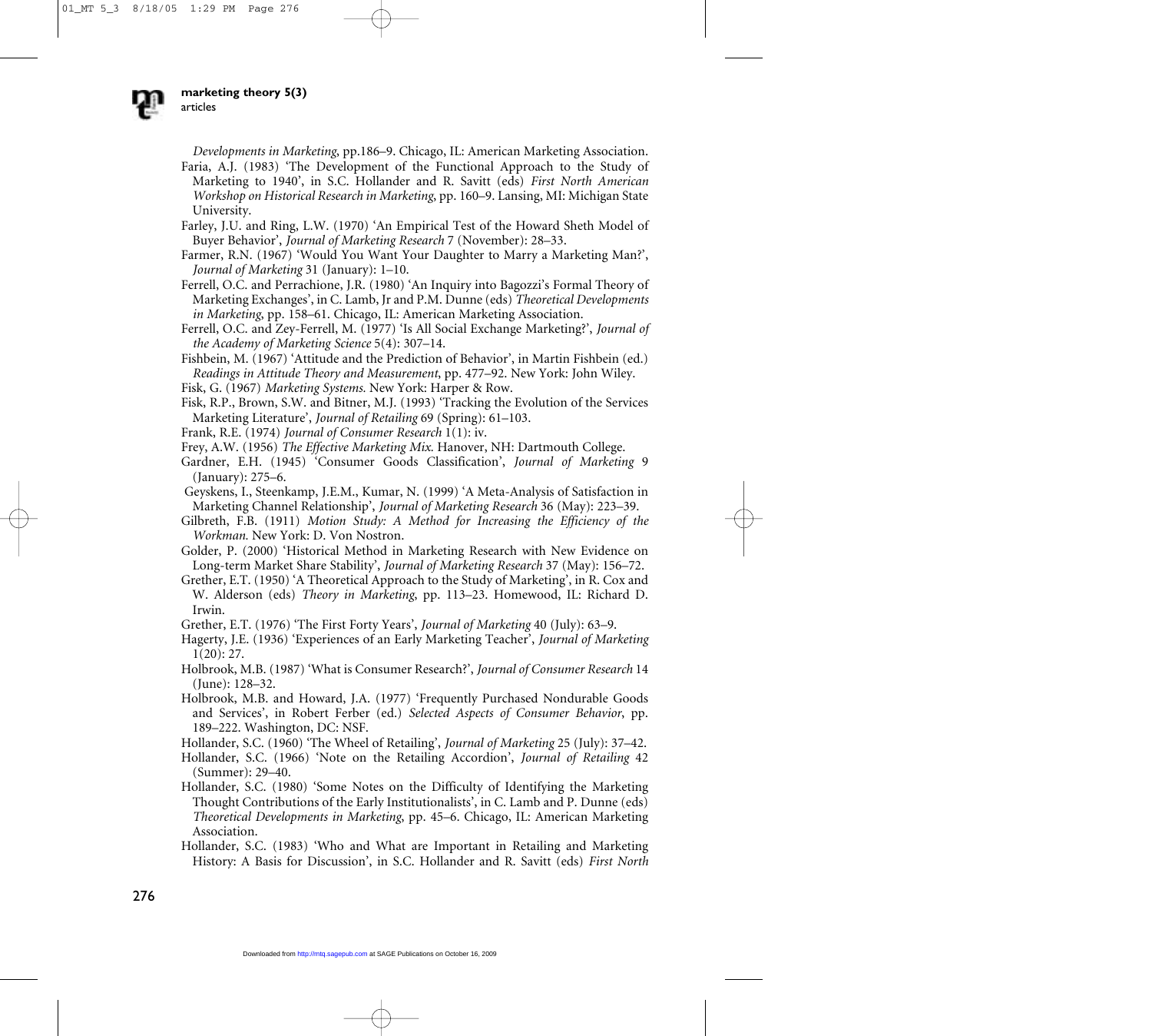*Developments in Marketing*, pp.186–9. Chicago, IL: American Marketing Association.

Faria, A.J. (1983) 'The Development of the Functional Approach to the Study of Marketing to 1940', in S.C. Hollander and R. Savitt (eds) *First North American Workshop on Historical Research in Marketing*, pp. 160–9. Lansing, MI: Michigan State University.

Farley, J.U. and Ring, L.W. (1970) 'An Empirical Test of the Howard Sheth Model of Buyer Behavior', *Journal of Marketing Research* 7 (November): 28–33.

Farmer, R.N. (1967) 'Would You Want Your Daughter to Marry a Marketing Man?', *Journal of Marketing* 31 (January): 1–10.

Ferrell, O.C. and Perrachione, J.R. (1980) 'An Inquiry into Bagozzi's Formal Theory of Marketing Exchanges', in C. Lamb, Jr and P.M. Dunne (eds) *Theoretical Developments in Marketing*, pp. 158–61. Chicago, IL: American Marketing Association.

Ferrell, O.C. and Zey-Ferrell, M. (1977) 'Is All Social Exchange Marketing?', *Journal of the Academy of Marketing Science* 5(4): 307–14.

Fishbein, M. (1967) 'Attitude and the Prediction of Behavior', in Martin Fishbein (ed.) *Readings in Attitude Theory and Measurement*, pp. 477–92. New York: John Wiley.

Fisk, G. (1967) *Marketing Systems.* New York: Harper & Row.

Fisk, R.P., Brown, S.W. and Bitner, M.J. (1993) 'Tracking the Evolution of the Services Marketing Literature', *Journal of Retailing* 69 (Spring): 61–103.

Frank, R.E. (1974) *Journal of Consumer Research* 1(1): iv.

Frey, A.W. (1956) *The Effective Marketing Mix.* Hanover, NH: Dartmouth College.

Gardner, E.H. (1945) 'Consumer Goods Classification', *Journal of Marketing* 9 (January): 275–6.

Geyskens, I., Steenkamp, J.E.M., Kumar, N. (1999) 'A Meta-Analysis of Satisfaction in Marketing Channel Relationship', *Journal of Marketing Research* 36 (May): 223–39.

Gilbreth, F.B. (1911) *Motion Study: A Method for Increasing the Efficiency of the Workman.* New York: D. Von Nostron.

Golder, P. (2000) 'Historical Method in Marketing Research with New Evidence on Long-term Market Share Stability', *Journal of Marketing Research* 37 (May): 156–72.

Grether, E.T. (1950) 'A Theoretical Approach to the Study of Marketing', in R. Cox and W. Alderson (eds) *Theory in Marketing*, pp. 113–23. Homewood, IL: Richard D. Irwin.

Grether, E.T. (1976) 'The First Forty Years', *Journal of Marketing* 40 (July): 63–9.

Hagerty, J.E. (1936) 'Experiences of an Early Marketing Teacher', *Journal of Marketing* 1(20): 27.

Holbrook, M.B. (1987) 'What is Consumer Research?', *Journal of Consumer Research* 14 (June): 128–32.

Holbrook, M.B. and Howard, J.A. (1977) 'Frequently Purchased Nondurable Goods and Services', in Robert Ferber (ed.) *Selected Aspects of Consumer Behavior*, pp. 189–222. Washington, DC: NSF.

Hollander, S.C. (1960) 'The Wheel of Retailing', *Journal of Marketing* 25 (July): 37–42.

Hollander, S.C. (1966) 'Note on the Retailing Accordion', *Journal of Retailing* 42 (Summer): 29–40.

Hollander, S.C. (1980) 'Some Notes on the Difficulty of Identifying the Marketing Thought Contributions of the Early Institutionalists', in C. Lamb and P. Dunne (eds) *Theoretical Developments in Marketing*, pp. 45–6. Chicago, IL: American Marketing Association.

Hollander, S.C. (1983) 'Who and What are Important in Retailing and Marketing History: A Basis for Discussion', in S.C. Hollander and R. Savitt (eds) *First North*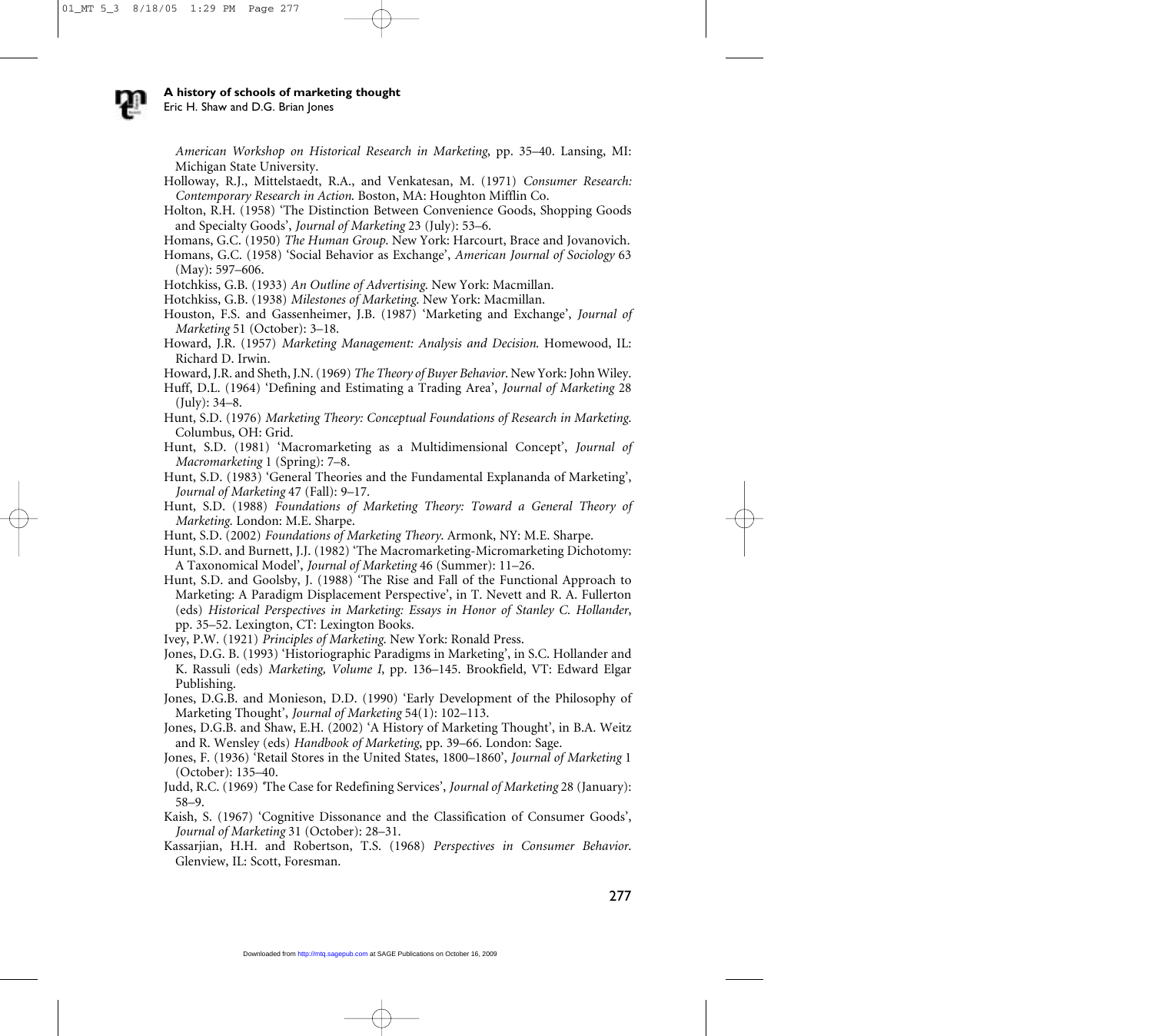*American Workshop on Historical Research in Marketing*, pp. 35–40. Lansing, MI: Michigan State University.

Holloway, R.J., Mittelstaedt, R.A., and Venkatesan, M. (1971) *Consumer Research: Contemporary Research in Action*. Boston, MA: Houghton Mifflin Co.

Holton, R.H. (1958) 'The Distinction Between Convenience Goods, Shopping Goods and Specialty Goods', *Journal of Marketing* 23 (July): 53–6.

Homans, G.C. (1950) *The Human Group*. New York: Harcourt, Brace and Jovanovich.

Homans, G.C. (1958) 'Social Behavior as Exchange', *American Journal of Sociology* 63 (May): 597–606.

Hotchkiss, G.B. (1933) *An Outline of Advertising*. New York: Macmillan.

Hotchkiss, G.B. (1938) *Milestones of Marketing*. New York: Macmillan.

Houston, F.S. and Gassenheimer, J.B. (1987) 'Marketing and Exchange', *Journal of Marketing* 51 (October): 3–18.

Howard, J.R. (1957) *Marketing Management: Analysis and Decision*. Homewood, IL: Richard D. Irwin.

Howard, J.R. and Sheth, J.N. (1969) *The Theory of Buyer Behavior*. New York: John Wiley.

Huff, D.L. (1964) 'Defining and Estimating a Trading Area', *Journal of Marketing* 28 (July): 34–8.

Hunt, S.D. (1976) *Marketing Theory: Conceptual Foundations of Research in Marketing*. Columbus, OH: Grid.

Hunt, S.D. (1981) 'Macromarketing as a Multidimensional Concept', *Journal of Macromarketing* 1 (Spring): 7–8.

Hunt, S.D. (1983) 'General Theories and the Fundamental Explananda of Marketing', *Journal of Marketing* 47 (Fall): 9–17.

Hunt, S.D. (1988) *Foundations of Marketing Theory: Toward a General Theory of Marketing*. London: M.E. Sharpe.

Hunt, S.D. (2002) *Foundations of Marketing Theory*. Armonk, NY: M.E. Sharpe.

Hunt, S.D. and Burnett, J.J. (1982) 'The Macromarketing-Micromarketing Dichotomy: A Taxonomical Model', *Journal of Marketing* 46 (Summer): 11–26.

Hunt, S.D. and Goolsby, J. (1988) 'The Rise and Fall of the Functional Approach to Marketing: A Paradigm Displacement Perspective', in T. Nevett and R. A. Fullerton (eds) *Historical Perspectives in Marketing: Essays in Honor of Stanley C. Hollander*, pp. 35–52. Lexington, CT: Lexington Books.

Ivey, P.W. (1921) *Principles of Marketing*. New York: Ronald Press.

Jones, D.G. B. (1993) 'Historiographic Paradigms in Marketing', in S.C. Hollander and K. Rassuli (eds) *Marketing, Volume I*, pp. 136–145. Brookfield, VT: Edward Elgar Publishing.

Jones, D.G.B. and Monieson, D.D. (1990) 'Early Development of the Philosophy of Marketing Thought', *Journal of Marketing* 54(1): 102–113.

Jones, D.G.B. and Shaw, E.H. (2002) 'A History of Marketing Thought', in B.A. Weitz and R. Wensley (eds) *Handbook of Marketing*, pp. 39–66. London: Sage.

Jones, F. (1936) 'Retail Stores in the United States, 1800–1860', *Journal of Marketing* 1 (October): 135–40.

Judd, R.C. (1969) 'The Case for Redefining Services', *Journal of Marketing* 28 (January): 58–9.

Kaish, S. (1967) 'Cognitive Dissonance and the Classification of Consumer Goods', *Journal of Marketing* 31 (October): 28–31.

Kassarjian, H.H. and Robertson, T.S. (1968) *Perspectives in Consumer Behavior*. Glenview, IL: Scott, Foresman.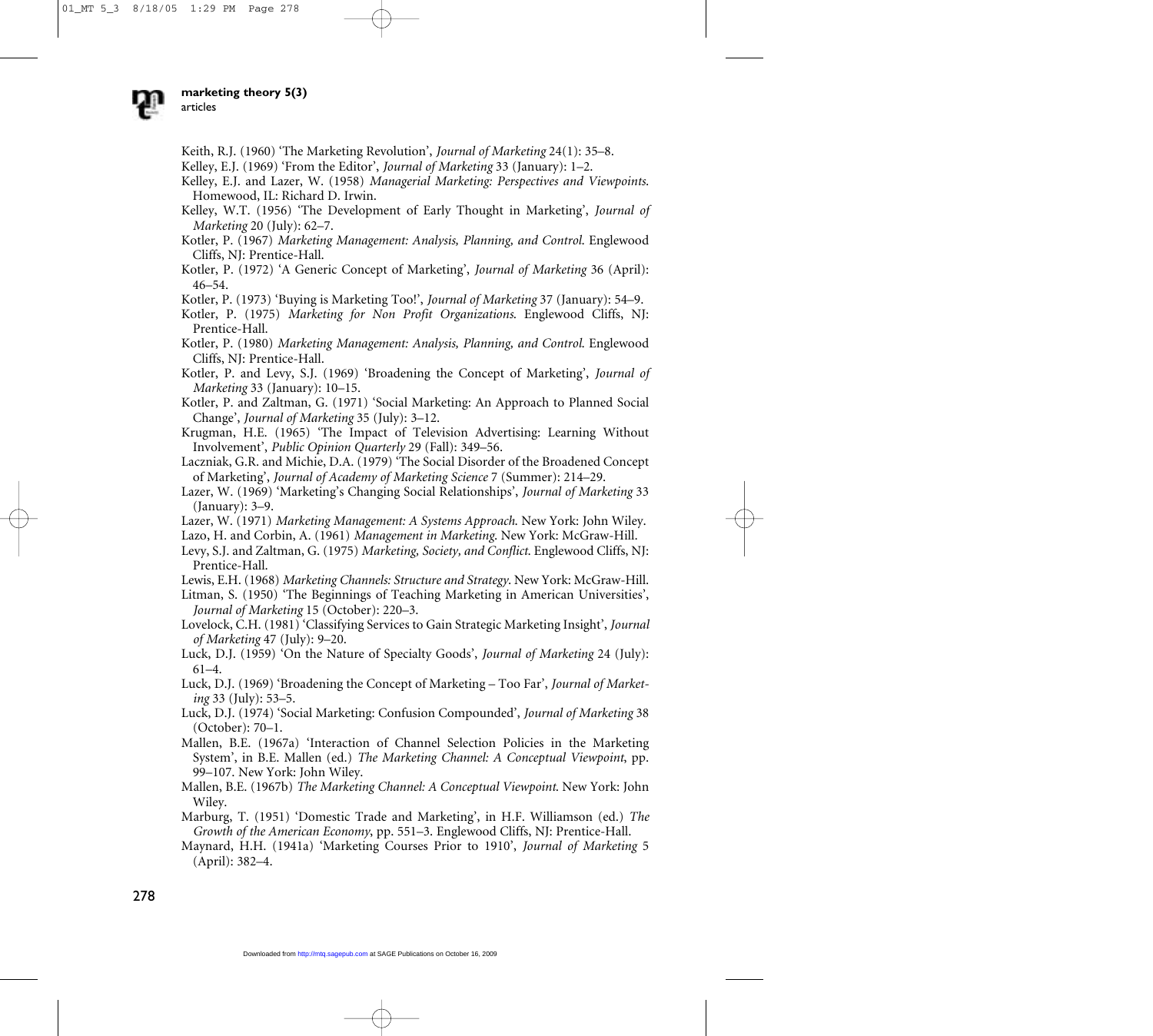Keith, R.J. (1960) 'The Marketing Revolution', *Journal of Marketing* 24(1): 35–8.

Kelley, E.J. (1969) 'From the Editor', *Journal of Marketing* 33 (January): 1–2.

Kelley, E.J. and Lazer, W. (1958) *Managerial Marketing: Perspectives and Viewpoints*. Homewood, IL: Richard D. Irwin.

Kelley, W.T. (1956) 'The Development of Early Thought in Marketing', *Journal of Marketing* 20 (July): 62–7.

Kotler, P. (1967) *Marketing Management: Analysis, Planning, and Control*. Englewood Cliffs, NJ: Prentice-Hall.

Kotler, P. (1972) 'A Generic Concept of Marketing', *Journal of Marketing* 36 (April): 46–54.

Kotler, P. (1973) 'Buying is Marketing Too!', *Journal of Marketing* 37 (January): 54–9.

Kotler, P. (1975) *Marketing for Non Profit Organizations*. Englewood Cliffs, NJ: Prentice-Hall.

Kotler, P. (1980) *Marketing Management: Analysis, Planning, and Control*. Englewood Cliffs, NJ: Prentice-Hall.

Kotler, P. and Levy, S.J. (1969) 'Broadening the Concept of Marketing', *Journal of Marketing* 33 (January): 10–15.

Kotler, P. and Zaltman, G. (1971) 'Social Marketing: An Approach to Planned Social Change', *Journal of Marketing* 35 (July): 3–12.

Krugman, H.E. (1965) 'The Impact of Television Advertising: Learning Without Involvement', *Public Opinion Quarterly* 29 (Fall): 349–56.

Laczniak, G.R. and Michie, D.A. (1979) 'The Social Disorder of the Broadened Concept of Marketing', *Journal of Academy of Marketing Science* 7 (Summer): 214–29.

Lazer, W. (1969) 'Marketing's Changing Social Relationships', *Journal of Marketing* 33 (January): 3–9.

Lazer, W. (1971) *Marketing Management: A Systems Approach*. New York: John Wiley.

Lazo, H. and Corbin, A. (1961) *Management in Marketing*. New York: McGraw-Hill.

Levy, S.J. and Zaltman, G. (1975) *Marketing, Society, and Conflict*. Englewood Cliffs, NJ: Prentice-Hall.

Lewis, E.H. (1968) *Marketing Channels: Structure and Strategy*. New York: McGraw-Hill.

Litman, S. (1950) 'The Beginnings of Teaching Marketing in American Universities', *Journal of Marketing* 15 (October): 220–3.

Lovelock, C.H. (1981) 'Classifying Services to Gain Strategic Marketing Insight', *Journal of Marketing* 47 (July): 9–20.

Luck, D.J. (1959) 'On the Nature of Specialty Goods', *Journal of Marketing* 24 (July): 61–4.

Luck, D.J. (1969) 'Broadening the Concept of Marketing – Too Far', *Journal of Marketing* 33 (July): 53–5.

Luck, D.J. (1974) 'Social Marketing: Confusion Compounded', *Journal of Marketing* 38 (October): 70–1.

Mallen, B.E. (1967a) 'Interaction of Channel Selection Policies in the Marketing System', in B.E. Mallen (ed.) *The Marketing Channel: A Conceptual Viewpoint*, pp. 99–107. New York: John Wiley.

Mallen, B.E. (1967b) *The Marketing Channel: A Conceptual Viewpoint*. New York: John Wiley.

Marburg, T. (1951) 'Domestic Trade and Marketing', in H.F. Williamson (ed.) *The Growth of the American Economy*, pp. 551–3. Englewood Cliffs, NJ: Prentice-Hall.

Maynard, H.H. (1941a) 'Marketing Courses Prior to 1910', *Journal of Marketing* 5 (April): 382–4.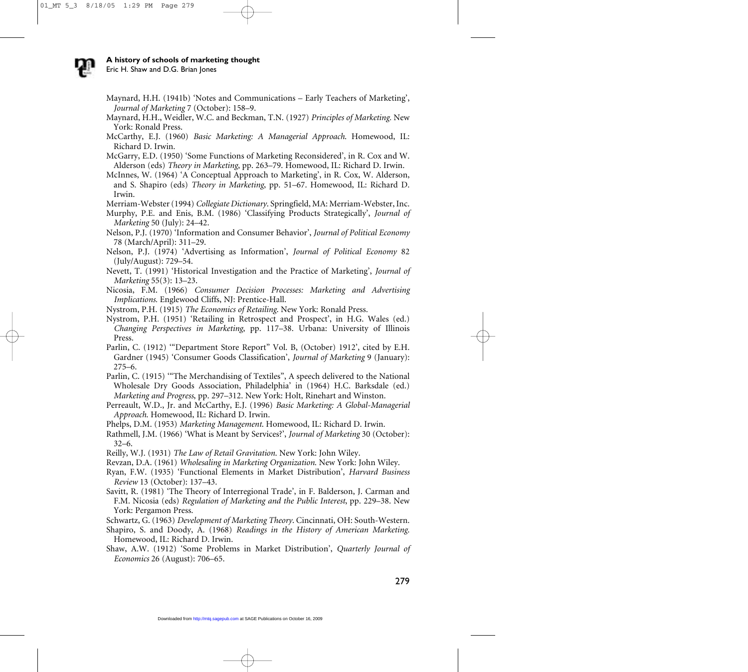Maynard, H.H. (1941b) 'Notes and Communications – Early Teachers of Marketing', *Journal of Marketing* 7 (October): 158–9.

Maynard, H.H., Weidler, W.C. and Beckman, T.N. (1927) *Principles of Marketing*. New York: Ronald Press.

McCarthy, E.J. (1960) *Basic Marketing: A Managerial Approach*. Homewood, IL: Richard D. Irwin.

McGarry, E.D. (1950) 'Some Functions of Marketing Reconsidered', in R. Cox and W. Alderson (eds) *Theory in Marketing*, pp. 263–79. Homewood, IL: Richard D. Irwin.

McInnes, W. (1964) 'A Conceptual Approach to Marketing', in R. Cox, W. Alderson, and S. Shapiro (eds) *Theory in Marketing*, pp. 51–67. Homewood, IL: Richard D. Irwin.

Merriam-Webster (1994) *Collegiate Dictionary*. Springfield, MA: Merriam-Webster, Inc.

Murphy, P.E. and Enis, B.M. (1986) 'Classifying Products Strategically', *Journal of Marketing* 50 (July): 24–42.

Nelson, P.J. (1970) 'Information and Consumer Behavior', *Journal of Political Economy* 78 (March/April): 311–29.

Nelson, P.J. (1974) 'Advertising as Information', *Journal of Political Economy* 82 (July/August): 729–54.

Nevett, T. (1991) 'Historical Investigation and the Practice of Marketing', *Journal of Marketing* 55(3): 13–23.

Nicosia, F.M. (1966) *Consumer Decision Processes: Marketing and Advertising Implications*. Englewood Cliffs, NJ: Prentice-Hall.

Nystrom, P.H. (1915) *The Economics of Retailing*. New York: Ronald Press.

Nystrom, P.H. (1951) 'Retailing in Retrospect and Prospect', in H.G. Wales (ed.) *Changing Perspectives in Marketing*, pp. 117–38. Urbana: University of Illinois Press.

Parlin, C. (1912) '"Department Store Report" Vol. B, (October) 1912', cited by E.H. Gardner (1945) 'Consumer Goods Classification', *Journal of Marketing* 9 (January): 275–6.

Parlin, C. (1915) '"The Merchandising of Textiles", A speech delivered to the National Wholesale Dry Goods Association, Philadelphia' in (1964) H.C. Barksdale (ed.) *Marketing and Progress*, pp. 297–312. New York: Holt, Rinehart and Winston.

Perreault, W.D., Jr. and McCarthy, E.J. (1996) *Basic Marketing: A Global-Managerial Approach*. Homewood, IL: Richard D. Irwin.

Phelps, D.M. (1953) *Marketing Management*. Homewood, IL: Richard D. Irwin.

Rathmell, J.M. (1966) 'What is Meant by Services?', *Journal of Marketing* 30 (October): 32–6.

Reilly, W.J. (1931) *The Law of Retail Gravitation*. New York: John Wiley.

Revzan, D.A. (1961) *Wholesaling in Marketing Organization*. New York: John Wiley.

Ryan, F.W. (1935) 'Functional Elements in Market Distribution', *Harvard Business Review* 13 (October): 137–43.

Savitt, R. (1981) 'The Theory of Interregional Trade', in F. Balderson, J. Carman and F.M. Nicosia (eds) *Regulation of Marketing and the Public Interest*, pp. 229–38. New York: Pergamon Press.

Schwartz, G. (1963) *Development of Marketing Theory*. Cincinnati, OH: South-Western.

Shapiro, S. and Doody, A. (1968) *Readings in the History of American Marketing*. Homewood, IL: Richard D. Irwin.

Shaw, A.W. (1912) 'Some Problems in Market Distribution', *Quarterly Journal of Economics* 26 (August): 706–65.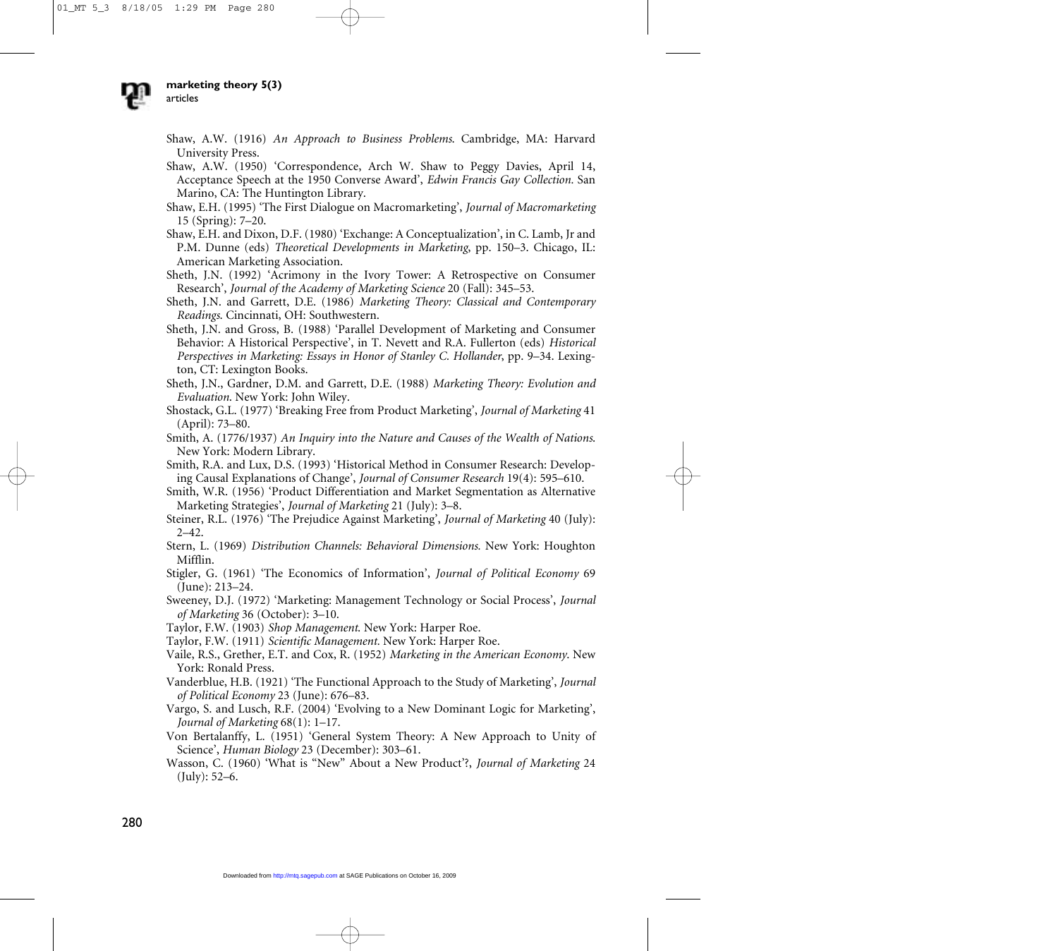Shaw, A.W. (1916) *An Approach to Business Problems*. Cambridge, MA: Harvard University Press.

Shaw, A.W. (1950) 'Correspondence, Arch W. Shaw to Peggy Davies, April 14, Acceptance Speech at the 1950 Converse Award', *Edwin Francis Gay Collection*. San Marino, CA: The Huntington Library.

Shaw, E.H. (1995) 'The First Dialogue on Macromarketing', *Journal of Macromarketing* 15 (Spring): 7–20.

Shaw, E.H. and Dixon, D.F. (1980) 'Exchange: A Conceptualization', in C. Lamb, Jr and P.M. Dunne (eds) *Theoretical Developments in Marketing*, pp. 150–3. Chicago, IL: American Marketing Association.

Sheth, J.N. (1992) 'Acrimony in the Ivory Tower: A Retrospective on Consumer Research', *Journal of the Academy of Marketing Science* 20 (Fall): 345–53.

Sheth, J.N. and Garrett, D.E. (1986) *Marketing Theory: Classical and Contemporary Readings*. Cincinnati, OH: Southwestern.

Sheth, J.N. and Gross, B. (1988) 'Parallel Development of Marketing and Consumer Behavior: A Historical Perspective', in T. Nevett and R.A. Fullerton (eds) *Historical Perspectives in Marketing: Essays in Honor of Stanley C. Hollander*, pp. 9–34. Lexington, CT: Lexington Books.

Sheth, J.N., Gardner, D.M. and Garrett, D.E. (1988) *Marketing Theory: Evolution and Evaluation*. New York: John Wiley.

Shostack, G.L. (1977) 'Breaking Free from Product Marketing', *Journal of Marketing* 41 (April): 73–80.

Smith, A. (1776/1937) *An Inquiry into the Nature and Causes of the Wealth of Nations*. New York: Modern Library.

Smith, R.A. and Lux, D.S. (1993) 'Historical Method in Consumer Research: Developing Causal Explanations of Change', *Journal of Consumer Research* 19(4): 595–610.

Smith, W.R. (1956) 'Product Differentiation and Market Segmentation as Alternative Marketing Strategies', *Journal of Marketing* 21 (July): 3–8.

Steiner, R.L. (1976) 'The Prejudice Against Marketing', *Journal of Marketing* 40 (July): 2–42.

Stern, L. (1969) *Distribution Channels: Behavioral Dimensions*. New York: Houghton Mifflin.

Stigler, G. (1961) 'The Economics of Information', *Journal of Political Economy* 69 (June): 213–24.

Sweeney, D.J. (1972) 'Marketing: Management Technology or Social Process', *Journal of Marketing* 36 (October): 3–10.

Taylor, F.W. (1903) *Shop Management*. New York: Harper Roe.

Taylor, F.W. (1911) *Scientific Management*. New York: Harper Roe.

Vaile, R.S., Grether, E.T. and Cox, R. (1952) *Marketing in the American Economy*. New York: Ronald Press.

Vanderblue, H.B. (1921) 'The Functional Approach to the Study of Marketing', *Journal of Political Economy* 23 (June): 676–83.

Vargo, S. and Lusch, R.F. (2004) 'Evolving to a New Dominant Logic for Marketing', *Journal of Marketing* 68(1): 1–17.

Von Bertalanffy, L. (1951) 'General System Theory: A New Approach to Unity of Science', *Human Biology* 23 (December): 303–61.

Wasson, C. (1960) 'What is "New" About a New Product'?, *Journal of Marketing* 24 (July): 52–6.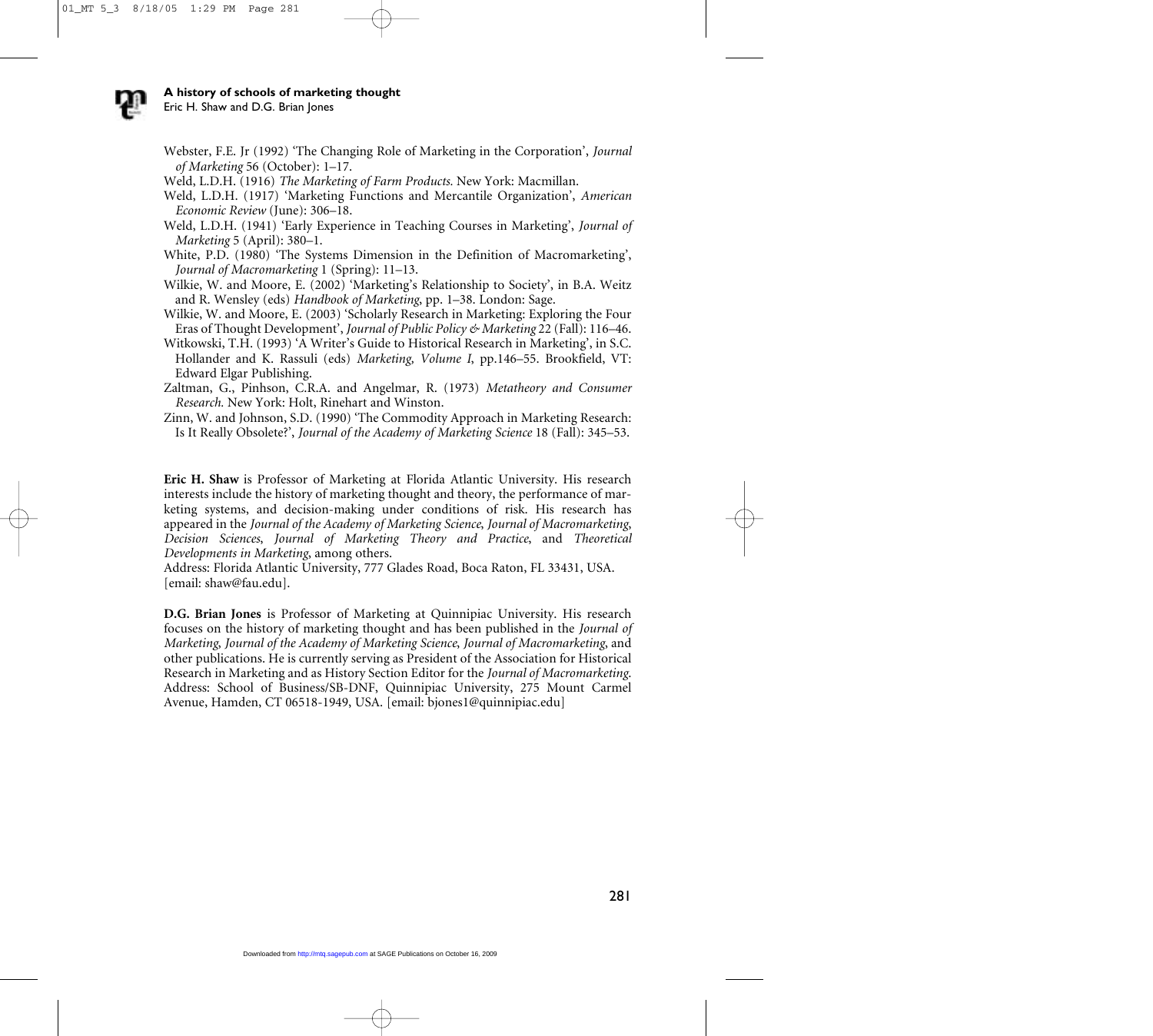Webster, F.E. Jr (1992) 'The Changing Role of Marketing in the Corporation', *Journal of Marketing* 56 (October): 1–17.

Weld, L.D.H. (1916) *The Marketing of Farm Products.* New York: Macmillan.

Weld, L.D.H. (1917) 'Marketing Functions and Mercantile Organization', *American Economic Review* (June): 306–18.

Weld, L.D.H. (1941) 'Early Experience in Teaching Courses in Marketing', *Journal of Marketing* 5 (April): 380–1.

White, P.D. (1980) 'The Systems Dimension in the Definition of Macromarketing', *Journal of Macromarketing* 1 (Spring): 11–13.

Wilkie, W. and Moore, E. (2002) 'Marketing's Relationship to Society', in B.A. Weitz and R. Wensley (eds) *Handbook of Marketing*, pp. 1–38. London: Sage.

Wilkie, W. and Moore, E. (2003) 'Scholarly Research in Marketing: Exploring the Four Eras of Thought Development', *Journal of Public Policy & Marketing* 22 (Fall): 116–46.

Witkowski, T.H. (1993) 'A Writer's Guide to Historical Research in Marketing', in S.C. Hollander and K. Rassuli (eds) *Marketing, Volume I*, pp.146–55. Brookfield, VT: Edward Elgar Publishing.

Zaltman, G., Pinhson, C.R.A. and Angelmar, R. (1973) *Metatheory and Consumer Research.* New York: Holt, Rinehart and Winston.

Zinn, W. and Johnson, S.D. (1990) 'The Commodity Approach in Marketing Research: Is It Really Obsolete?', *Journal of the Academy of Marketing Science* 18 (Fall): 345–53.

**Eric H. Shaw** is Professor of Marketing at Florida Atlantic University. His research interests include the history of marketing thought and theory, the performance of marketing systems, and decision-making under conditions of risk. His research has appeared in the *Journal of the Academy of Marketing Science*, *Journal of Macromarketing*, *Decision Sciences*, *Journal of Marketing Theory and Practice*, and *Theoretical Developments in Marketing*, among others.
Address: Florida Atlantic University, 777 Glades Road, Boca Raton, FL 33431, USA. [email: shaw@fau.edu].

**D.G. Brian Jones** is Professor of Marketing at Quinnipiac University. His research focuses on the history of marketing thought and has been published in the *Journal of Marketing*, *Journal of the Academy of Marketing Science*, *Journal of Macromarketing*, and other publications. He is currently serving as President of the Association for Historical Research in Marketing and as History Section Editor for the *Journal of Macromarketing.*
Address: School of Business/SB-DNF, Quinnipiac University, 275 Mount Carmel Avenue, Hamden, CT 06518-1949, USA. [email: bjones1@quinnipiac.edu]